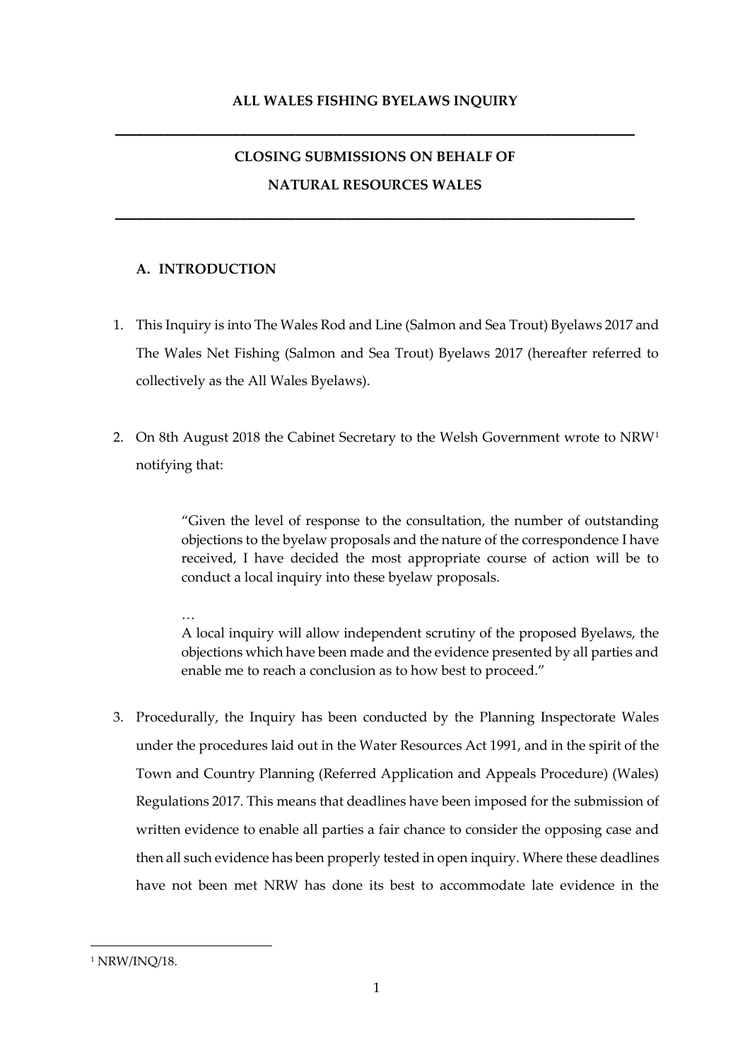**ALL WALES FISHING BYELAWS INQUIRY**

---

**CLOSING SUBMISSIONS ON BEHALF OF**

**NATURAL RESOURCES WALES**

---

## A. INTRODUCTION

1. This Inquiry is into The Wales Rod and Line (Salmon and Sea Trout) Byelaws 2017 and The Wales Net Fishing (Salmon and Sea Trout) Byelaws 2017 (hereafter referred to collectively as the All Wales Byelaws).

2. On 8th August 2018 the Cabinet Secretary to the Welsh Government wrote to NRW[1] notifying that:

   > "Given the level of response to the consultation, the number of outstanding objections to the byelaw proposals and the nature of the correspondence I have received, I have decided the most appropriate course of action will be to conduct a local inquiry into these byelaw proposals.
   >
   > …
   >
   > A local inquiry will allow independent scrutiny of the proposed Byelaws, the objections which have been made and the evidence presented by all parties and enable me to reach a conclusion as to how best to proceed."

3. Procedurally, the Inquiry has been conducted by the Planning Inspectorate Wales under the procedures laid out in the Water Resources Act 1991, and in the spirit of the Town and Country Planning (Referred Application and Appeals Procedure) (Wales) Regulations 2017. This means that deadlines have been imposed for the submission of written evidence to enable all parties a fair chance to consider the opposing case and then all such evidence has been properly tested in open inquiry. Where these deadlines have not been met NRW has done its best to accommodate late evidence in the

---

[1] NRW/INQ/18.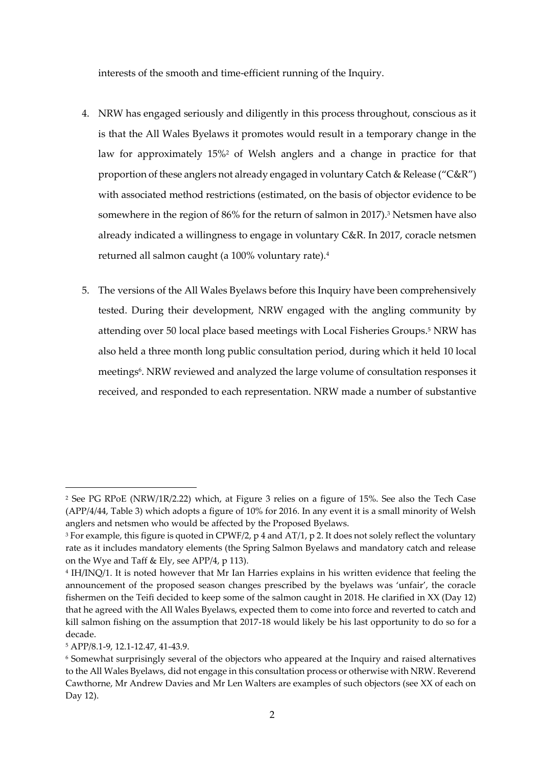interests of the smooth and time-efficient running of the Inquiry.

4. NRW has engaged seriously and diligently in this process throughout, conscious as it is that the All Wales Byelaws it promotes would result in a temporary change in the law for approximately 15%[2] of Welsh anglers and a change in practice for that proportion of these anglers not already engaged in voluntary Catch & Release ("C&R") with associated method restrictions (estimated, on the basis of objector evidence to be somewhere in the region of 86% for the return of salmon in 2017).[3] Netsmen have also already indicated a willingness to engage in voluntary C&R. In 2017, coracle netsmen returned all salmon caught (a 100% voluntary rate).[4]

5. The versions of the All Wales Byelaws before this Inquiry have been comprehensively tested. During their development, NRW engaged with the angling community by attending over 50 local place based meetings with Local Fisheries Groups.[5] NRW has also held a three month long public consultation period, during which it held 10 local meetings[6]. NRW reviewed and analyzed the large volume of consultation responses it received, and responded to each representation. NRW made a number of substantive

---

[2] See PG RPoE (NRW/1R/2.22) which, at Figure 3 relies on a figure of 15%. See also the Tech Case (APP/4/44, Table 3) which adopts a figure of 10% for 2016. In any event it is a small minority of Welsh anglers and netsmen who would be affected by the Proposed Byelaws.

[3] For example, this figure is quoted in CPWF/2, p 4 and AT/1, p 2. It does not solely reflect the voluntary rate as it includes mandatory elements (the Spring Salmon Byelaws and mandatory catch and release on the Wye and Taff & Ely, see APP/4, p 113).

[4] IH/INQ/1. It is noted however that Mr Ian Harries explains in his written evidence that feeling the announcement of the proposed season changes prescribed by the byelaws was 'unfair', the coracle fishermen on the Teifi decided to keep some of the salmon caught in 2018. He clarified in XX (Day 12) that he agreed with the All Wales Byelaws, expected them to come into force and reverted to catch and kill salmon fishing on the assumption that 2017-18 would likely be his last opportunity to do so for a decade.

[5] APP/8.1-9, 12.1-12.47, 41-43.9.

[6] Somewhat surprisingly several of the objectors who appeared at the Inquiry and raised alternatives to the All Wales Byelaws, did not engage in this consultation process or otherwise with NRW. Reverend Cawthorne, Mr Andrew Davies and Mr Len Walters are examples of such objectors (see XX of each on Day 12).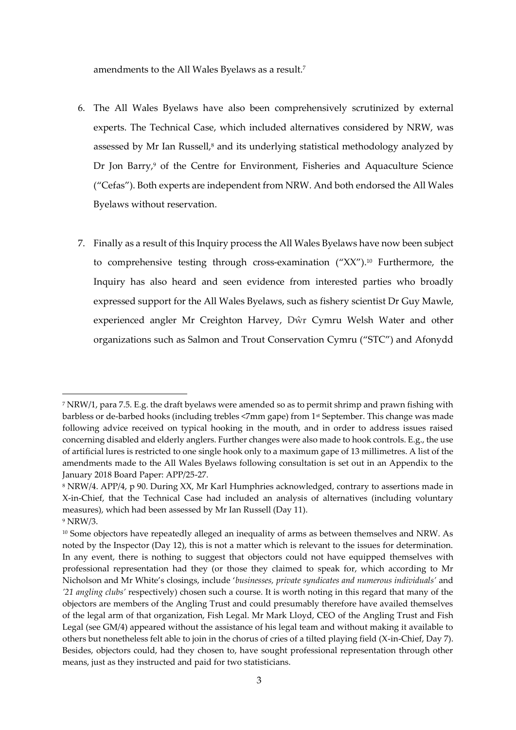amendments to the All Wales Byelaws as a result.[7]

6. The All Wales Byelaws have also been comprehensively scrutinized by external experts. The Technical Case, which included alternatives considered by NRW, was assessed by Mr Ian Russell,[8] and its underlying statistical methodology analyzed by Dr Jon Barry,[9] of the Centre for Environment, Fisheries and Aquaculture Science ("Cefas"). Both experts are independent from NRW. And both endorsed the All Wales Byelaws without reservation.

7. Finally as a result of this Inquiry process the All Wales Byelaws have now been subject to comprehensive testing through cross-examination ("XX").[10] Furthermore, the Inquiry has also heard and seen evidence from interested parties who broadly expressed support for the All Wales Byelaws, such as fishery scientist Dr Guy Mawle, experienced angler Mr Creighton Harvey, Dŵr Cymru Welsh Water and other organizations such as Salmon and Trout Conservation Cymru ("STC") and Afonydd

---

[7] NRW/1, para 7.5. E.g. the draft byelaws were amended so as to permit shrimp and prawn fishing with barbless or de-barbed hooks (including trebles <7mm gape) from 1st September. This change was made following advice received on typical hooking in the mouth, and in order to address issues raised concerning disabled and elderly anglers. Further changes were also made to hook controls. E.g., the use of artificial lures is restricted to one single hook only to a maximum gape of 13 millimetres. A list of the amendments made to the All Wales Byelaws following consultation is set out in an Appendix to the January 2018 Board Paper: APP/25-27.

[8] NRW/4. APP/4, p 90. During XX, Mr Karl Humphries acknowledged, contrary to assertions made in X-in-Chief, that the Technical Case had included an analysis of alternatives (including voluntary measures), which had been assessed by Mr Ian Russell (Day 11).

[9] NRW/3.

[10] Some objectors have repeatedly alleged an inequality of arms as between themselves and NRW. As noted by the Inspector (Day 12), this is not a matter which is relevant to the issues for determination. In any event, there is nothing to suggest that objectors could not have equipped themselves with professional representation had they (or those they claimed to speak for, which according to Mr Nicholson and Mr White's closings, include '*businesses, private syndicates and numerous individuals*' and *'21 angling clubs'* respectively) chosen such a course. It is worth noting in this regard that many of the objectors are members of the Angling Trust and could presumably therefore have availed themselves of the legal arm of that organization, Fish Legal. Mr Mark Lloyd, CEO of the Angling Trust and Fish Legal (see GM/4) appeared without the assistance of his legal team and without making it available to others but nonetheless felt able to join in the chorus of cries of a tilted playing field (X-in-Chief, Day 7). Besides, objectors could, had they chosen to, have sought professional representation through other means, just as they instructed and paid for two statisticians.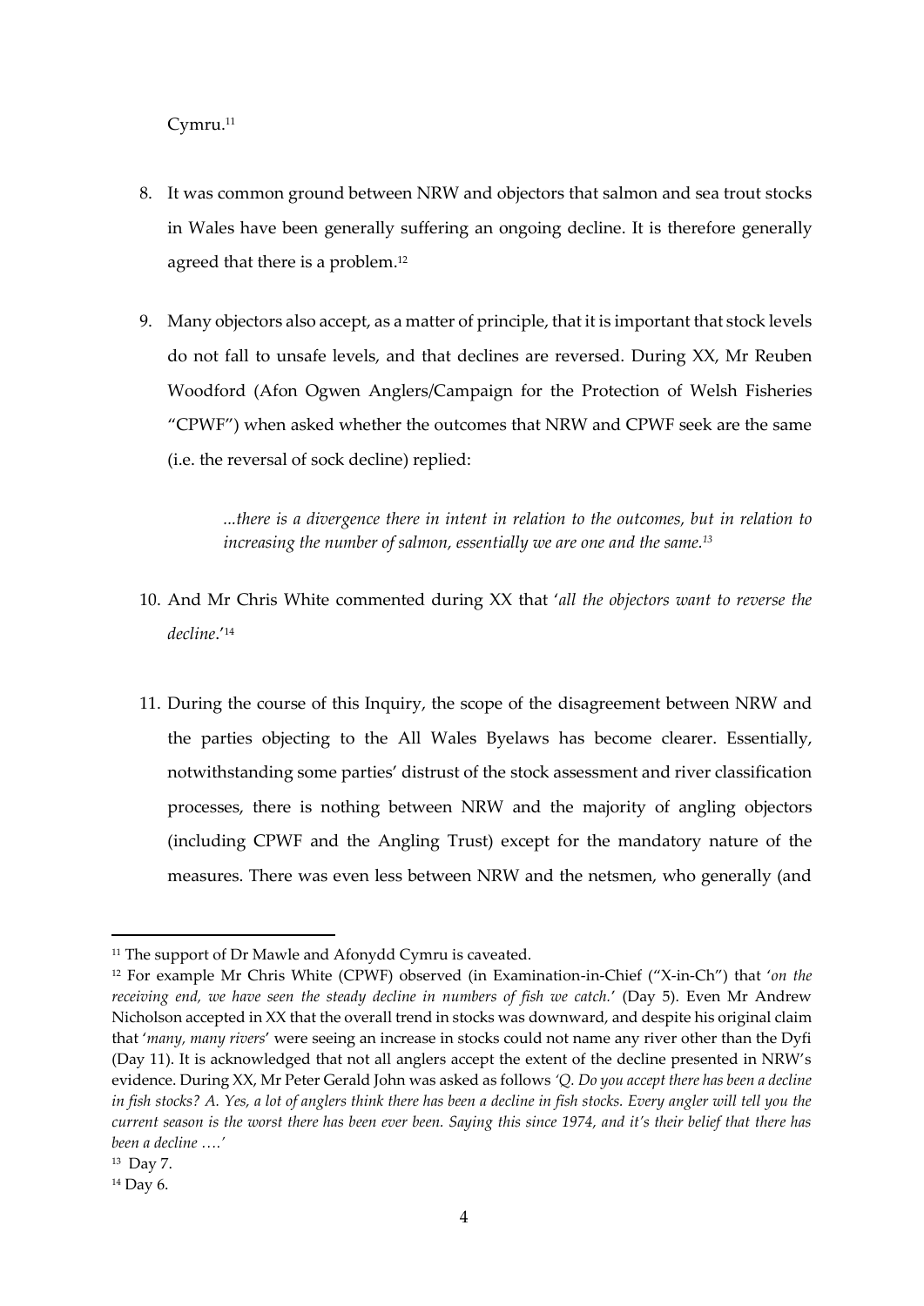Cymru.[11]

8. It was common ground between NRW and objectors that salmon and sea trout stocks in Wales have been generally suffering an ongoing decline. It is therefore generally agreed that there is a problem.[12]

9. Many objectors also accept, as a matter of principle, that it is important that stock levels do not fall to unsafe levels, and that declines are reversed. During XX, Mr Reuben Woodford (Afon Ogwen Anglers/Campaign for the Protection of Welsh Fisheries "CPWF") when asked whether the outcomes that NRW and CPWF seek are the same (i.e. the reversal of sock decline) replied:

   > *...there is a divergence there in intent in relation to the outcomes, but in relation to increasing the number of salmon, essentially we are one and the same.*[13]

10. And Mr Chris White commented during XX that '*all the objectors want to reverse the decline*.'[14]

11. During the course of this Inquiry, the scope of the disagreement between NRW and the parties objecting to the All Wales Byelaws has become clearer. Essentially, notwithstanding some parties' distrust of the stock assessment and river classification processes, there is nothing between NRW and the majority of angling objectors (including CPWF and the Angling Trust) except for the mandatory nature of the measures. There was even less between NRW and the netsmen, who generally (and

---

[11] The support of Dr Mawle and Afonydd Cymru is caveated.

[12] For example Mr Chris White (CPWF) observed (in Examination-in-Chief ("X-in-Ch") that '*on the receiving end, we have seen the steady decline in numbers of fish we catch.*' (Day 5). Even Mr Andrew Nicholson accepted in XX that the overall trend in stocks was downward, and despite his original claim that '*many, many rivers*' were seeing an increase in stocks could not name any river other than the Dyfi (Day 11). It is acknowledged that not all anglers accept the extent of the decline presented in NRW's evidence. During XX, Mr Peter Gerald John was asked as follows *'Q. Do you accept there has been a decline in fish stocks? A. Yes, a lot of anglers think there has been a decline in fish stocks. Every angler will tell you the current season is the worst there has been ever been. Saying this since 1974, and it's their belief that there has been a decline ….'*

[13] Day 7.

[14] Day 6.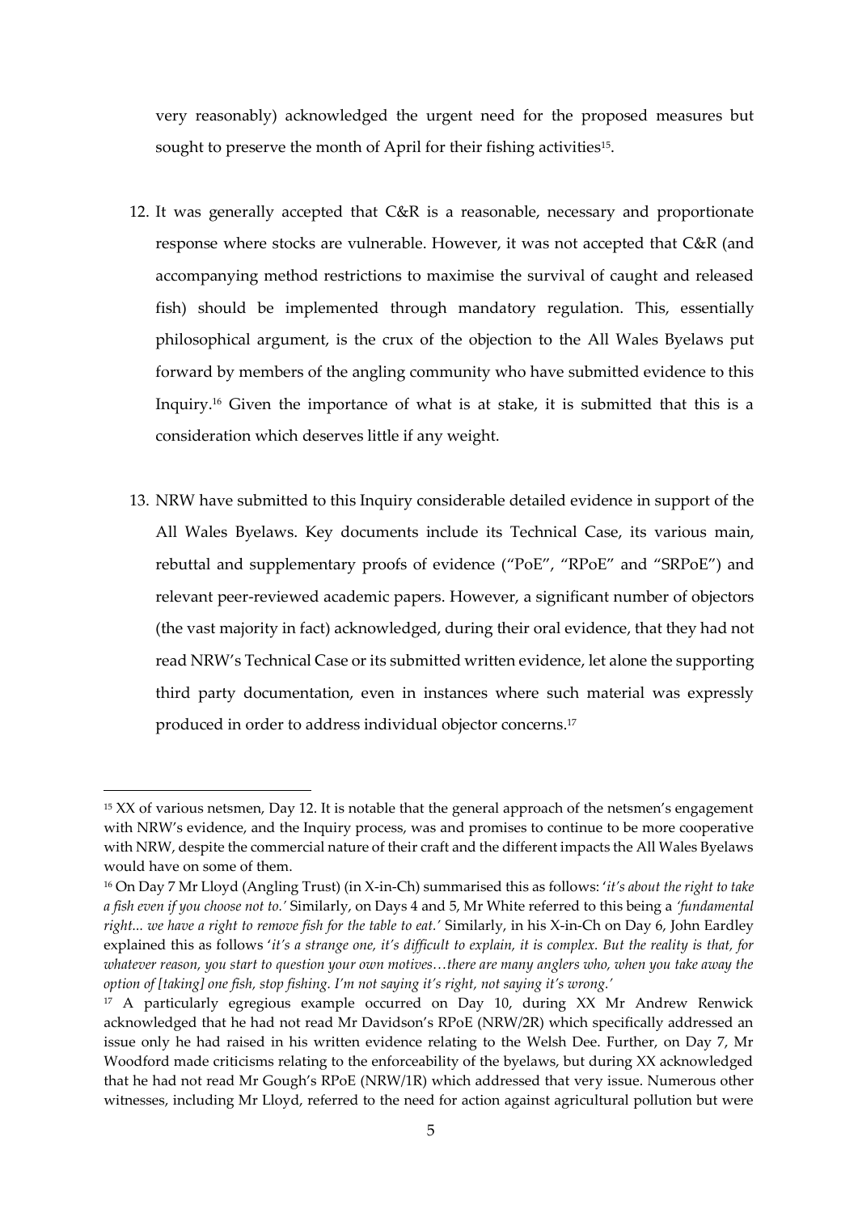very reasonably) acknowledged the urgent need for the proposed measures but sought to preserve the month of April for their fishing activities[15].

12. It was generally accepted that C&R is a reasonable, necessary and proportionate response where stocks are vulnerable. However, it was not accepted that C&R (and accompanying method restrictions to maximise the survival of caught and released fish) should be implemented through mandatory regulation. This, essentially philosophical argument, is the crux of the objection to the All Wales Byelaws put forward by members of the angling community who have submitted evidence to this Inquiry.[16] Given the importance of what is at stake, it is submitted that this is a consideration which deserves little if any weight.

13. NRW have submitted to this Inquiry considerable detailed evidence in support of the All Wales Byelaws. Key documents include its Technical Case, its various main, rebuttal and supplementary proofs of evidence ("PoE", "RPoE" and "SRPoE") and relevant peer-reviewed academic papers. However, a significant number of objectors (the vast majority in fact) acknowledged, during their oral evidence, that they had not read NRW's Technical Case or its submitted written evidence, let alone the supporting third party documentation, even in instances where such material was expressly produced in order to address individual objector concerns.[17]

---

[15] XX of various netsmen, Day 12. It is notable that the general approach of the netsmen's engagement with NRW's evidence, and the Inquiry process, was and promises to continue to be more cooperative with NRW, despite the commercial nature of their craft and the different impacts the All Wales Byelaws would have on some of them.

[16] On Day 7 Mr Lloyd (Angling Trust) (in X-in-Ch) summarised this as follows: '*it's about the right to take a fish even if you choose not to.*' Similarly, on Days 4 and 5, Mr White referred to this being a *'fundamental right... we have a right to remove fish for the table to eat.'* Similarly, in his X-in-Ch on Day 6, John Eardley explained this as follows '*it's a strange one, it's difficult to explain, it is complex. But the reality is that, for whatever reason, you start to question your own motives…there are many anglers who, when you take away the option of [taking] one fish, stop fishing. I'm not saying it's right, not saying it's wrong.'*

[17] A particularly egregious example occurred on Day 10, during XX Mr Andrew Renwick acknowledged that he had not read Mr Davidson's RPoE (NRW/2R) which specifically addressed an issue only he had raised in his written evidence relating to the Welsh Dee. Further, on Day 7, Mr Woodford made criticisms relating to the enforceability of the byelaws, but during XX acknowledged that he had not read Mr Gough's RPoE (NRW/1R) which addressed that very issue. Numerous other witnesses, including Mr Lloyd, referred to the need for action against agricultural pollution but were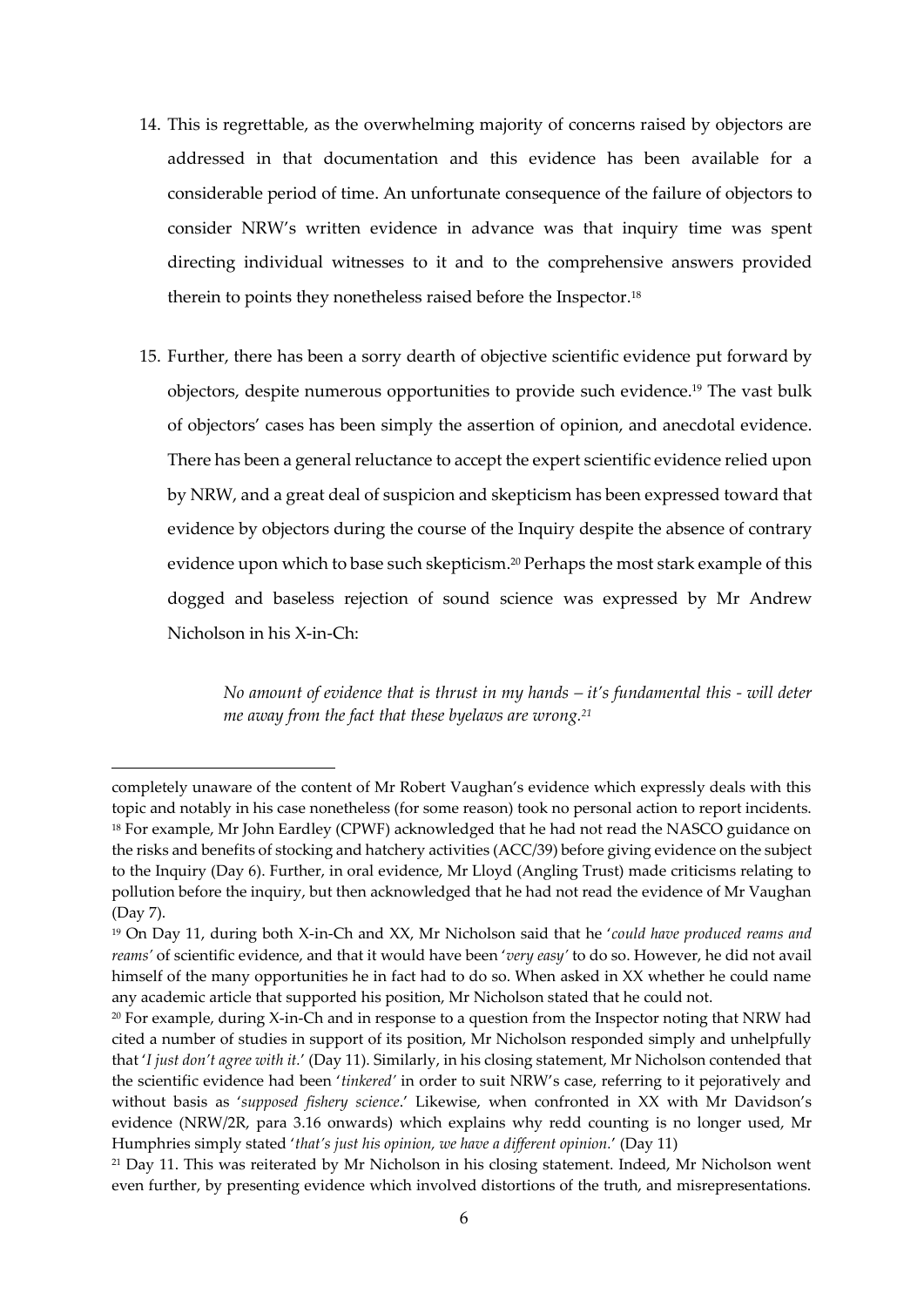14. This is regrettable, as the overwhelming majority of concerns raised by objectors are addressed in that documentation and this evidence has been available for a considerable period of time. An unfortunate consequence of the failure of objectors to consider NRW's written evidence in advance was that inquiry time was spent directing individual witnesses to it and to the comprehensive answers provided therein to points they nonetheless raised before the Inspector.[18]

15. Further, there has been a sorry dearth of objective scientific evidence put forward by objectors, despite numerous opportunities to provide such evidence.[19] The vast bulk of objectors' cases has been simply the assertion of opinion, and anecdotal evidence. There has been a general reluctance to accept the expert scientific evidence relied upon by NRW, and a great deal of suspicion and skepticism has been expressed toward that evidence by objectors during the course of the Inquiry despite the absence of contrary evidence upon which to base such skepticism.[20] Perhaps the most stark example of this dogged and baseless rejection of sound science was expressed by Mr Andrew Nicholson in his X-in-Ch:

> *No amount of evidence that is thrust in my hands – it's fundamental this - will deter me away from the fact that these byelaws are wrong.*[21]

---

completely unaware of the content of Mr Robert Vaughan's evidence which expressly deals with this topic and notably in his case nonetheless (for some reason) took no personal action to report incidents.

[18] For example, Mr John Eardley (CPWF) acknowledged that he had not read the NASCO guidance on the risks and benefits of stocking and hatchery activities (ACC/39) before giving evidence on the subject to the Inquiry (Day 6). Further, in oral evidence, Mr Lloyd (Angling Trust) made criticisms relating to pollution before the inquiry, but then acknowledged that he had not read the evidence of Mr Vaughan (Day 7).

[19] On Day 11, during both X-in-Ch and XX, Mr Nicholson said that he '*could have produced reams and reams*' of scientific evidence, and that it would have been '*very easy*' to do so. However, he did not avail himself of the many opportunities he in fact had to do so. When asked in XX whether he could name any academic article that supported his position, Mr Nicholson stated that he could not.

[20] For example, during X-in-Ch and in response to a question from the Inspector noting that NRW had cited a number of studies in support of its position, Mr Nicholson responded simply and unhelpfully that '*I just don't agree with it.*' (Day 11). Similarly, in his closing statement, Mr Nicholson contended that the scientific evidence had been '*tinkered*' in order to suit NRW's case, referring to it pejoratively and without basis as '*supposed fishery science*.' Likewise, when confronted in XX with Mr Davidson's evidence (NRW/2R, para 3.16 onwards) which explains why redd counting is no longer used, Mr Humphries simply stated '*that's just his opinion, we have a different opinion.*' (Day 11)

[21] Day 11. This was reiterated by Mr Nicholson in his closing statement. Indeed, Mr Nicholson went even further, by presenting evidence which involved distortions of the truth, and misrepresentations.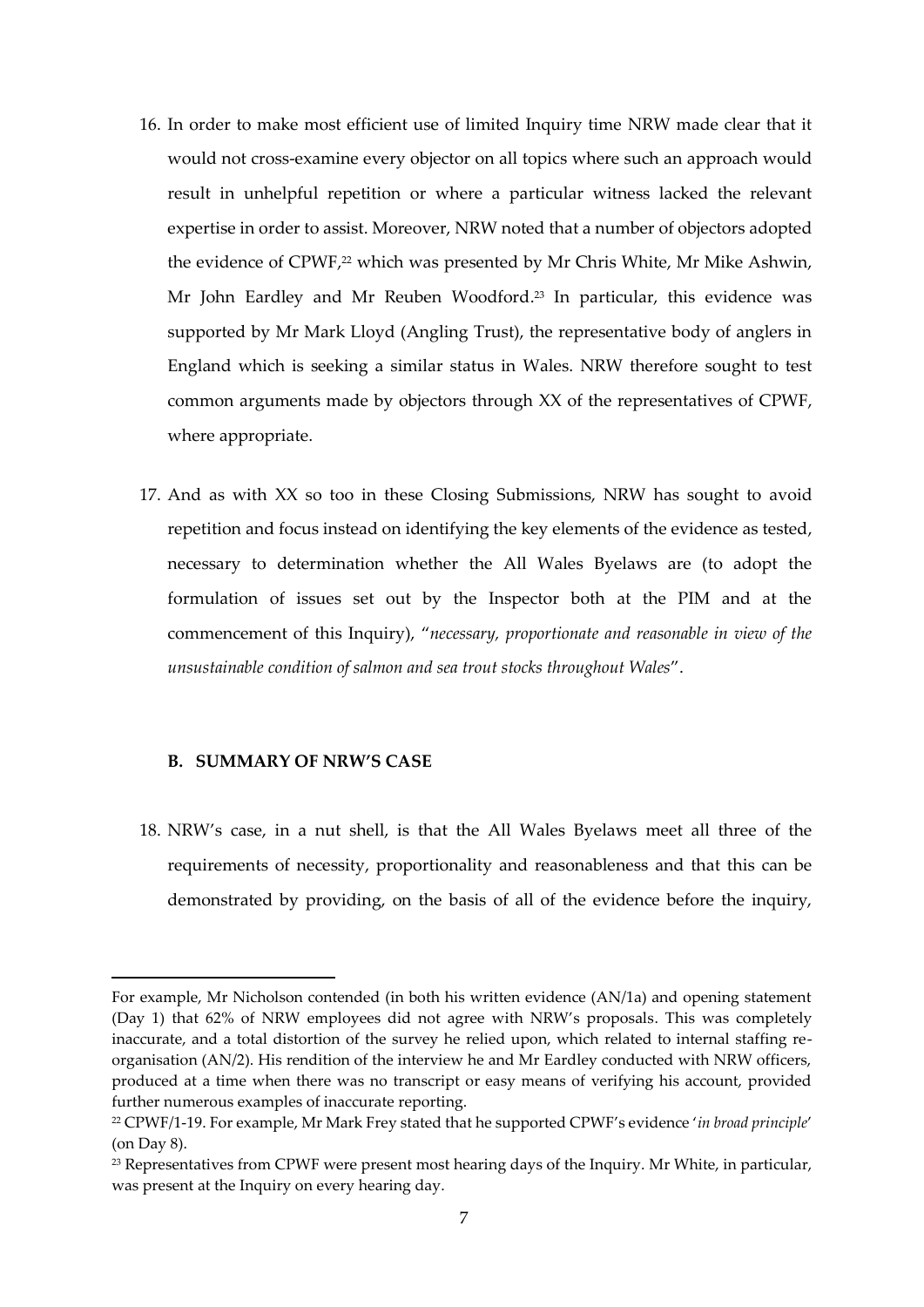16. In order to make most efficient use of limited Inquiry time NRW made clear that it would not cross-examine every objector on all topics where such an approach would result in unhelpful repetition or where a particular witness lacked the relevant expertise in order to assist. Moreover, NRW noted that a number of objectors adopted the evidence of CPWF,[22] which was presented by Mr Chris White, Mr Mike Ashwin, Mr John Eardley and Mr Reuben Woodford.[23] In particular, this evidence was supported by Mr Mark Lloyd (Angling Trust), the representative body of anglers in England which is seeking a similar status in Wales. NRW therefore sought to test common arguments made by objectors through XX of the representatives of CPWF, where appropriate.

17. And as with XX so too in these Closing Submissions, NRW has sought to avoid repetition and focus instead on identifying the key elements of the evidence as tested, necessary to determination whether the All Wales Byelaws are (to adopt the formulation of issues set out by the Inspector both at the PIM and at the commencement of this Inquiry), "*necessary, proportionate and reasonable in view of the unsustainable condition of salmon and sea trout stocks throughout Wales*".

## B. SUMMARY OF NRW'S CASE

18. NRW's case, in a nut shell, is that the All Wales Byelaws meet all three of the requirements of necessity, proportionality and reasonableness and that this can be demonstrated by providing, on the basis of all of the evidence before the inquiry,

---

For example, Mr Nicholson contended (in both his written evidence (AN/1a) and opening statement (Day 1) that 62% of NRW employees did not agree with NRW's proposals. This was completely inaccurate, and a total distortion of the survey he relied upon, which related to internal staffing re-organisation (AN/2). His rendition of the interview he and Mr Eardley conducted with NRW officers, produced at a time when there was no transcript or easy means of verifying his account, provided further numerous examples of inaccurate reporting.

[22] CPWF/1-19. For example, Mr Mark Frey stated that he supported CPWF's evidence '*in broad principle*' (on Day 8).

[23] Representatives from CPWF were present most hearing days of the Inquiry. Mr White, in particular, was present at the Inquiry on every hearing day.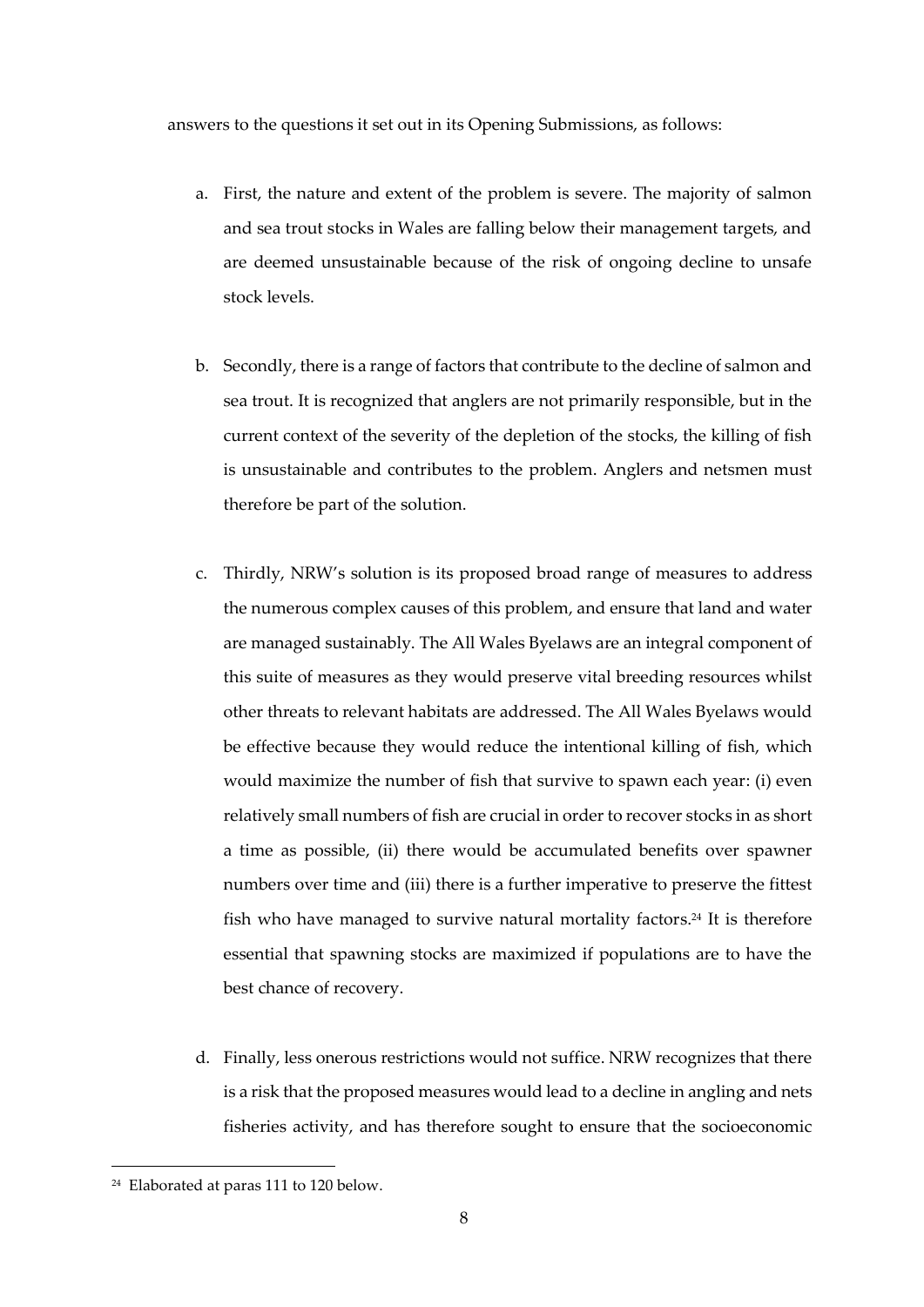answers to the questions it set out in its Opening Submissions, as follows:

a. First, the nature and extent of the problem is severe. The majority of salmon and sea trout stocks in Wales are falling below their management targets, and are deemed unsustainable because of the risk of ongoing decline to unsafe stock levels.

b. Secondly, there is a range of factors that contribute to the decline of salmon and sea trout. It is recognized that anglers are not primarily responsible, but in the current context of the severity of the depletion of the stocks, the killing of fish is unsustainable and contributes to the problem. Anglers and netsmen must therefore be part of the solution.

c. Thirdly, NRW's solution is its proposed broad range of measures to address the numerous complex causes of this problem, and ensure that land and water are managed sustainably. The All Wales Byelaws are an integral component of this suite of measures as they would preserve vital breeding resources whilst other threats to relevant habitats are addressed. The All Wales Byelaws would be effective because they would reduce the intentional killing of fish, which would maximize the number of fish that survive to spawn each year: (i) even relatively small numbers of fish are crucial in order to recover stocks in as short a time as possible, (ii) there would be accumulated benefits over spawner numbers over time and (iii) there is a further imperative to preserve the fittest fish who have managed to survive natural mortality factors.[24] It is therefore essential that spawning stocks are maximized if populations are to have the best chance of recovery.

d. Finally, less onerous restrictions would not suffice. NRW recognizes that there is a risk that the proposed measures would lead to a decline in angling and nets fisheries activity, and has therefore sought to ensure that the socioeconomic

[24] Elaborated at paras 111 to 120 below.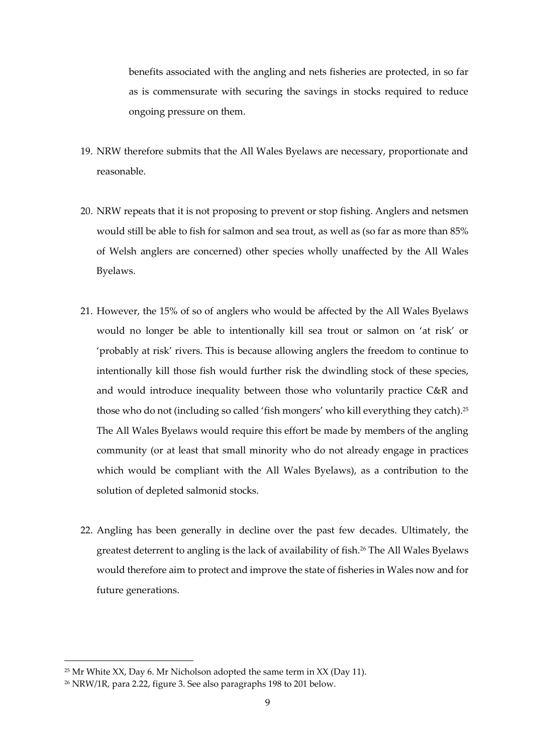benefits associated with the angling and nets fisheries are protected, in so far as is commensurate with securing the savings in stocks required to reduce ongoing pressure on them.

19. NRW therefore submits that the All Wales Byelaws are necessary, proportionate and reasonable.

20. NRW repeats that it is not proposing to prevent or stop fishing. Anglers and netsmen would still be able to fish for salmon and sea trout, as well as (so far as more than 85% of Welsh anglers are concerned) other species wholly unaffected by the All Wales Byelaws.

21. However, the 15% of so of anglers who would be affected by the All Wales Byelaws would no longer be able to intentionally kill sea trout or salmon on 'at risk' or 'probably at risk' rivers. This is because allowing anglers the freedom to continue to intentionally kill those fish would further risk the dwindling stock of these species, and would introduce inequality between those who voluntarily practice C&R and those who do not (including so called 'fish mongers' who kill everything they catch).[25] The All Wales Byelaws would require this effort be made by members of the angling community (or at least that small minority who do not already engage in practices which would be compliant with the All Wales Byelaws), as a contribution to the solution of depleted salmonid stocks.

22. Angling has been generally in decline over the past few decades. Ultimately, the greatest deterrent to angling is the lack of availability of fish.[26] The All Wales Byelaws would therefore aim to protect and improve the state of fisheries in Wales now and for future generations.

---

[25] Mr White XX, Day 6. Mr Nicholson adopted the same term in XX (Day 11).

[26] NRW/1R, para 2.22, figure 3. See also paragraphs 198 to 201 below.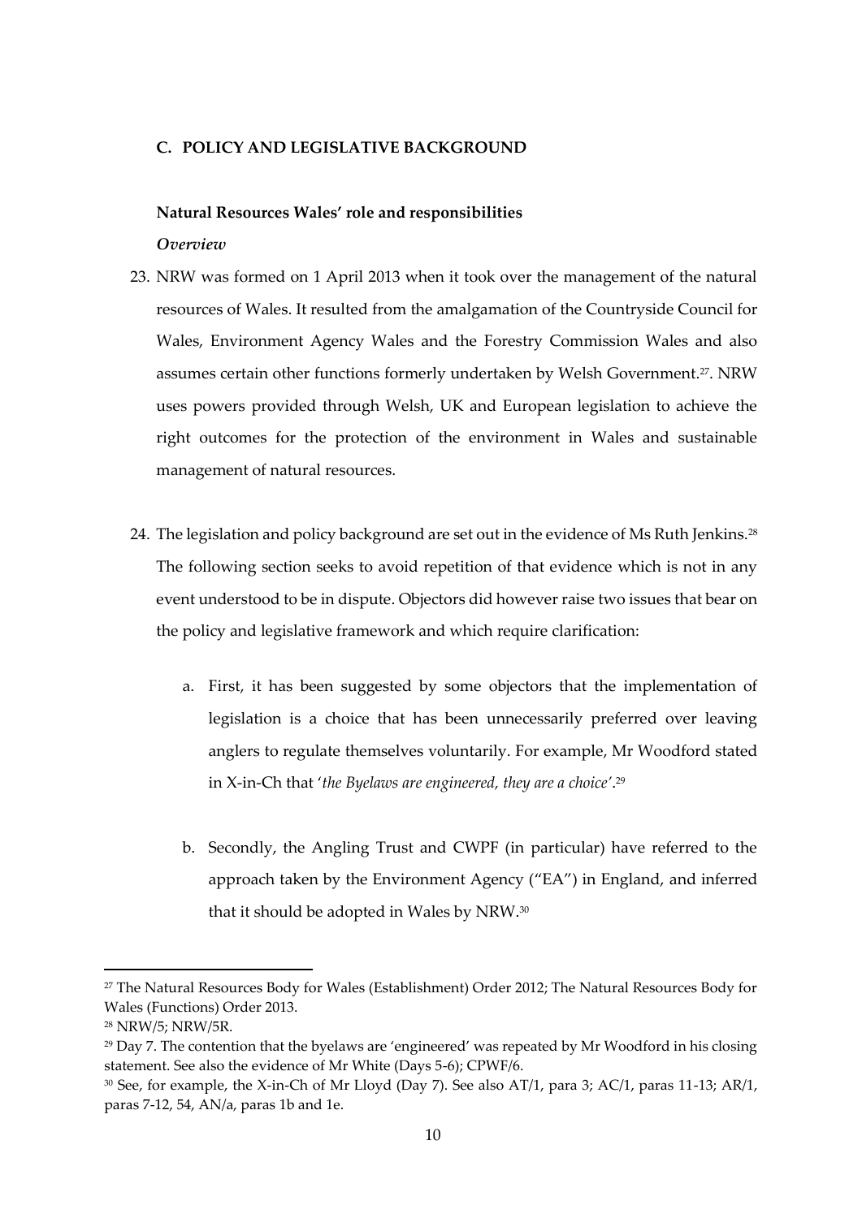## C. POLICY AND LEGISLATIVE BACKGROUND

### Natural Resources Wales' role and responsibilities

*Overview*

23. NRW was formed on 1 April 2013 when it took over the management of the natural resources of Wales. It resulted from the amalgamation of the Countryside Council for Wales, Environment Agency Wales and the Forestry Commission Wales and also assumes certain other functions formerly undertaken by Welsh Government.[27]. NRW uses powers provided through Welsh, UK and European legislation to achieve the right outcomes for the protection of the environment in Wales and sustainable management of natural resources.

24. The legislation and policy background are set out in the evidence of Ms Ruth Jenkins.[28] The following section seeks to avoid repetition of that evidence which is not in any event understood to be in dispute. Objectors did however raise two issues that bear on the policy and legislative framework and which require clarification:

    a. First, it has been suggested by some objectors that the implementation of legislation is a choice that has been unnecessarily preferred over leaving anglers to regulate themselves voluntarily. For example, Mr Woodford stated in X-in-Ch that '*the Byelaws are engineered, they are a choice*'.[29]

    b. Secondly, the Angling Trust and CWPF (in particular) have referred to the approach taken by the Environment Agency ("EA") in England, and inferred that it should be adopted in Wales by NRW.[30]

---

[27] The Natural Resources Body for Wales (Establishment) Order 2012; The Natural Resources Body for Wales (Functions) Order 2013.

[28] NRW/5; NRW/5R.

[29] Day 7. The contention that the byelaws are 'engineered' was repeated by Mr Woodford in his closing statement. See also the evidence of Mr White (Days 5-6); CPWF/6.

[30] See, for example, the X-in-Ch of Mr Lloyd (Day 7). See also AT/1, para 3; AC/1, paras 11-13; AR/1, paras 7-12, 54, AN/a, paras 1b and 1e.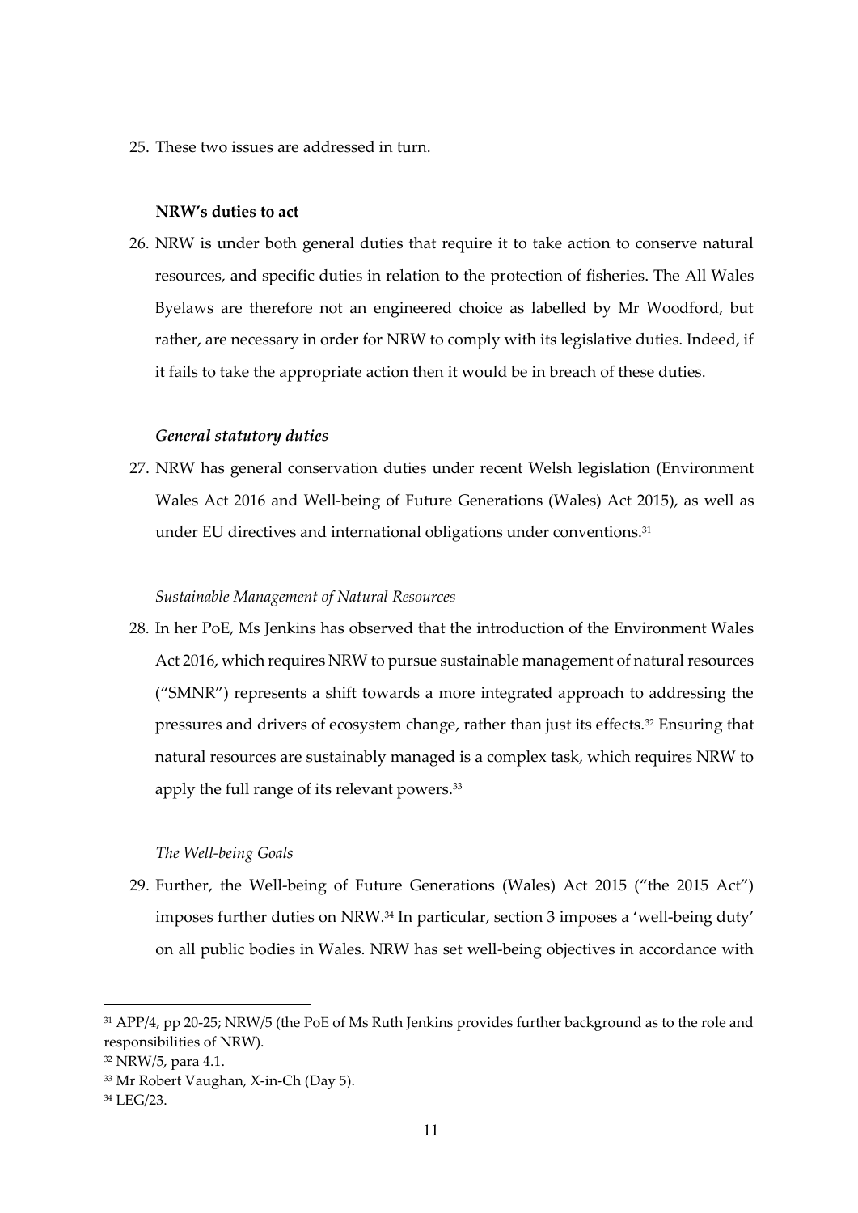25. These two issues are addressed in turn.

**NRW's duties to act**

26. NRW is under both general duties that require it to take action to conserve natural resources, and specific duties in relation to the protection of fisheries. The All Wales Byelaws are therefore not an engineered choice as labelled by Mr Woodford, but rather, are necessary in order for NRW to comply with its legislative duties. Indeed, if it fails to take the appropriate action then it would be in breach of these duties.

***General statutory duties***

27. NRW has general conservation duties under recent Welsh legislation (Environment Wales Act 2016 and Well-being of Future Generations (Wales) Act 2015), as well as under EU directives and international obligations under conventions.[31]

*Sustainable Management of Natural Resources*

28. In her PoE, Ms Jenkins has observed that the introduction of the Environment Wales Act 2016, which requires NRW to pursue sustainable management of natural resources ("SMNR") represents a shift towards a more integrated approach to addressing the pressures and drivers of ecosystem change, rather than just its effects.[32] Ensuring that natural resources are sustainably managed is a complex task, which requires NRW to apply the full range of its relevant powers.[33]

*The Well-being Goals*

29. Further, the Well-being of Future Generations (Wales) Act 2015 ("the 2015 Act") imposes further duties on NRW.[34] In particular, section 3 imposes a 'well-being duty' on all public bodies in Wales. NRW has set well-being objectives in accordance with

---

[31] APP/4, pp 20-25; NRW/5 (the PoE of Ms Ruth Jenkins provides further background as to the role and responsibilities of NRW).

[32] NRW/5, para 4.1.

[33] Mr Robert Vaughan, X-in-Ch (Day 5).

[34] LEG/23.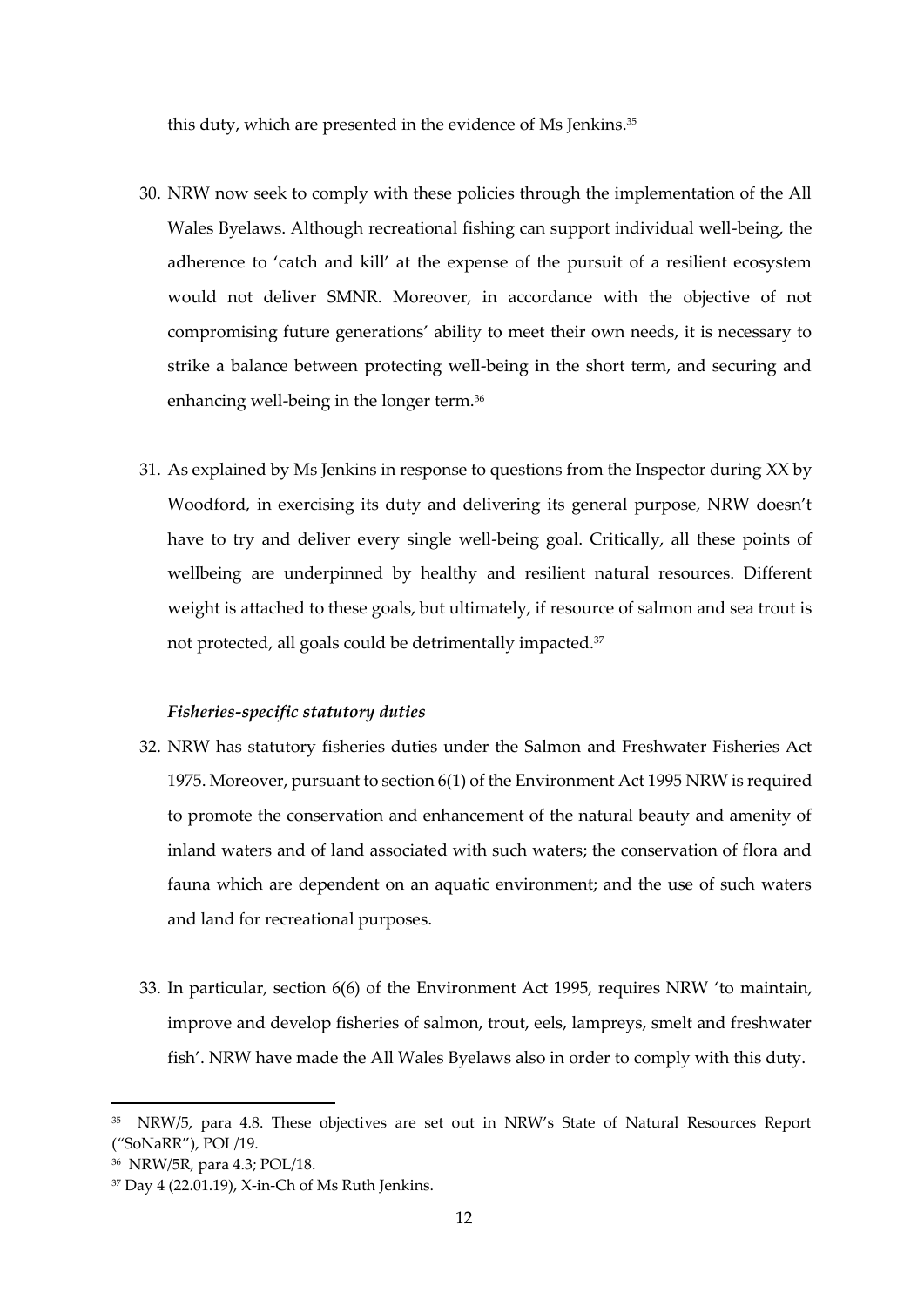this duty, which are presented in the evidence of Ms Jenkins.[35]

30. NRW now seek to comply with these policies through the implementation of the All Wales Byelaws. Although recreational fishing can support individual well-being, the adherence to 'catch and kill' at the expense of the pursuit of a resilient ecosystem would not deliver SMNR. Moreover, in accordance with the objective of not compromising future generations' ability to meet their own needs, it is necessary to strike a balance between protecting well-being in the short term, and securing and enhancing well-being in the longer term.[36]

31. As explained by Ms Jenkins in response to questions from the Inspector during XX by Woodford, in exercising its duty and delivering its general purpose, NRW doesn't have to try and deliver every single well-being goal. Critically, all these points of wellbeing are underpinned by healthy and resilient natural resources. Different weight is attached to these goals, but ultimately, if resource of salmon and sea trout is not protected, all goals could be detrimentally impacted.[37]

***Fisheries-specific statutory duties***

32. NRW has statutory fisheries duties under the Salmon and Freshwater Fisheries Act 1975. Moreover, pursuant to section 6(1) of the Environment Act 1995 NRW is required to promote the conservation and enhancement of the natural beauty and amenity of inland waters and of land associated with such waters; the conservation of flora and fauna which are dependent on an aquatic environment; and the use of such waters and land for recreational purposes.

33. In particular, section 6(6) of the Environment Act 1995, requires NRW 'to maintain, improve and develop fisheries of salmon, trout, eels, lampreys, smelt and freshwater fish'. NRW have made the All Wales Byelaws also in order to comply with this duty.

---

[35] NRW/5, para 4.8. These objectives are set out in NRW's State of Natural Resources Report ("SoNaRR"), POL/19.

[36] NRW/5R, para 4.3; POL/18.

[37] Day 4 (22.01.19), X-in-Ch of Ms Ruth Jenkins.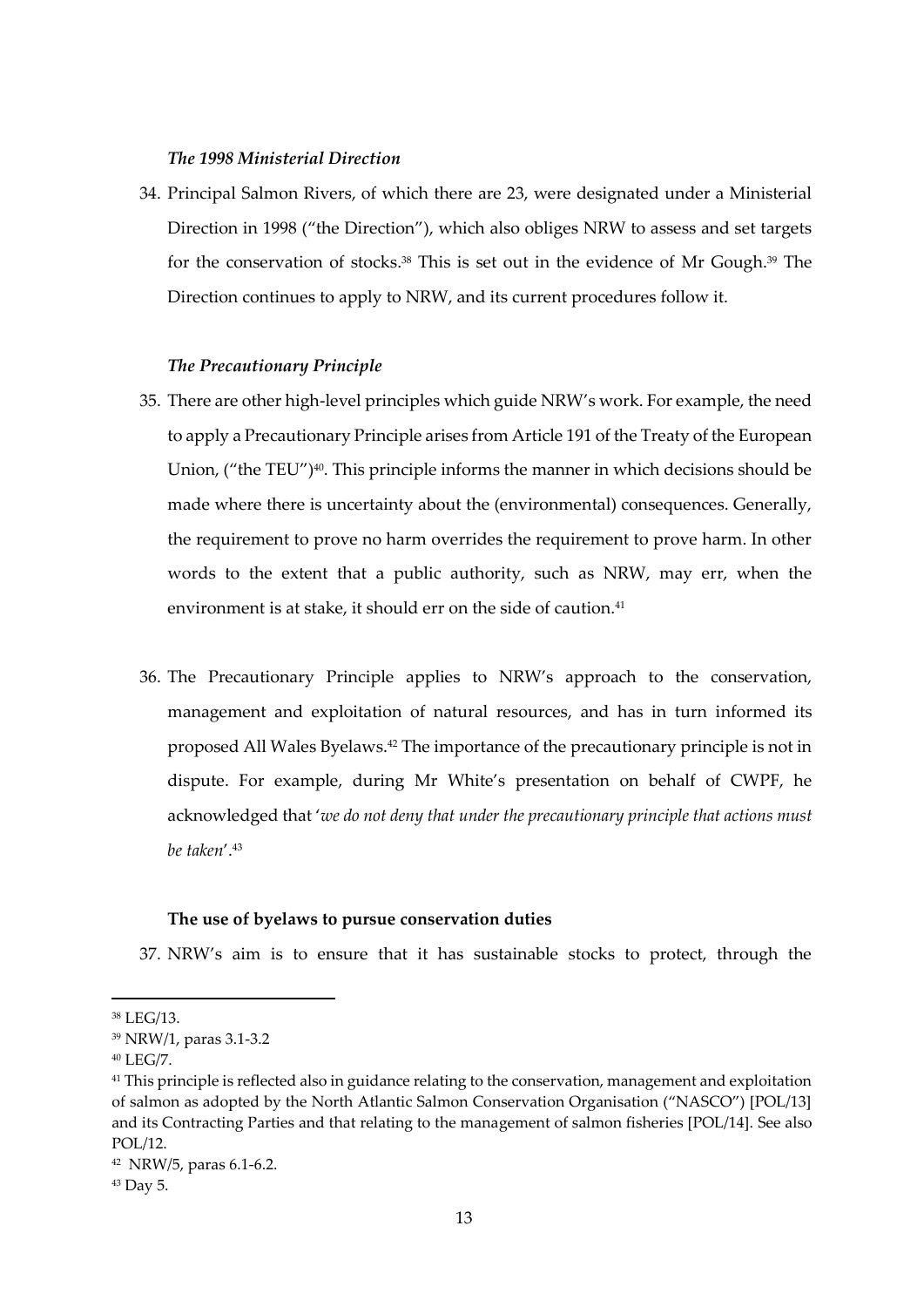### *The 1998 Ministerial Direction*

34. Principal Salmon Rivers, of which there are 23, were designated under a Ministerial Direction in 1998 ("the Direction"), which also obliges NRW to assess and set targets for the conservation of stocks.[38] This is set out in the evidence of Mr Gough.[39] The Direction continues to apply to NRW, and its current procedures follow it.

### *The Precautionary Principle*

35. There are other high-level principles which guide NRW's work. For example, the need to apply a Precautionary Principle arises from Article 191 of the Treaty of the European Union, ("the TEU")[40]. This principle informs the manner in which decisions should be made where there is uncertainty about the (environmental) consequences. Generally, the requirement to prove no harm overrides the requirement to prove harm. In other words to the extent that a public authority, such as NRW, may err, when the environment is at stake, it should err on the side of caution.[41]

36. The Precautionary Principle applies to NRW's approach to the conservation, management and exploitation of natural resources, and has in turn informed its proposed All Wales Byelaws.[42] The importance of the precautionary principle is not in dispute. For example, during Mr White's presentation on behalf of CWPF, he acknowledged that '*we do not deny that under the precautionary principle that actions must be taken*'.[43]

### **The use of byelaws to pursue conservation duties**

37. NRW's aim is to ensure that it has sustainable stocks to protect, through the

---

[38] LEG/13.

[39] NRW/1, paras 3.1-3.2

[40] LEG/7.

[41] This principle is reflected also in guidance relating to the conservation, management and exploitation of salmon as adopted by the North Atlantic Salmon Conservation Organisation ("NASCO") [POL/13] and its Contracting Parties and that relating to the management of salmon fisheries [POL/14]. See also POL/12.

[42] NRW/5, paras 6.1-6.2.

[43] Day 5.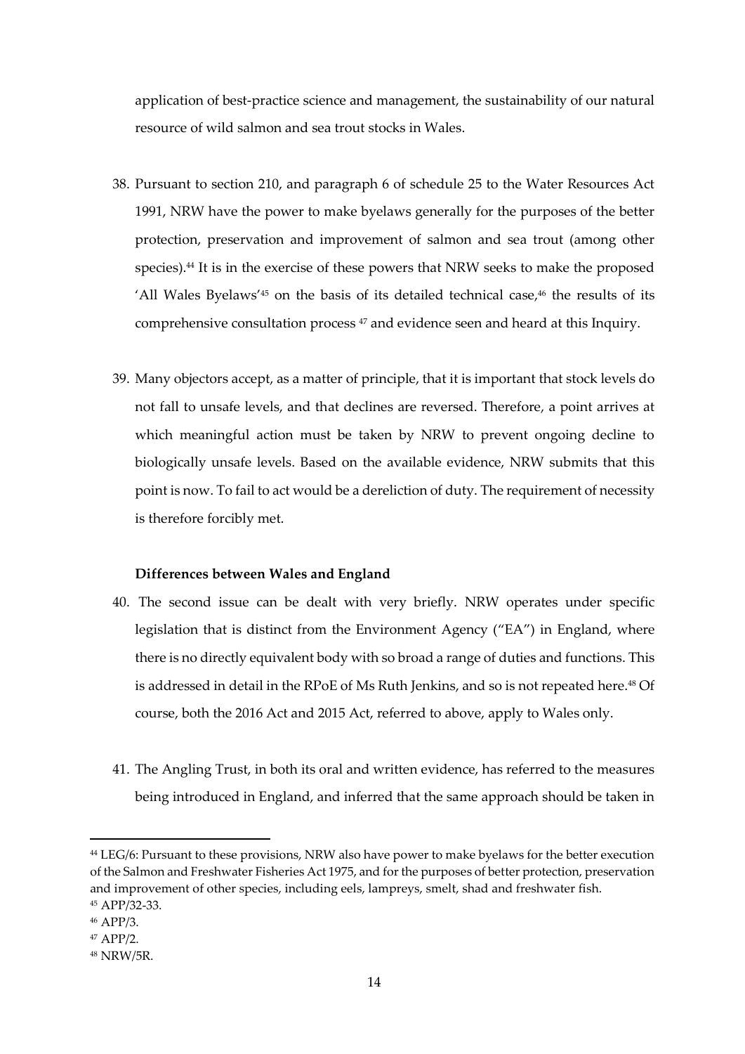application of best-practice science and management, the sustainability of our natural resource of wild salmon and sea trout stocks in Wales.

38. Pursuant to section 210, and paragraph 6 of schedule 25 to the Water Resources Act 1991, NRW have the power to make byelaws generally for the purposes of the better protection, preservation and improvement of salmon and sea trout (among other species).[44] It is in the exercise of these powers that NRW seeks to make the proposed 'All Wales Byelaws'[45] on the basis of its detailed technical case,[46] the results of its comprehensive consultation process [47] and evidence seen and heard at this Inquiry.

39. Many objectors accept, as a matter of principle, that it is important that stock levels do not fall to unsafe levels, and that declines are reversed. Therefore, a point arrives at which meaningful action must be taken by NRW to prevent ongoing decline to biologically unsafe levels. Based on the available evidence, NRW submits that this point is now. To fail to act would be a dereliction of duty. The requirement of necessity is therefore forcibly met.

**Differences between Wales and England**

40. The second issue can be dealt with very briefly. NRW operates under specific legislation that is distinct from the Environment Agency ("EA") in England, where there is no directly equivalent body with so broad a range of duties and functions. This is addressed in detail in the RPoE of Ms Ruth Jenkins, and so is not repeated here.[48] Of course, both the 2016 Act and 2015 Act, referred to above, apply to Wales only.

41. The Angling Trust, in both its oral and written evidence, has referred to the measures being introduced in England, and inferred that the same approach should be taken in

---

[44] LEG/6: Pursuant to these provisions, NRW also have power to make byelaws for the better execution of the Salmon and Freshwater Fisheries Act 1975, and for the purposes of better protection, preservation and improvement of other species, including eels, lampreys, smelt, shad and freshwater fish.

[45] APP/32-33.

[46] APP/3.

[47] APP/2.

[48] NRW/5R.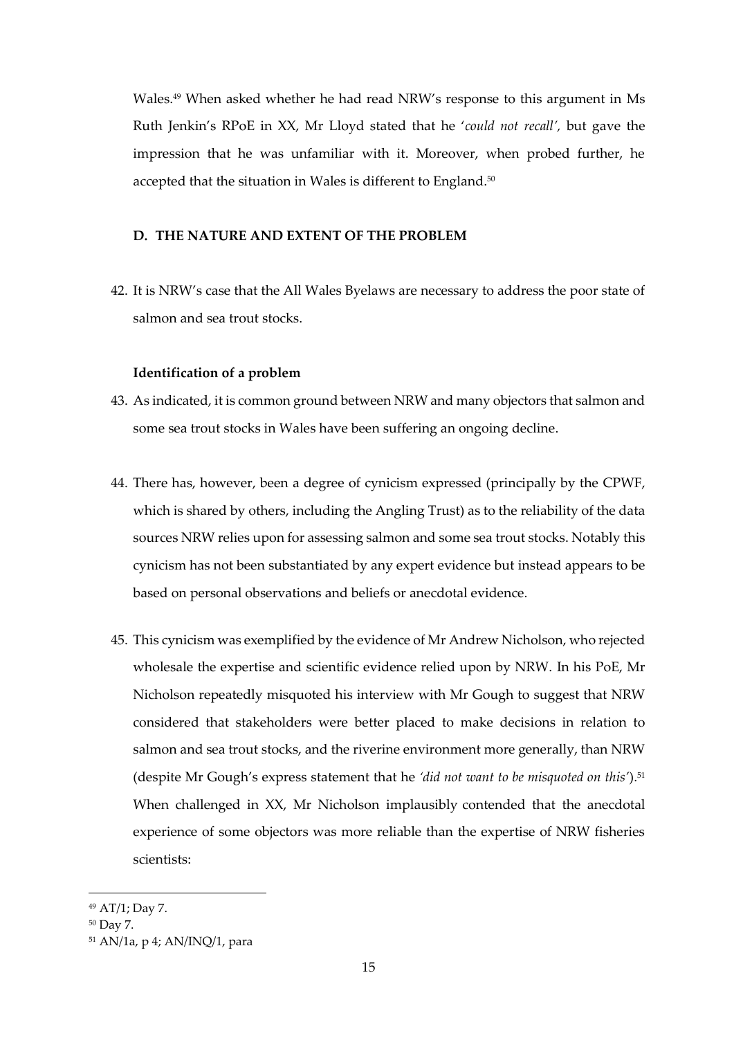Wales.[49] When asked whether he had read NRW's response to this argument in Ms Ruth Jenkin's RPoE in XX, Mr Lloyd stated that he '*could not recall',* but gave the impression that he was unfamiliar with it. Moreover, when probed further, he accepted that the situation in Wales is different to England.[50]

## D. THE NATURE AND EXTENT OF THE PROBLEM

42. It is NRW's case that the All Wales Byelaws are necessary to address the poor state of salmon and sea trout stocks.

### Identification of a problem

43. As indicated, it is common ground between NRW and many objectors that salmon and some sea trout stocks in Wales have been suffering an ongoing decline.

44. There has, however, been a degree of cynicism expressed (principally by the CPWF, which is shared by others, including the Angling Trust) as to the reliability of the data sources NRW relies upon for assessing salmon and some sea trout stocks. Notably this cynicism has not been substantiated by any expert evidence but instead appears to be based on personal observations and beliefs or anecdotal evidence.

45. This cynicism was exemplified by the evidence of Mr Andrew Nicholson, who rejected wholesale the expertise and scientific evidence relied upon by NRW. In his PoE, Mr Nicholson repeatedly misquoted his interview with Mr Gough to suggest that NRW considered that stakeholders were better placed to make decisions in relation to salmon and sea trout stocks, and the riverine environment more generally, than NRW (despite Mr Gough's express statement that he *'did not want to be misquoted on this'*).[51] When challenged in XX, Mr Nicholson implausibly contended that the anecdotal experience of some objectors was more reliable than the expertise of NRW fisheries scientists:

---

[49] AT/1; Day 7.

[50] Day 7.

[51] AN/1a, p 4; AN/INQ/1, para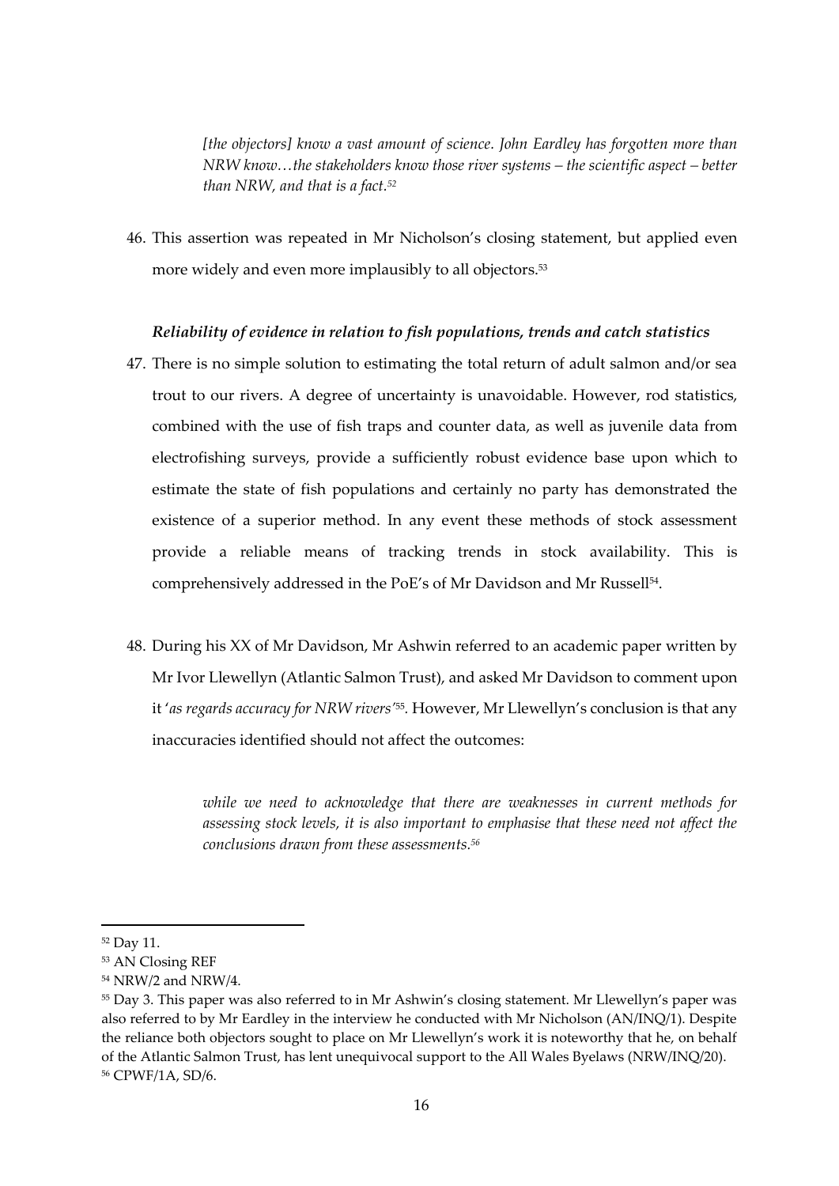> *[the objectors] know a vast amount of science. John Eardley has forgotten more than NRW know…the stakeholders know those river systems – the scientific aspect – better than NRW, and that is a fact.*[52]

46. This assertion was repeated in Mr Nicholson's closing statement, but applied even more widely and even more implausibly to all objectors.[53]

***Reliability of evidence in relation to fish populations, trends and catch statistics***

47. There is no simple solution to estimating the total return of adult salmon and/or sea trout to our rivers. A degree of uncertainty is unavoidable. However, rod statistics, combined with the use of fish traps and counter data, as well as juvenile data from electrofishing surveys, provide a sufficiently robust evidence base upon which to estimate the state of fish populations and certainly no party has demonstrated the existence of a superior method. In any event these methods of stock assessment provide a reliable means of tracking trends in stock availability. This is comprehensively addressed in the PoE's of Mr Davidson and Mr Russell[54].

48. During his XX of Mr Davidson, Mr Ashwin referred to an academic paper written by Mr Ivor Llewellyn (Atlantic Salmon Trust), and asked Mr Davidson to comment upon it '*as regards accuracy for NRW rivers'*[55]. However, Mr Llewellyn's conclusion is that any inaccuracies identified should not affect the outcomes:

> *while we need to acknowledge that there are weaknesses in current methods for assessing stock levels, it is also important to emphasise that these need not affect the conclusions drawn from these assessments.*[56]

---

[52] Day 11.

[53] AN Closing REF

[54] NRW/2 and NRW/4.

[55] Day 3. This paper was also referred to in Mr Ashwin's closing statement. Mr Llewellyn's paper was also referred to by Mr Eardley in the interview he conducted with Mr Nicholson (AN/INQ/1). Despite the reliance both objectors sought to place on Mr Llewellyn's work it is noteworthy that he, on behalf of the Atlantic Salmon Trust, has lent unequivocal support to the All Wales Byelaws (NRW/INQ/20).

[56] CPWF/1A, SD/6.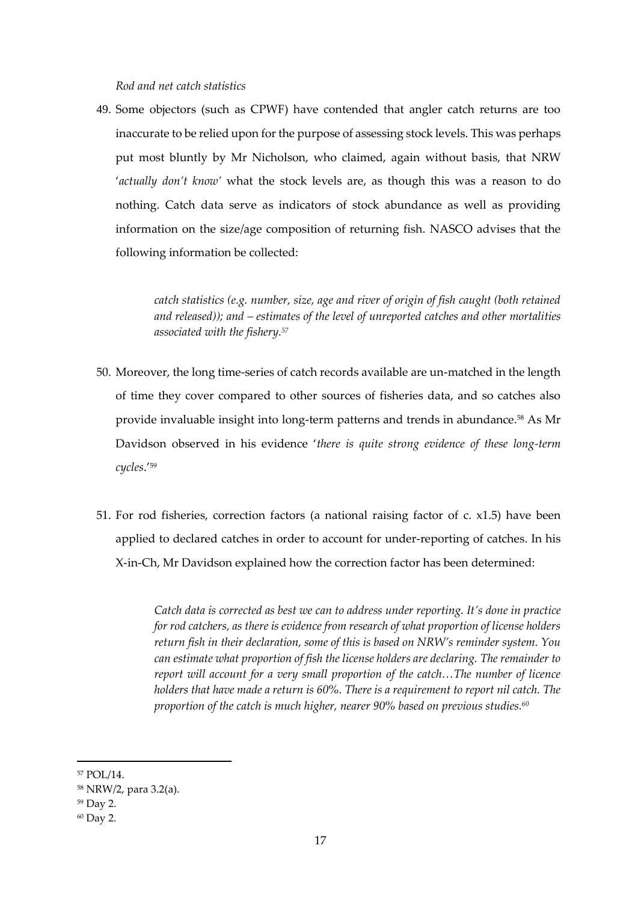*Rod and net catch statistics*

49. Some objectors (such as CPWF) have contended that angler catch returns are too inaccurate to be relied upon for the purpose of assessing stock levels. This was perhaps put most bluntly by Mr Nicholson, who claimed, again without basis, that NRW '*actually don't know*' what the stock levels are, as though this was a reason to do nothing. Catch data serve as indicators of stock abundance as well as providing information on the size/age composition of returning fish. NASCO advises that the following information be collected:

> *catch statistics (e.g. number, size, age and river of origin of fish caught (both retained and released)); and – estimates of the level of unreported catches and other mortalities associated with the fishery.*[57]

50. Moreover, the long time-series of catch records available are un-matched in the length of time they cover compared to other sources of fisheries data, and so catches also provide invaluable insight into long-term patterns and trends in abundance.[58] As Mr Davidson observed in his evidence '*there is quite strong evidence of these long-term cycles*.'[59]

51. For rod fisheries, correction factors (a national raising factor of c. x1.5) have been applied to declared catches in order to account for under-reporting of catches. In his X-in-Ch, Mr Davidson explained how the correction factor has been determined:

> *Catch data is corrected as best we can to address under reporting. It's done in practice for rod catchers, as there is evidence from research of what proportion of license holders return fish in their declaration, some of this is based on NRW's reminder system. You can estimate what proportion of fish the license holders are declaring. The remainder to report will account for a very small proportion of the catch…The number of licence holders that have made a return is 60%. There is a requirement to report nil catch. The proportion of the catch is much higher, nearer 90% based on previous studies.*[60]

---

[57] POL/14.

[58] NRW/2, para 3.2(a).

[59] Day 2.

[60] Day 2.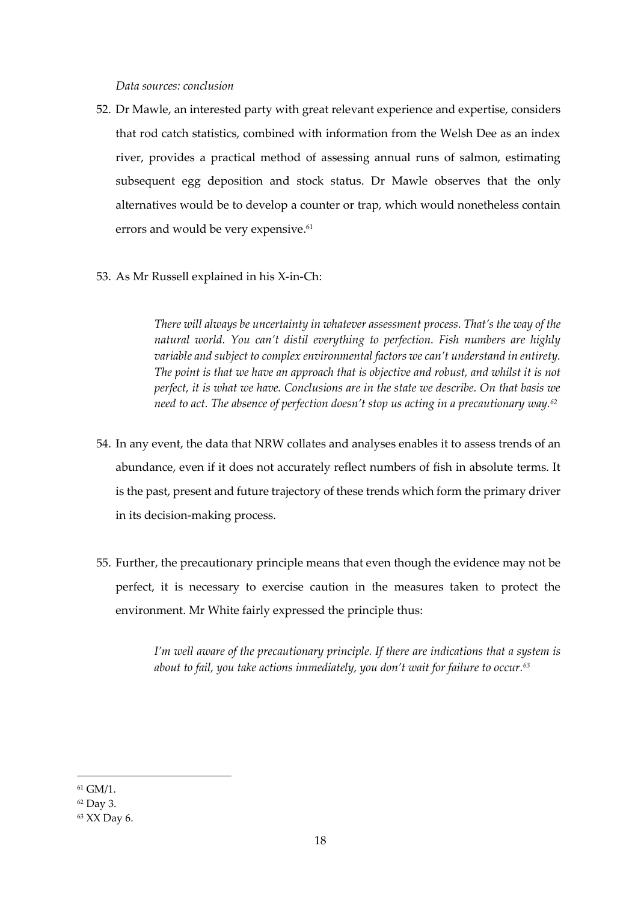*Data sources: conclusion*

52. Dr Mawle, an interested party with great relevant experience and expertise, considers that rod catch statistics, combined with information from the Welsh Dee as an index river, provides a practical method of assessing annual runs of salmon, estimating subsequent egg deposition and stock status. Dr Mawle observes that the only alternatives would be to develop a counter or trap, which would nonetheless contain errors and would be very expensive.[61]

53. As Mr Russell explained in his X-in-Ch:

> *There will always be uncertainty in whatever assessment process. That's the way of the natural world. You can't distil everything to perfection. Fish numbers are highly variable and subject to complex environmental factors we can't understand in entirety. The point is that we have an approach that is objective and robust, and whilst it is not perfect, it is what we have. Conclusions are in the state we describe. On that basis we need to act. The absence of perfection doesn't stop us acting in a precautionary way.*[62]

54. In any event, the data that NRW collates and analyses enables it to assess trends of an abundance, even if it does not accurately reflect numbers of fish in absolute terms. It is the past, present and future trajectory of these trends which form the primary driver in its decision-making process.

55. Further, the precautionary principle means that even though the evidence may not be perfect, it is necessary to exercise caution in the measures taken to protect the environment. Mr White fairly expressed the principle thus:

> *I'm well aware of the precautionary principle. If there are indications that a system is about to fail, you take actions immediately, you don't wait for failure to occur.*[63]

---

[61] GM/1.

[62] Day 3.

[63] XX Day 6.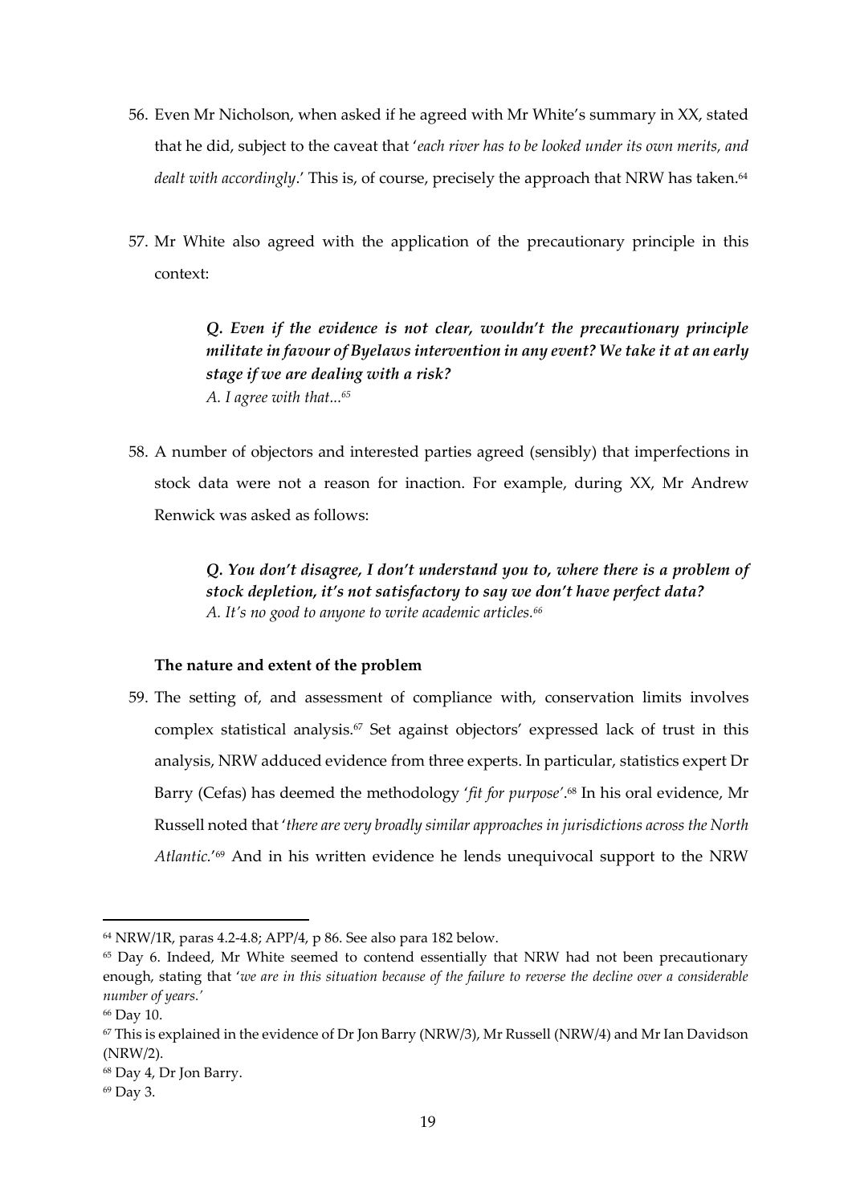56. Even Mr Nicholson, when asked if he agreed with Mr White's summary in XX, stated that he did, subject to the caveat that '*each river has to be looked under its own merits, and dealt with accordingly*.' This is, of course, precisely the approach that NRW has taken.[64]

57. Mr White also agreed with the application of the precautionary principle in this context:

> ***Q. Even if the evidence is not clear, wouldn't the precautionary principle militate in favour of Byelaws intervention in any event? We take it at an early stage if we are dealing with a risk?***
> *A. I agree with that...*[65]

58. A number of objectors and interested parties agreed (sensibly) that imperfections in stock data were not a reason for inaction. For example, during XX, Mr Andrew Renwick was asked as follows:

> ***Q. You don't disagree, I don't understand you to, where there is a problem of stock depletion, it's not satisfactory to say we don't have perfect data?***
> *A. It's no good to anyone to write academic articles.*[66]

**The nature and extent of the problem**

59. The setting of, and assessment of compliance with, conservation limits involves complex statistical analysis.[67] Set against objectors' expressed lack of trust in this analysis, NRW adduced evidence from three experts. In particular, statistics expert Dr Barry (Cefas) has deemed the methodology '*fit for purpose*'.[68] In his oral evidence, Mr Russell noted that '*there are very broadly similar approaches in jurisdictions across the North Atlantic.*'[69] And in his written evidence he lends unequivocal support to the NRW

---

[64] NRW/1R, paras 4.2-4.8; APP/4, p 86. See also para 182 below.

[65] Day 6. Indeed, Mr White seemed to contend essentially that NRW had not been precautionary enough, stating that '*we are in this situation because of the failure to reverse the decline over a considerable number of years.*'

[66] Day 10.

[67] This is explained in the evidence of Dr Jon Barry (NRW/3), Mr Russell (NRW/4) and Mr Ian Davidson (NRW/2).

[68] Day 4, Dr Jon Barry.

[69] Day 3.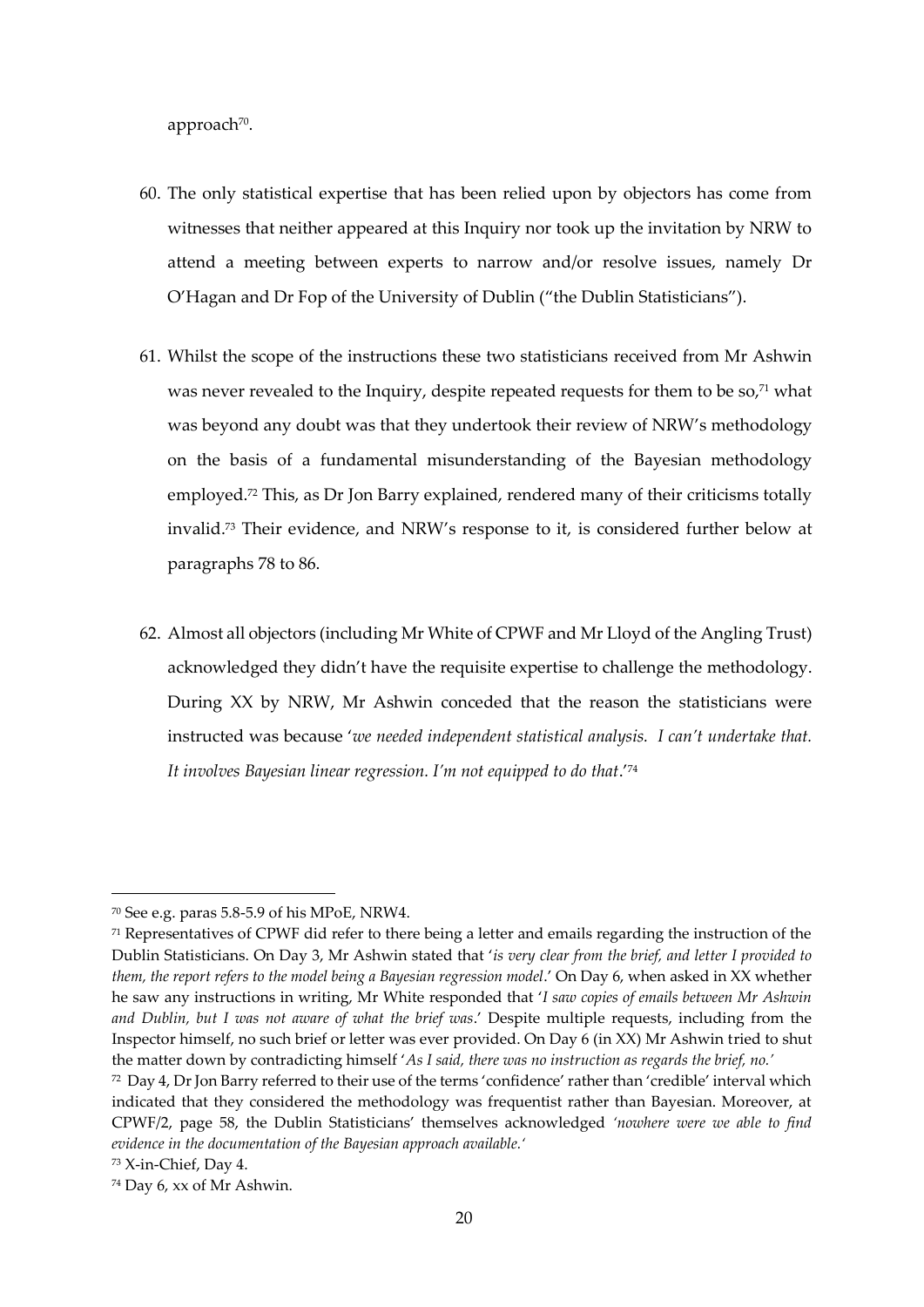approach[70].

60. The only statistical expertise that has been relied upon by objectors has come from witnesses that neither appeared at this Inquiry nor took up the invitation by NRW to attend a meeting between experts to narrow and/or resolve issues, namely Dr O'Hagan and Dr Fop of the University of Dublin ("the Dublin Statisticians").

61. Whilst the scope of the instructions these two statisticians received from Mr Ashwin was never revealed to the Inquiry, despite repeated requests for them to be so,[71] what was beyond any doubt was that they undertook their review of NRW's methodology on the basis of a fundamental misunderstanding of the Bayesian methodology employed.[72] This, as Dr Jon Barry explained, rendered many of their criticisms totally invalid.[73] Their evidence, and NRW's response to it, is considered further below at paragraphs 78 to 86.

62. Almost all objectors (including Mr White of CPWF and Mr Lloyd of the Angling Trust) acknowledged they didn't have the requisite expertise to challenge the methodology. During XX by NRW, Mr Ashwin conceded that the reason the statisticians were instructed was because '*we needed independent statistical analysis. I can't undertake that. It involves Bayesian linear regression. I'm not equipped to do that*.'[74]

---

[70] See e.g. paras 5.8-5.9 of his MPoE, NRW4.

[71] Representatives of CPWF did refer to there being a letter and emails regarding the instruction of the Dublin Statisticians. On Day 3, Mr Ashwin stated that '*is very clear from the brief, and letter I provided to them, the report refers to the model being a Bayesian regression model*.' On Day 6, when asked in XX whether he saw any instructions in writing, Mr White responded that '*I saw copies of emails between Mr Ashwin and Dublin, but I was not aware of what the brief was*.' Despite multiple requests, including from the Inspector himself, no such brief or letter was ever provided. On Day 6 (in XX) Mr Ashwin tried to shut the matter down by contradicting himself '*As I said, there was no instruction as regards the brief, no.*'

[72] Day 4, Dr Jon Barry referred to their use of the terms 'confidence' rather than 'credible' interval which indicated that they considered the methodology was frequentist rather than Bayesian. Moreover, at CPWF/2, page 58, the Dublin Statisticians' themselves acknowledged *'nowhere were we able to find evidence in the documentation of the Bayesian approach available.'*

[73] X-in-Chief, Day 4.

[74] Day 6, xx of Mr Ashwin.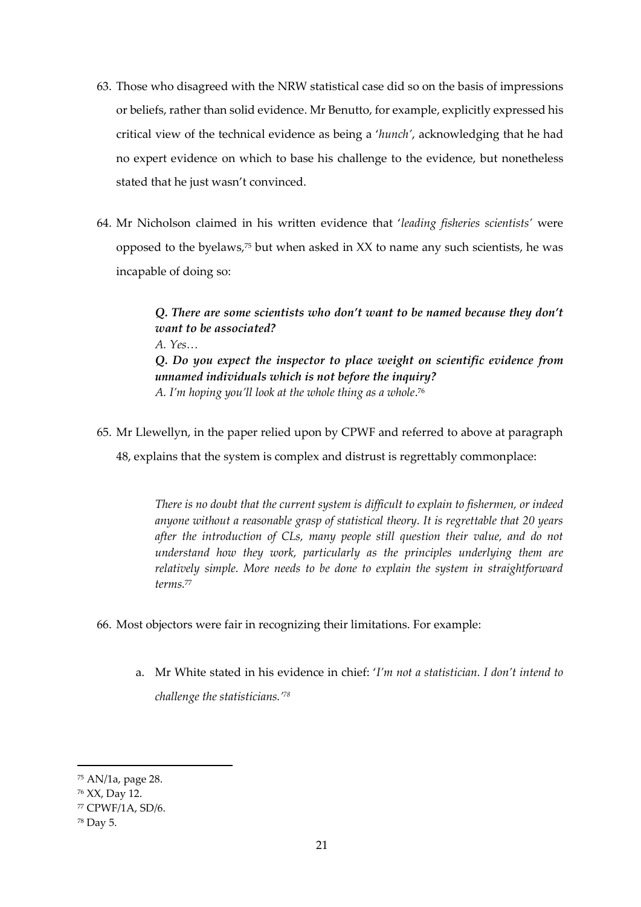63. Those who disagreed with the NRW statistical case did so on the basis of impressions or beliefs, rather than solid evidence. Mr Benutto, for example, explicitly expressed his critical view of the technical evidence as being a '*hunch*', acknowledging that he had no expert evidence on which to base his challenge to the evidence, but nonetheless stated that he just wasn't convinced.

64. Mr Nicholson claimed in his written evidence that '*leading fisheries scientists*' were opposed to the byelaws,[75] but when asked in XX to name any such scientists, he was incapable of doing so:

> ***Q. There are some scientists who don't want to be named because they don't want to be associated?***
> *A. Yes…*
> ***Q. Do you expect the inspector to place weight on scientific evidence from unnamed individuals which is not before the inquiry?***
> *A. I'm hoping you'll look at the whole thing as a whole*.[76]

65. Mr Llewellyn, in the paper relied upon by CPWF and referred to above at paragraph 48, explains that the system is complex and distrust is regrettably commonplace:

> *There is no doubt that the current system is difficult to explain to fishermen, or indeed anyone without a reasonable grasp of statistical theory. It is regrettable that 20 years after the introduction of CLs, many people still question their value, and do not understand how they work, particularly as the principles underlying them are relatively simple. More needs to be done to explain the system in straightforward terms.*[77]

66. Most objectors were fair in recognizing their limitations. For example:

    a. Mr White stated in his evidence in chief: '*I'm not a statistician. I don't intend to challenge the statisticians.'*[78]

---

[75] AN/1a, page 28.
[76] XX, Day 12.
[77] CPWF/1A, SD/6.
[78] Day 5.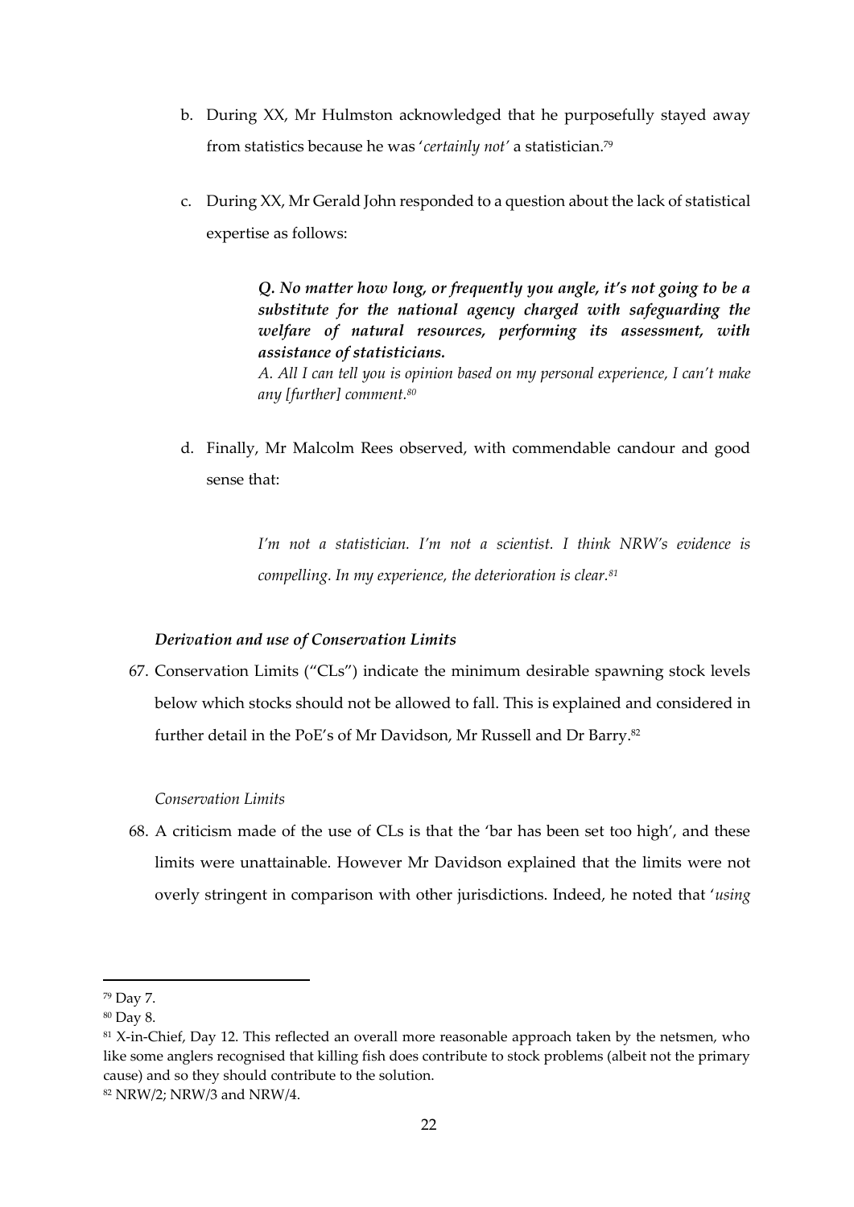b. During XX, Mr Hulmston acknowledged that he purposefully stayed away from statistics because he was '*certainly not*' a statistician.[79]

c. During XX, Mr Gerald John responded to a question about the lack of statistical expertise as follows:

> ***Q. No matter how long, or frequently you angle, it's not going to be a substitute for the national agency charged with safeguarding the welfare of natural resources, performing its assessment, with assistance of statisticians.***
> *A. All I can tell you is opinion based on my personal experience, I can't make any [further] comment.[80]*

d. Finally, Mr Malcolm Rees observed, with commendable candour and good sense that:

> *I'm not a statistician. I'm not a scientist. I think NRW's evidence is compelling. In my experience, the deterioration is clear.[81]*

### *Derivation and use of Conservation Limits*

67. Conservation Limits ("CLs") indicate the minimum desirable spawning stock levels below which stocks should not be allowed to fall. This is explained and considered in further detail in the PoE's of Mr Davidson, Mr Russell and Dr Barry.[82]

*Conservation Limits*

68. A criticism made of the use of CLs is that the 'bar has been set too high', and these limits were unattainable. However Mr Davidson explained that the limits were not overly stringent in comparison with other jurisdictions. Indeed, he noted that '*using*

---

[79] Day 7.
[80] Day 8.
[81] X-in-Chief, Day 12. This reflected an overall more reasonable approach taken by the netsmen, who like some anglers recognised that killing fish does contribute to stock problems (albeit not the primary cause) and so they should contribute to the solution.
[82] NRW/2; NRW/3 and NRW/4.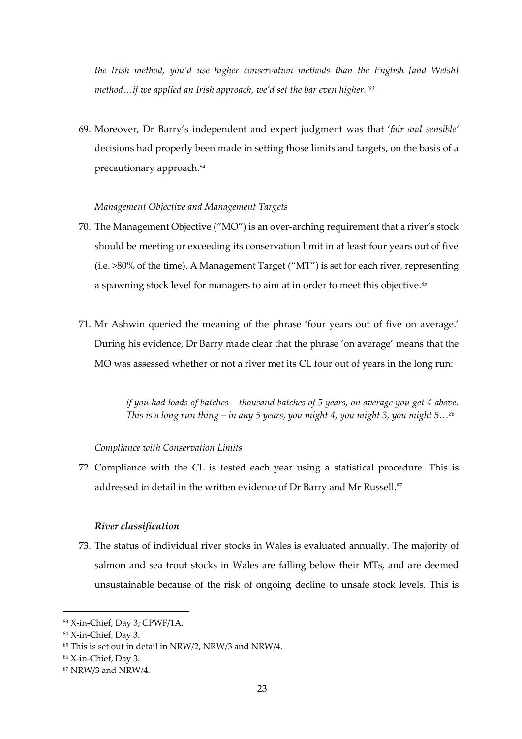*the Irish method, you'd use higher conservation methods than the English [and Welsh] method…if we applied an Irish approach, we'd set the bar even higher.'*[83]

69. Moreover, Dr Barry's independent and expert judgment was that '*fair and sensible'* decisions had properly been made in setting those limits and targets, on the basis of a precautionary approach.[84]

*Management Objective and Management Targets*

70. The Management Objective ("MO") is an over-arching requirement that a river's stock should be meeting or exceeding its conservation limit in at least four years out of five (i.e. >80% of the time). A Management Target ("MT") is set for each river, representing a spawning stock level for managers to aim at in order to meet this objective.[85]

71. Mr Ashwin queried the meaning of the phrase 'four years out of five <u>on average</u>.' During his evidence, Dr Barry made clear that the phrase 'on average' means that the MO was assessed whether or not a river met its CL four out of years in the long run:

> *if you had loads of batches – thousand batches of 5 years, on average you get 4 above. This is a long run thing – in any 5 years, you might 4, you might 3, you might 5…*[86]

*Compliance with Conservation Limits*

72. Compliance with the CL is tested each year using a statistical procedure. This is addressed in detail in the written evidence of Dr Barry and Mr Russell.[87]

***River classification***

73. The status of individual river stocks in Wales is evaluated annually. The majority of salmon and sea trout stocks in Wales are falling below their MTs, and are deemed unsustainable because of the risk of ongoing decline to unsafe stock levels. This is

---

[83] X-in-Chief, Day 3; CPWF/1A.

[84] X-in-Chief, Day 3.

[85] This is set out in detail in NRW/2, NRW/3 and NRW/4.

[86] X-in-Chief, Day 3.

[87] NRW/3 and NRW/4.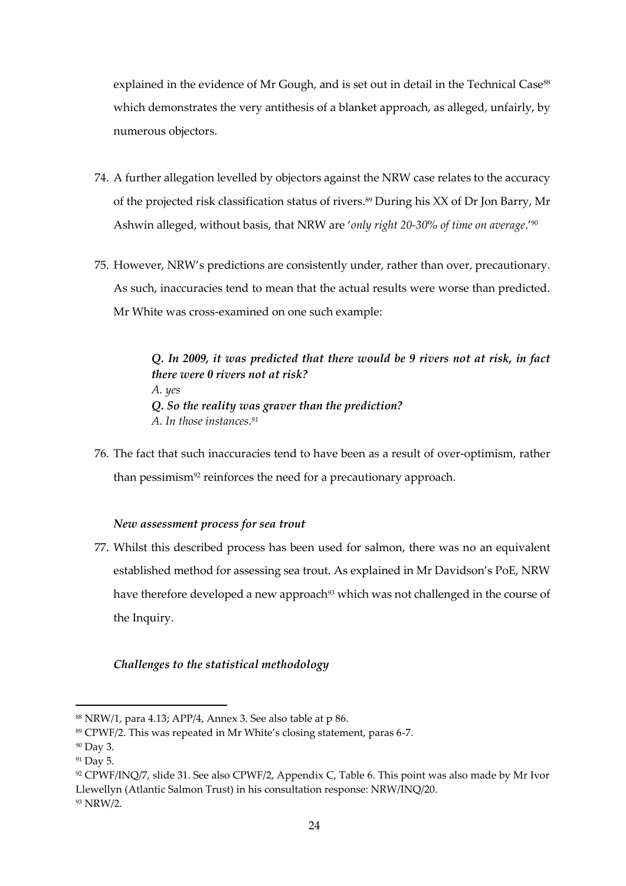explained in the evidence of Mr Gough, and is set out in detail in the Technical Case[88] which demonstrates the very antithesis of a blanket approach, as alleged, unfairly, by numerous objectors.

74. A further allegation levelled by objectors against the NRW case relates to the accuracy of the projected risk classification status of rivers.[89] During his XX of Dr Jon Barry, Mr Ashwin alleged, without basis, that NRW are '*only right 20-30% of time on average*.'[90]

75. However, NRW's predictions are consistently under, rather than over, precautionary. As such, inaccuracies tend to mean that the actual results were worse than predicted. Mr White was cross-examined on one such example:

> ***Q. In 2009, it was predicted that there would be 9 rivers not at risk, in fact there were 0 rivers not at risk?***
> *A. yes*
> ***Q. So the reality was graver than the prediction?***
> *A. In those instances.[91]*

76. The fact that such inaccuracies tend to have been as a result of over-optimism, rather than pessimism[92] reinforces the need for a precautionary approach.

***New assessment process for sea trout***

77. Whilst this described process has been used for salmon, there was no an equivalent established method for assessing sea trout. As explained in Mr Davidson's PoE, NRW have therefore developed a new approach[93] which was not challenged in the course of the Inquiry.

***Challenges to the statistical methodology***

---

[88] NRW/1, para 4.13; APP/4, Annex 3. See also table at p 86.

[89] CPWF/2. This was repeated in Mr White's closing statement, paras 6-7.

[90] Day 3.

[91] Day 5.

[92] CPWF/INQ/7, slide 31. See also CPWF/2, Appendix C, Table 6. This point was also made by Mr Ivor Llewellyn (Atlantic Salmon Trust) in his consultation response: NRW/INQ/20.

[93] NRW/2.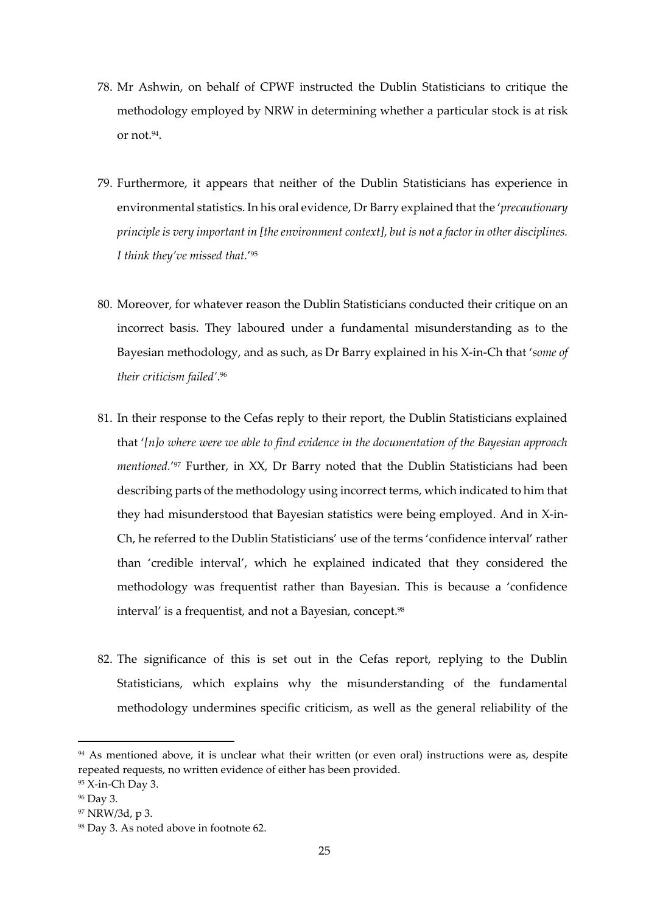78. Mr Ashwin, on behalf of CPWF instructed the Dublin Statisticians to critique the methodology employed by NRW in determining whether a particular stock is at risk or not.[94].

79. Furthermore, it appears that neither of the Dublin Statisticians has experience in environmental statistics. In his oral evidence, Dr Barry explained that the '*precautionary principle is very important in [the environment context], but is not a factor in other disciplines. I think they've missed that.*'[95]

80. Moreover, for whatever reason the Dublin Statisticians conducted their critique on an incorrect basis. They laboured under a fundamental misunderstanding as to the Bayesian methodology, and as such, as Dr Barry explained in his X-in-Ch that '*some of their criticism failed*'.[96]

81. In their response to the Cefas reply to their report, the Dublin Statisticians explained that '*[n]o where were we able to find evidence in the documentation of the Bayesian approach mentioned.*'[97] Further, in XX, Dr Barry noted that the Dublin Statisticians had been describing parts of the methodology using incorrect terms, which indicated to him that they had misunderstood that Bayesian statistics were being employed. And in X-in-Ch, he referred to the Dublin Statisticians' use of the terms 'confidence interval' rather than 'credible interval', which he explained indicated that they considered the methodology was frequentist rather than Bayesian. This is because a 'confidence interval' is a frequentist, and not a Bayesian, concept.[98]

82. The significance of this is set out in the Cefas report, replying to the Dublin Statisticians, which explains why the misunderstanding of the fundamental methodology undermines specific criticism, as well as the general reliability of the

---

[94] As mentioned above, it is unclear what their written (or even oral) instructions were as, despite repeated requests, no written evidence of either has been provided.

[95] X-in-Ch Day 3.

[96] Day 3.

[97] NRW/3d, p 3.

[98] Day 3. As noted above in footnote 62.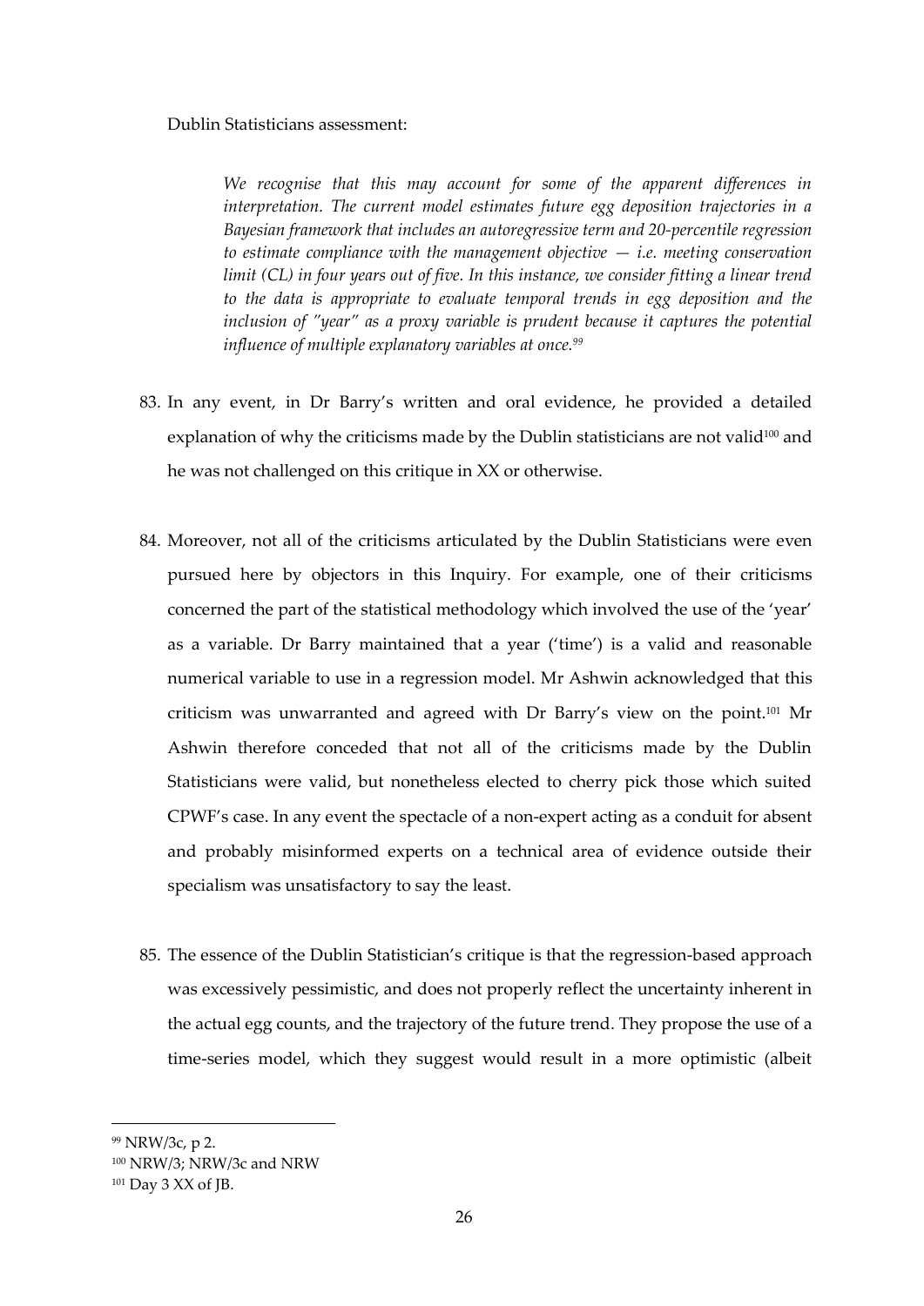Dublin Statisticians assessment:

> *We recognise that this may account for some of the apparent differences in interpretation. The current model estimates future egg deposition trajectories in a Bayesian framework that includes an autoregressive term and 20-percentile regression to estimate compliance with the management objective — i.e. meeting conservation limit (CL) in four years out of five. In this instance, we consider fitting a linear trend to the data is appropriate to evaluate temporal trends in egg deposition and the inclusion of "year" as a proxy variable is prudent because it captures the potential influence of multiple explanatory variables at once.*[99]

83. In any event, in Dr Barry's written and oral evidence, he provided a detailed explanation of why the criticisms made by the Dublin statisticians are not valid[100] and he was not challenged on this critique in XX or otherwise.

84. Moreover, not all of the criticisms articulated by the Dublin Statisticians were even pursued here by objectors in this Inquiry. For example, one of their criticisms concerned the part of the statistical methodology which involved the use of the 'year' as a variable. Dr Barry maintained that a year ('time') is a valid and reasonable numerical variable to use in a regression model. Mr Ashwin acknowledged that this criticism was unwarranted and agreed with Dr Barry's view on the point.[101] Mr Ashwin therefore conceded that not all of the criticisms made by the Dublin Statisticians were valid, but nonetheless elected to cherry pick those which suited CPWF's case. In any event the spectacle of a non-expert acting as a conduit for absent and probably misinformed experts on a technical area of evidence outside their specialism was unsatisfactory to say the least.

85. The essence of the Dublin Statistician's critique is that the regression-based approach was excessively pessimistic, and does not properly reflect the uncertainty inherent in the actual egg counts, and the trajectory of the future trend. They propose the use of a time-series model, which they suggest would result in a more optimistic (albeit

---

[99] NRW/3c, p 2.

[100] NRW/3; NRW/3c and NRW

[101] Day 3 XX of JB.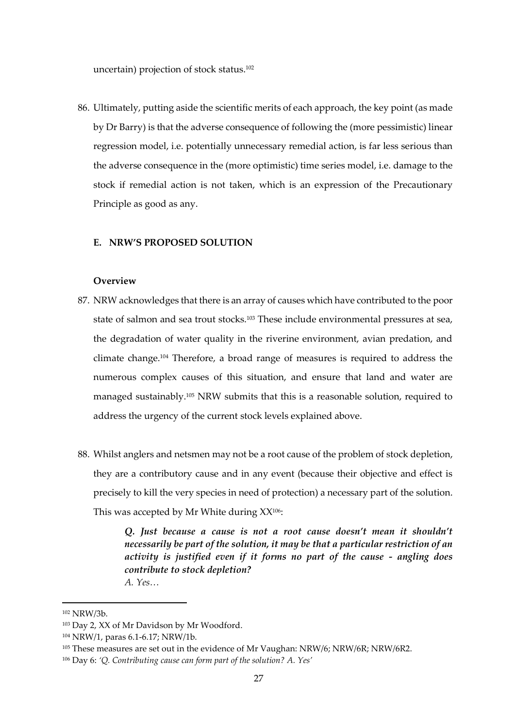uncertain) projection of stock status.[102]

86. Ultimately, putting aside the scientific merits of each approach, the key point (as made by Dr Barry) is that the adverse consequence of following the (more pessimistic) linear regression model, i.e. potentially unnecessary remedial action, is far less serious than the adverse consequence in the (more optimistic) time series model, i.e. damage to the stock if remedial action is not taken, which is an expression of the Precautionary Principle as good as any.

### E. NRW'S PROPOSED SOLUTION

#### Overview

87. NRW acknowledges that there is an array of causes which have contributed to the poor state of salmon and sea trout stocks.[103] These include environmental pressures at sea, the degradation of water quality in the riverine environment, avian predation, and climate change.[104] Therefore, a broad range of measures is required to address the numerous complex causes of this situation, and ensure that land and water are managed sustainably.[105] NRW submits that this is a reasonable solution, required to address the urgency of the current stock levels explained above.

88. Whilst anglers and netsmen may not be a root cause of the problem of stock depletion, they are a contributory cause and in any event (because their objective and effect is precisely to kill the very species in need of protection) a necessary part of the solution. This was accepted by Mr White during XX[106]:

> ***Q. Just because a cause is not a root cause doesn't mean it shouldn't necessarily be part of the solution, it may be that a particular restriction of an activity is justified even if it forms no part of the cause - angling does contribute to stock depletion?***
> *A. Yes…*

---

[102] NRW/3b.

[103] Day 2, XX of Mr Davidson by Mr Woodford.

[104] NRW/1, paras 6.1-6.17; NRW/1b.

[105] These measures are set out in the evidence of Mr Vaughan: NRW/6; NRW/6R; NRW/6R2.

[106] Day 6: *'Q. Contributing cause can form part of the solution? A. Yes'*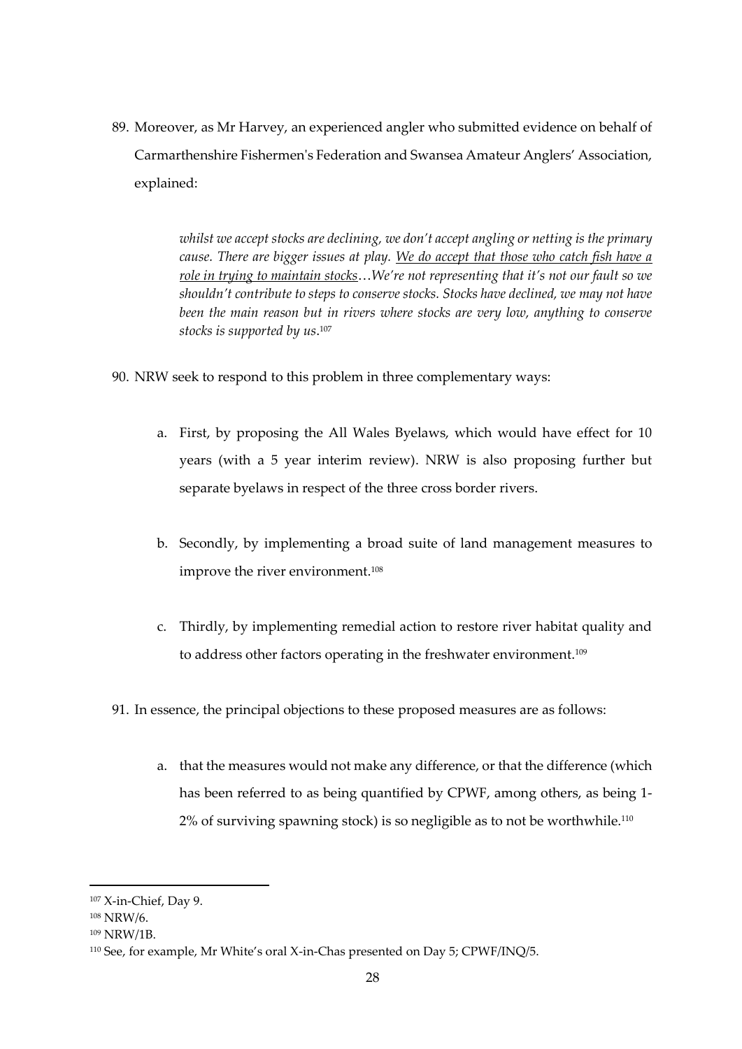89. Moreover, as Mr Harvey, an experienced angler who submitted evidence on behalf of Carmarthenshire Fishermen's Federation and Swansea Amateur Anglers' Association, explained:

> *whilst we accept stocks are declining, we don't accept angling or netting is the primary cause. There are bigger issues at play. <u>We do accept that those who catch fish have a role in trying to maintain stocks</u>…We're not representing that it's not our fault so we shouldn't contribute to steps to conserve stocks. Stocks have declined, we may not have been the main reason but in rivers where stocks are very low, anything to conserve stocks is supported by us.*[107]

90. NRW seek to respond to this problem in three complementary ways:

    a. First, by proposing the All Wales Byelaws, which would have effect for 10 years (with a 5 year interim review). NRW is also proposing further but separate byelaws in respect of the three cross border rivers.

    b. Secondly, by implementing a broad suite of land management measures to improve the river environment.[108]

    c. Thirdly, by implementing remedial action to restore river habitat quality and to address other factors operating in the freshwater environment.[109]

91. In essence, the principal objections to these proposed measures are as follows:

    a. that the measures would not make any difference, or that the difference (which has been referred to as being quantified by CPWF, among others, as being 1-2% of surviving spawning stock) is so negligible as to not be worthwhile.[110]

---

[107] X-in-Chief, Day 9.

[108] NRW/6.

[109] NRW/1B.

[110] See, for example, Mr White's oral X-in-Chas presented on Day 5; CPWF/INQ/5.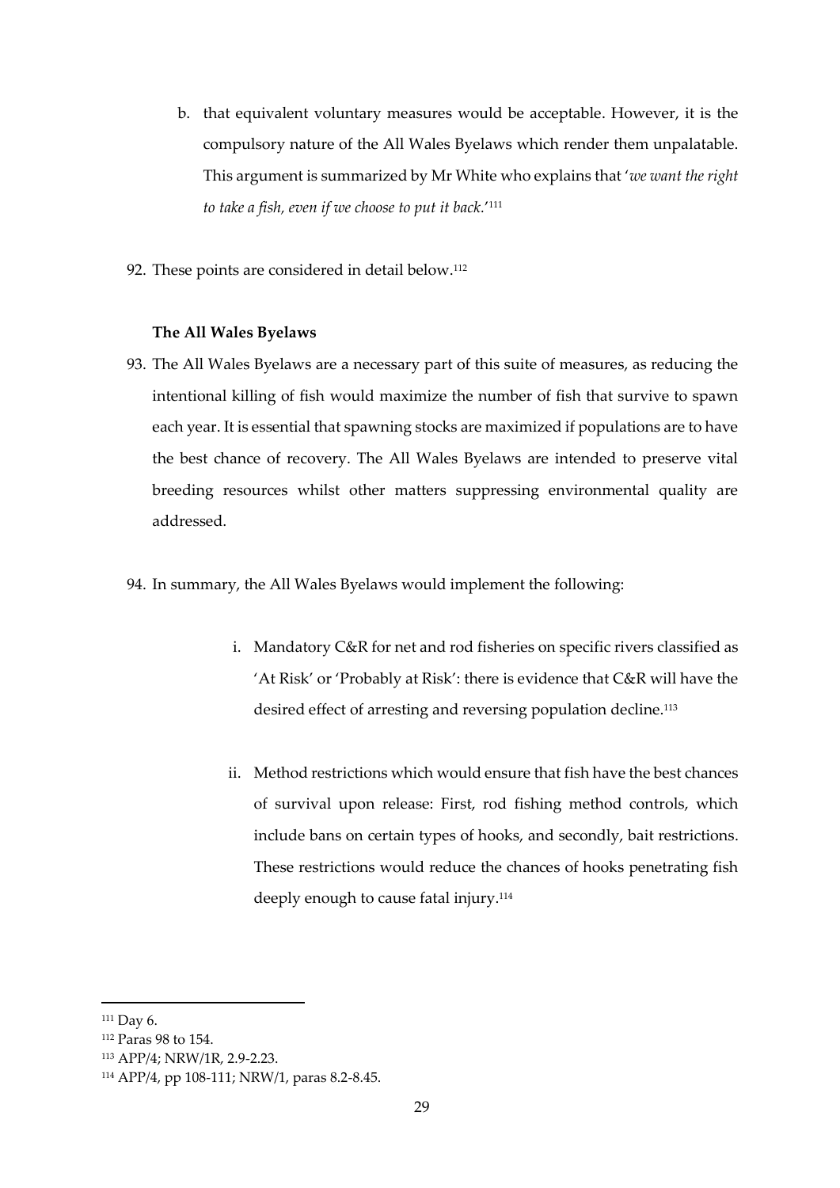b. that equivalent voluntary measures would be acceptable. However, it is the compulsory nature of the All Wales Byelaws which render them unpalatable. This argument is summarized by Mr White who explains that '*we want the right to take a fish, even if we choose to put it back*.'[111]

92. These points are considered in detail below.[112]

**The All Wales Byelaws**

93. The All Wales Byelaws are a necessary part of this suite of measures, as reducing the intentional killing of fish would maximize the number of fish that survive to spawn each year. It is essential that spawning stocks are maximized if populations are to have the best chance of recovery. The All Wales Byelaws are intended to preserve vital breeding resources whilst other matters suppressing environmental quality are addressed.

94. In summary, the All Wales Byelaws would implement the following:

    i. Mandatory C&R for net and rod fisheries on specific rivers classified as 'At Risk' or 'Probably at Risk': there is evidence that C&R will have the desired effect of arresting and reversing population decline.[113]

    ii. Method restrictions which would ensure that fish have the best chances of survival upon release: First, rod fishing method controls, which include bans on certain types of hooks, and secondly, bait restrictions. These restrictions would reduce the chances of hooks penetrating fish deeply enough to cause fatal injury.[114]

---

[111] Day 6.

[112] Paras 98 to 154.

[113] APP/4; NRW/1R, 2.9-2.23.

[114] APP/4, pp 108-111; NRW/1, paras 8.2-8.45.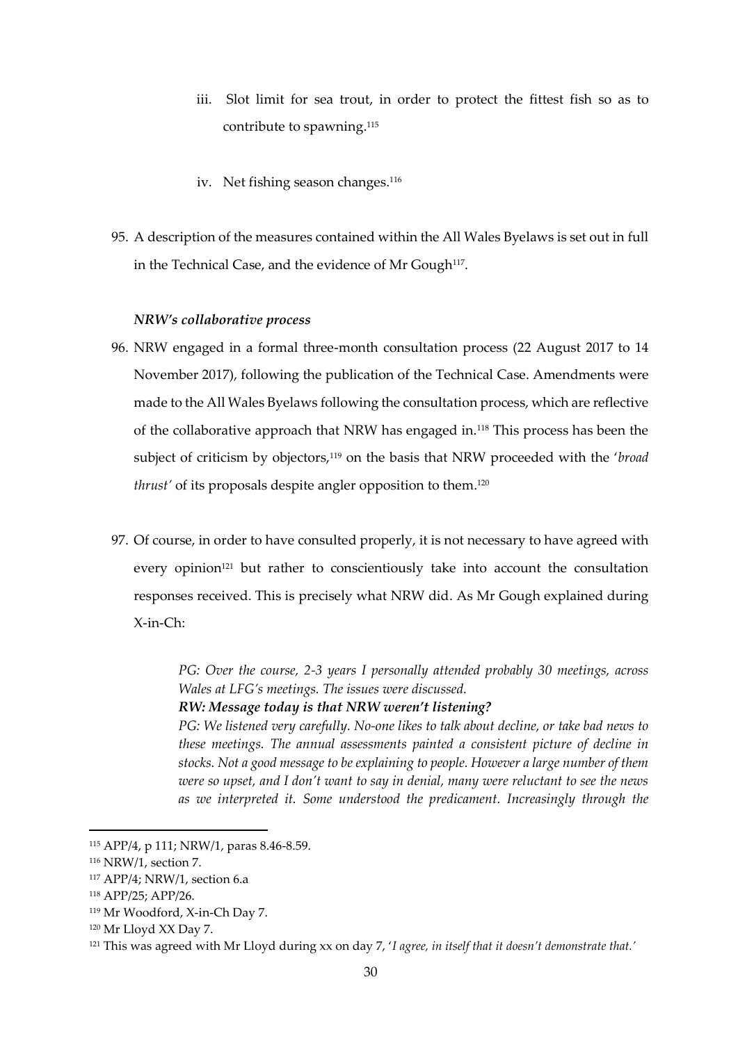iii. Slot limit for sea trout, in order to protect the fittest fish so as to contribute to spawning.[115]

iv. Net fishing season changes.[116]

95. A description of the measures contained within the All Wales Byelaws is set out in full in the Technical Case, and the evidence of Mr Gough[117].

***NRW's collaborative process***

96. NRW engaged in a formal three-month consultation process (22 August 2017 to 14 November 2017), following the publication of the Technical Case. Amendments were made to the All Wales Byelaws following the consultation process, which are reflective of the collaborative approach that NRW has engaged in.[118] This process has been the subject of criticism by objectors,[119] on the basis that NRW proceeded with the '*broad thrust'* of its proposals despite angler opposition to them.[120]

97. Of course, in order to have consulted properly, it is not necessary to have agreed with every opinion[121] but rather to conscientiously take into account the consultation responses received. This is precisely what NRW did. As Mr Gough explained during X-in-Ch:

> *PG: Over the course, 2-3 years I personally attended probably 30 meetings, across Wales at LFG's meetings. The issues were discussed.*
> ***RW: Message today is that NRW weren't listening?***
> *PG: We listened very carefully. No-one likes to talk about decline, or take bad news to these meetings. The annual assessments painted a consistent picture of decline in stocks. Not a good message to be explaining to people. However a large number of them were so upset, and I don't want to say in denial, many were reluctant to see the news as we interpreted it. Some understood the predicament. Increasingly through the*

---

[115] APP/4, p 111; NRW/1, paras 8.46-8.59.
[116] NRW/1, section 7.
[117] APP/4; NRW/1, section 6.a
[118] APP/25; APP/26.
[119] Mr Woodford, X-in-Ch Day 7.
[120] Mr Lloyd XX Day 7.
[121] This was agreed with Mr Lloyd during xx on day 7, '*I agree, in itself that it doesn't demonstrate that.*'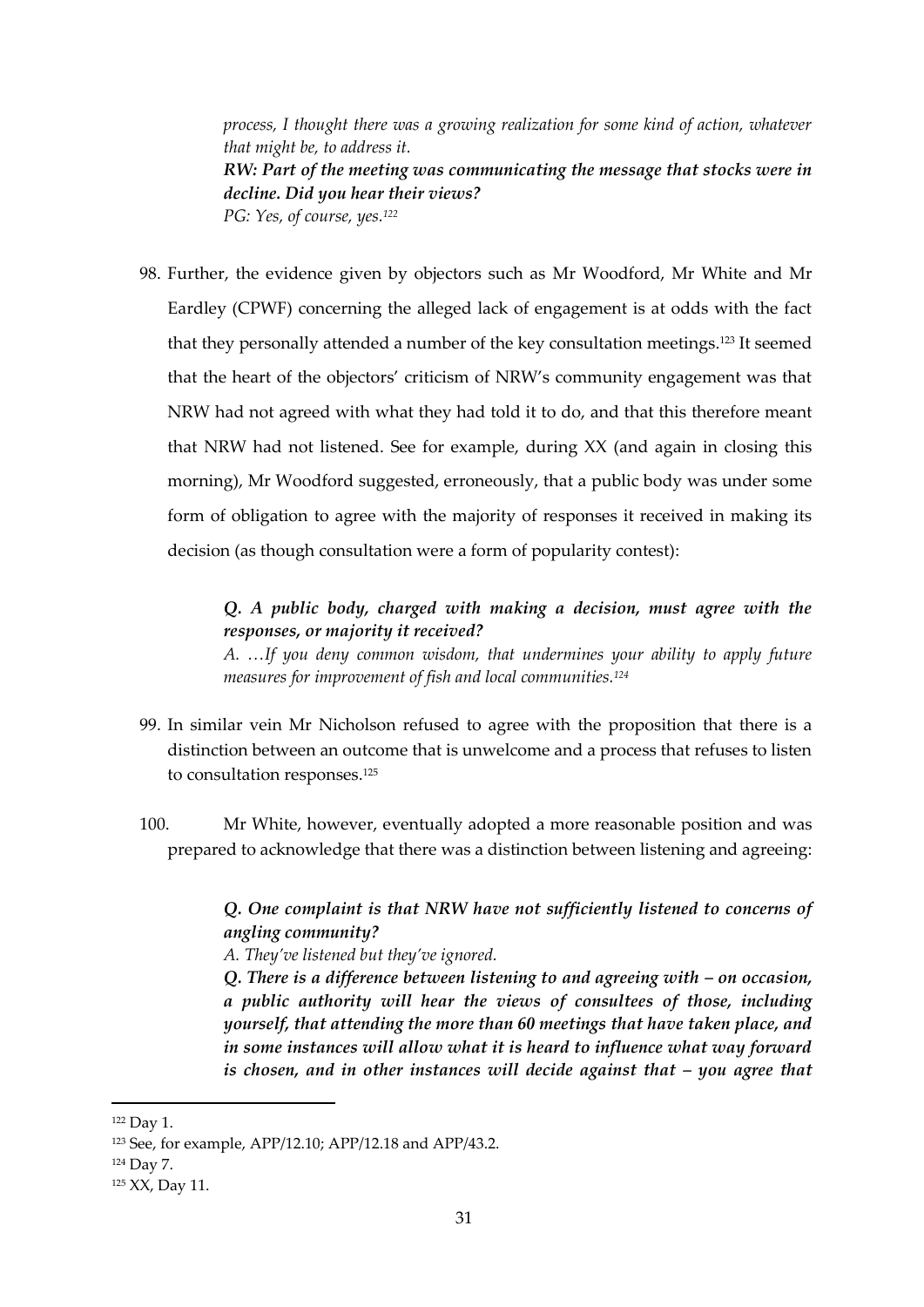> *process, I thought there was a growing realization for some kind of action, whatever that might be, to address it.*
> ***RW: Part of the meeting was communicating the message that stocks were in decline. Did you hear their views?***
> *PG: Yes, of course, yes.*[122]

98. Further, the evidence given by objectors such as Mr Woodford, Mr White and Mr Eardley (CPWF) concerning the alleged lack of engagement is at odds with the fact that they personally attended a number of the key consultation meetings.[123] It seemed that the heart of the objectors' criticism of NRW's community engagement was that NRW had not agreed with what they had told it to do, and that this therefore meant that NRW had not listened. See for example, during XX (and again in closing this morning), Mr Woodford suggested, erroneously, that a public body was under some form of obligation to agree with the majority of responses it received in making its decision (as though consultation were a form of popularity contest):

> ***Q. A public body, charged with making a decision, must agree with the responses, or majority it received?***
> *A. …If you deny common wisdom, that undermines your ability to apply future measures for improvement of fish and local communities.*[124]

99. In similar vein Mr Nicholson refused to agree with the proposition that there is a distinction between an outcome that is unwelcome and a process that refuses to listen to consultation responses.[125]

100. Mr White, however, eventually adopted a more reasonable position and was prepared to acknowledge that there was a distinction between listening and agreeing:

> ***Q. One complaint is that NRW have not sufficiently listened to concerns of angling community?***
> *A. They've listened but they've ignored.*
> ***Q. There is a difference between listening to and agreeing with – on occasion, a public authority will hear the views of consultees of those, including yourself, that attending the more than 60 meetings that have taken place, and in some instances will allow what it is heard to influence what way forward is chosen, and in other instances will decide against that – you agree that***

---

[122] Day 1.

[123] See, for example, APP/12.10; APP/12.18 and APP/43.2.

[124] Day 7.

[125] XX, Day 11.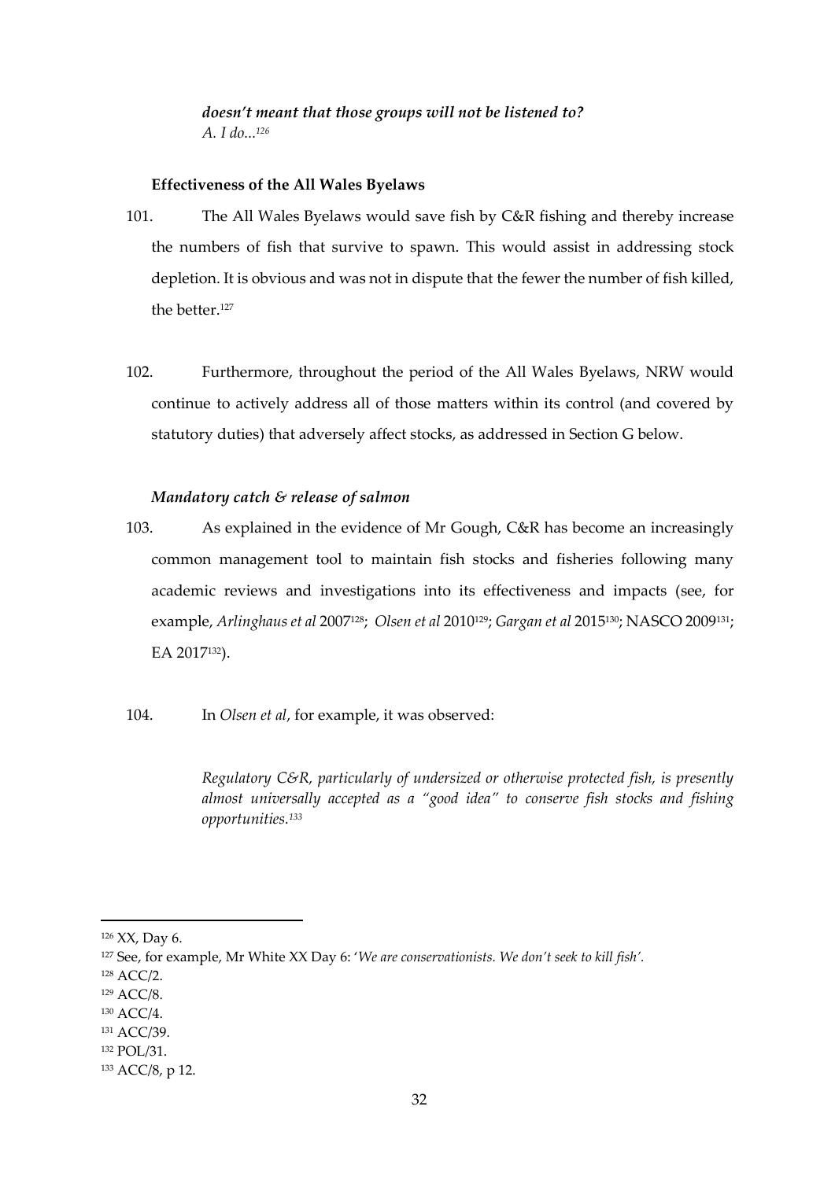*doesn't meant that those groups will not be listened to?*
*A. I do...*[126]

**Effectiveness of the All Wales Byelaws**

101. The All Wales Byelaws would save fish by C&R fishing and thereby increase the numbers of fish that survive to spawn. This would assist in addressing stock depletion. It is obvious and was not in dispute that the fewer the number of fish killed, the better.[127]

102. Furthermore, throughout the period of the All Wales Byelaws, NRW would continue to actively address all of those matters within its control (and covered by statutory duties) that adversely affect stocks, as addressed in Section G below.

***Mandatory catch & release of salmon***

103. As explained in the evidence of Mr Gough, C&R has become an increasingly common management tool to maintain fish stocks and fisheries following many academic reviews and investigations into its effectiveness and impacts (see, for example, *Arlinghaus et al* 2007[128]; *Olsen et al* 2010[129]; *Gargan et al* 2015[130]; NASCO 2009[131]; EA 2017[132]).

104. In *Olsen et al*, for example, it was observed:

> *Regulatory C&R, particularly of undersized or otherwise protected fish, is presently almost universally accepted as a "good idea" to conserve fish stocks and fishing opportunities.*[133]

---

[126] XX, Day 6.
[127] See, for example, Mr White XX Day 6: '*We are conservationists. We don't seek to kill fish'.*
[128] ACC/2.
[129] ACC/8.
[130] ACC/4.
[131] ACC/39.
[132] POL/31.
[133] ACC/8, p 12.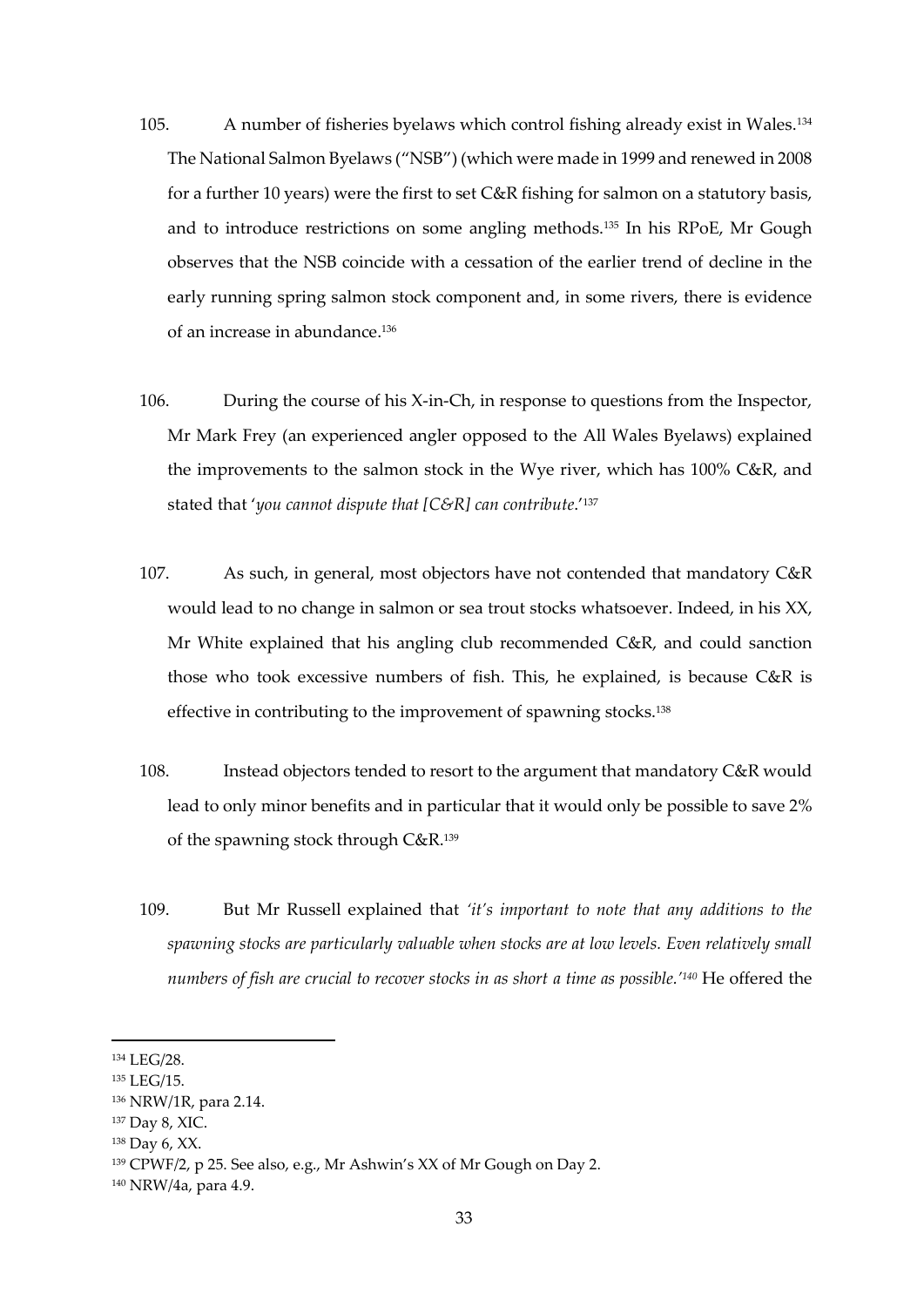105. A number of fisheries byelaws which control fishing already exist in Wales.[134] The National Salmon Byelaws ("NSB") (which were made in 1999 and renewed in 2008 for a further 10 years) were the first to set C&R fishing for salmon on a statutory basis, and to introduce restrictions on some angling methods.[135] In his RPoE, Mr Gough observes that the NSB coincide with a cessation of the earlier trend of decline in the early running spring salmon stock component and, in some rivers, there is evidence of an increase in abundance.[136]

106. During the course of his X-in-Ch, in response to questions from the Inspector, Mr Mark Frey (an experienced angler opposed to the All Wales Byelaws) explained the improvements to the salmon stock in the Wye river, which has 100% C&R, and stated that '*you cannot dispute that [C&R] can contribute*.'[137]

107. As such, in general, most objectors have not contended that mandatory C&R would lead to no change in salmon or sea trout stocks whatsoever. Indeed, in his XX, Mr White explained that his angling club recommended C&R, and could sanction those who took excessive numbers of fish. This, he explained, is because C&R is effective in contributing to the improvement of spawning stocks.[138]

108. Instead objectors tended to resort to the argument that mandatory C&R would lead to only minor benefits and in particular that it would only be possible to save 2% of the spawning stock through C&R.[139]

109. But Mr Russell explained that *'it's important to note that any additions to the spawning stocks are particularly valuable when stocks are at low levels. Even relatively small numbers of fish are crucial to recover stocks in as short a time as possible.'*[140] He offered the

---

[134] LEG/28.

[135] LEG/15.

[136] NRW/1R, para 2.14.

[137] Day 8, XIC.

[138] Day 6, XX.

[139] CPWF/2, p 25. See also, e.g., Mr Ashwin's XX of Mr Gough on Day 2.

[140] NRW/4a, para 4.9.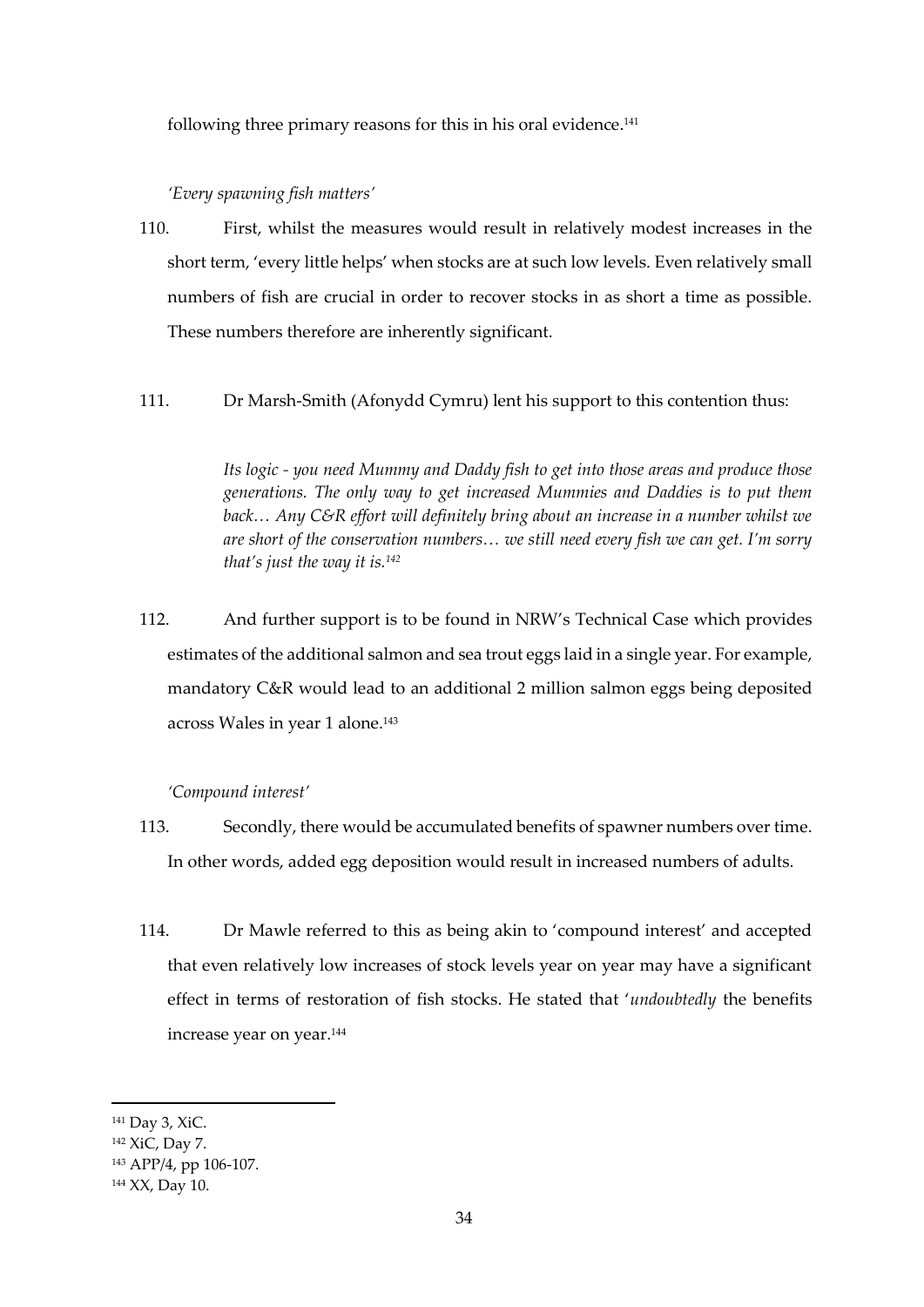following three primary reasons for this in his oral evidence.[141]

*'Every spawning fish matters'*

110. First, whilst the measures would result in relatively modest increases in the short term, 'every little helps' when stocks are at such low levels. Even relatively small numbers of fish are crucial in order to recover stocks in as short a time as possible. These numbers therefore are inherently significant.

111. Dr Marsh-Smith (Afonydd Cymru) lent his support to this contention thus:

> *Its logic - you need Mummy and Daddy fish to get into those areas and produce those generations. The only way to get increased Mummies and Daddies is to put them back… Any C&R effort will definitely bring about an increase in a number whilst we are short of the conservation numbers… we still need every fish we can get. I'm sorry that's just the way it is.*[142]

112. And further support is to be found in NRW's Technical Case which provides estimates of the additional salmon and sea trout eggs laid in a single year. For example, mandatory C&R would lead to an additional 2 million salmon eggs being deposited across Wales in year 1 alone.[143]

*'Compound interest'*

113. Secondly, there would be accumulated benefits of spawner numbers over time. In other words, added egg deposition would result in increased numbers of adults.

114. Dr Mawle referred to this as being akin to 'compound interest' and accepted that even relatively low increases of stock levels year on year may have a significant effect in terms of restoration of fish stocks. He stated that '*undoubtedly* the benefits increase year on year.[144]

---

[141] Day 3, XiC.
[142] XiC, Day 7.
[143] APP/4, pp 106-107.
[144] XX, Day 10.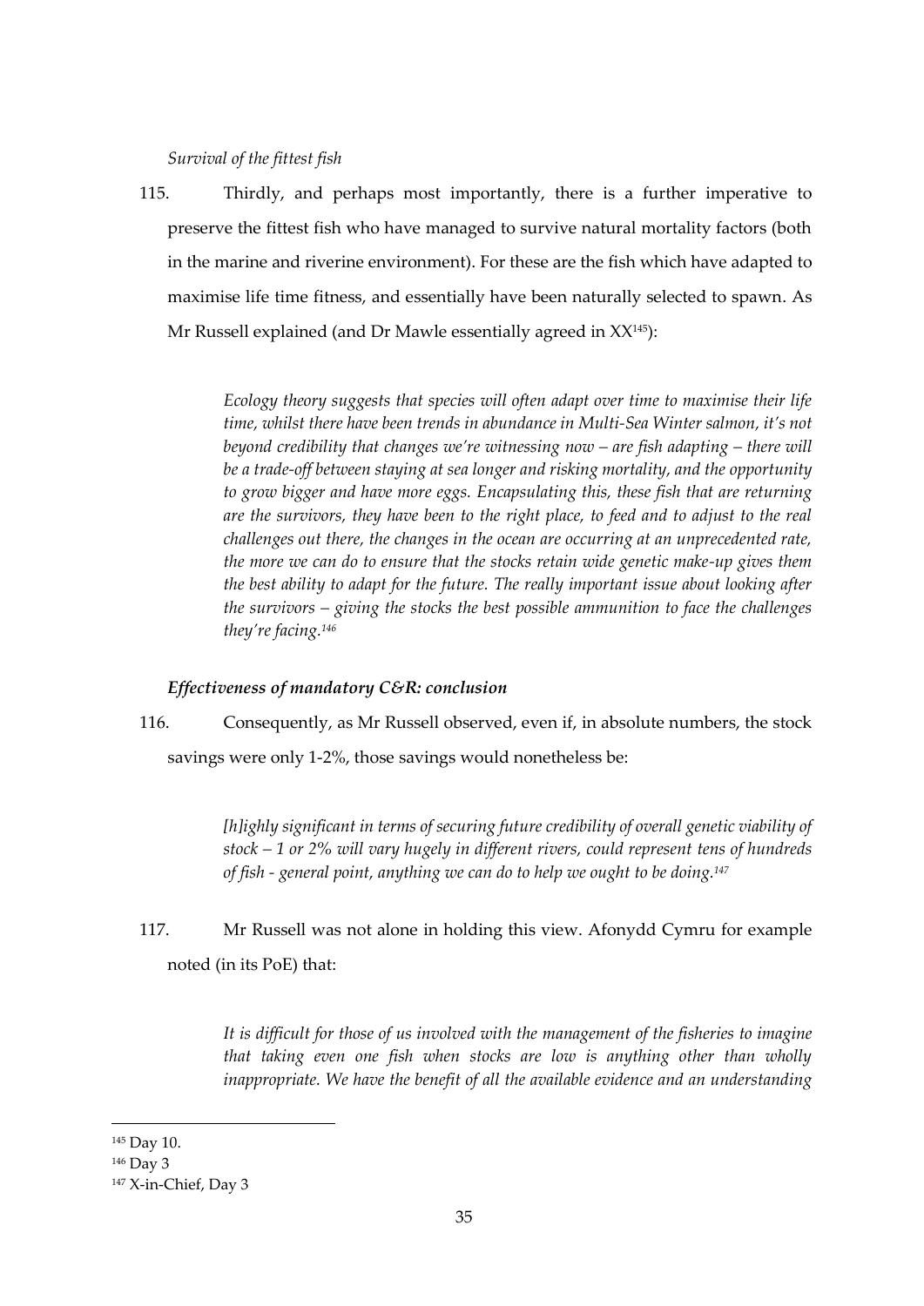*Survival of the fittest fish*

115. Thirdly, and perhaps most importantly, there is a further imperative to preserve the fittest fish who have managed to survive natural mortality factors (both in the marine and riverine environment). For these are the fish which have adapted to maximise life time fitness, and essentially have been naturally selected to spawn. As Mr Russell explained (and Dr Mawle essentially agreed in XX[145]):

> *Ecology theory suggests that species will often adapt over time to maximise their life time, whilst there have been trends in abundance in Multi-Sea Winter salmon, it's not beyond credibility that changes we're witnessing now – are fish adapting – there will be a trade-off between staying at sea longer and risking mortality, and the opportunity to grow bigger and have more eggs. Encapsulating this, these fish that are returning are the survivors, they have been to the right place, to feed and to adjust to the real challenges out there, the changes in the ocean are occurring at an unprecedented rate, the more we can do to ensure that the stocks retain wide genetic make-up gives them the best ability to adapt for the future. The really important issue about looking after the survivors – giving the stocks the best possible ammunition to face the challenges they're facing.*[146]

***Effectiveness of mandatory C&R: conclusion***

116. Consequently, as Mr Russell observed, even if, in absolute numbers, the stock savings were only 1-2%, those savings would nonetheless be:

> *[h]ighly significant in terms of securing future credibility of overall genetic viability of stock – 1 or 2% will vary hugely in different rivers, could represent tens of hundreds of fish - general point, anything we can do to help we ought to be doing.*[147]

117. Mr Russell was not alone in holding this view. Afonydd Cymru for example noted (in its PoE) that:

> *It is difficult for those of us involved with the management of the fisheries to imagine that taking even one fish when stocks are low is anything other than wholly inappropriate. We have the benefit of all the available evidence and an understanding*

---

[145] Day 10.

[146] Day 3

[147] X-in-Chief, Day 3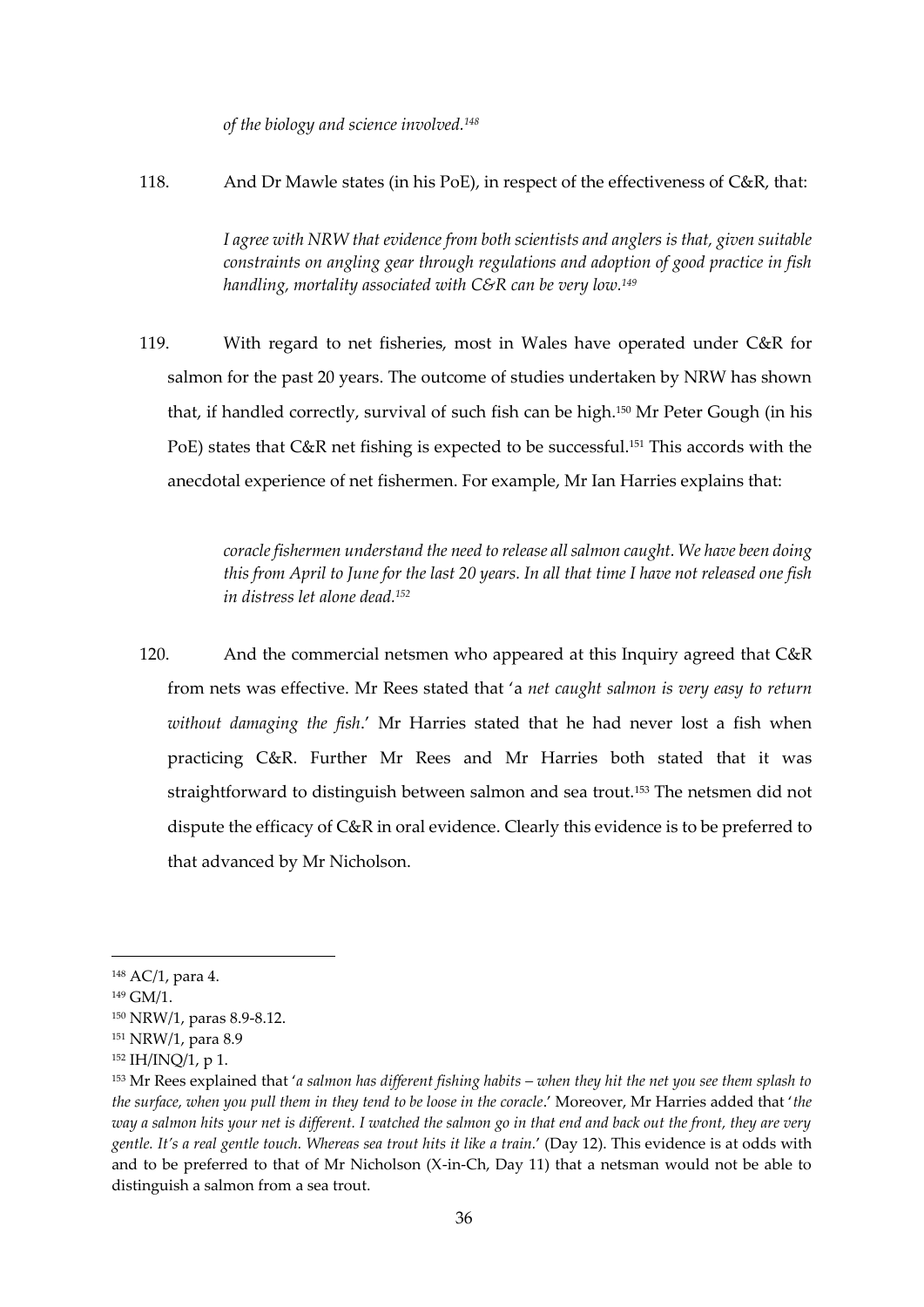*of the biology and science involved.*[148]

118. And Dr Mawle states (in his PoE), in respect of the effectiveness of C&R, that:

> *I agree with NRW that evidence from both scientists and anglers is that, given suitable constraints on angling gear through regulations and adoption of good practice in fish handling, mortality associated with C&R can be very low.*[149]

119. With regard to net fisheries, most in Wales have operated under C&R for salmon for the past 20 years. The outcome of studies undertaken by NRW has shown that, if handled correctly, survival of such fish can be high.[150] Mr Peter Gough (in his PoE) states that C&R net fishing is expected to be successful.[151] This accords with the anecdotal experience of net fishermen. For example, Mr Ian Harries explains that:

> *coracle fishermen understand the need to release all salmon caught. We have been doing this from April to June for the last 20 years. In all that time I have not released one fish in distress let alone dead.*[152]

120. And the commercial netsmen who appeared at this Inquiry agreed that C&R from nets was effective. Mr Rees stated that '*a net caught salmon is very easy to return without damaging the fish*.' Mr Harries stated that he had never lost a fish when practicing C&R. Further Mr Rees and Mr Harries both stated that it was straightforward to distinguish between salmon and sea trout.[153] The netsmen did not dispute the efficacy of C&R in oral evidence. Clearly this evidence is to be preferred to that advanced by Mr Nicholson.

---

[148] AC/1, para 4.

[149] GM/1.

[150] NRW/1, paras 8.9-8.12.

[151] NRW/1, para 8.9

[152] IH/INQ/1, p 1.

[153] Mr Rees explained that '*a salmon has different fishing habits – when they hit the net you see them splash to the surface, when you pull them in they tend to be loose in the coracle*.' Moreover, Mr Harries added that '*the way a salmon hits your net is different. I watched the salmon go in that end and back out the front, they are very gentle. It's a real gentle touch. Whereas sea trout hits it like a train.*' (Day 12). This evidence is at odds with and to be preferred to that of Mr Nicholson (X-in-Ch, Day 11) that a netsman would not be able to distinguish a salmon from a sea trout.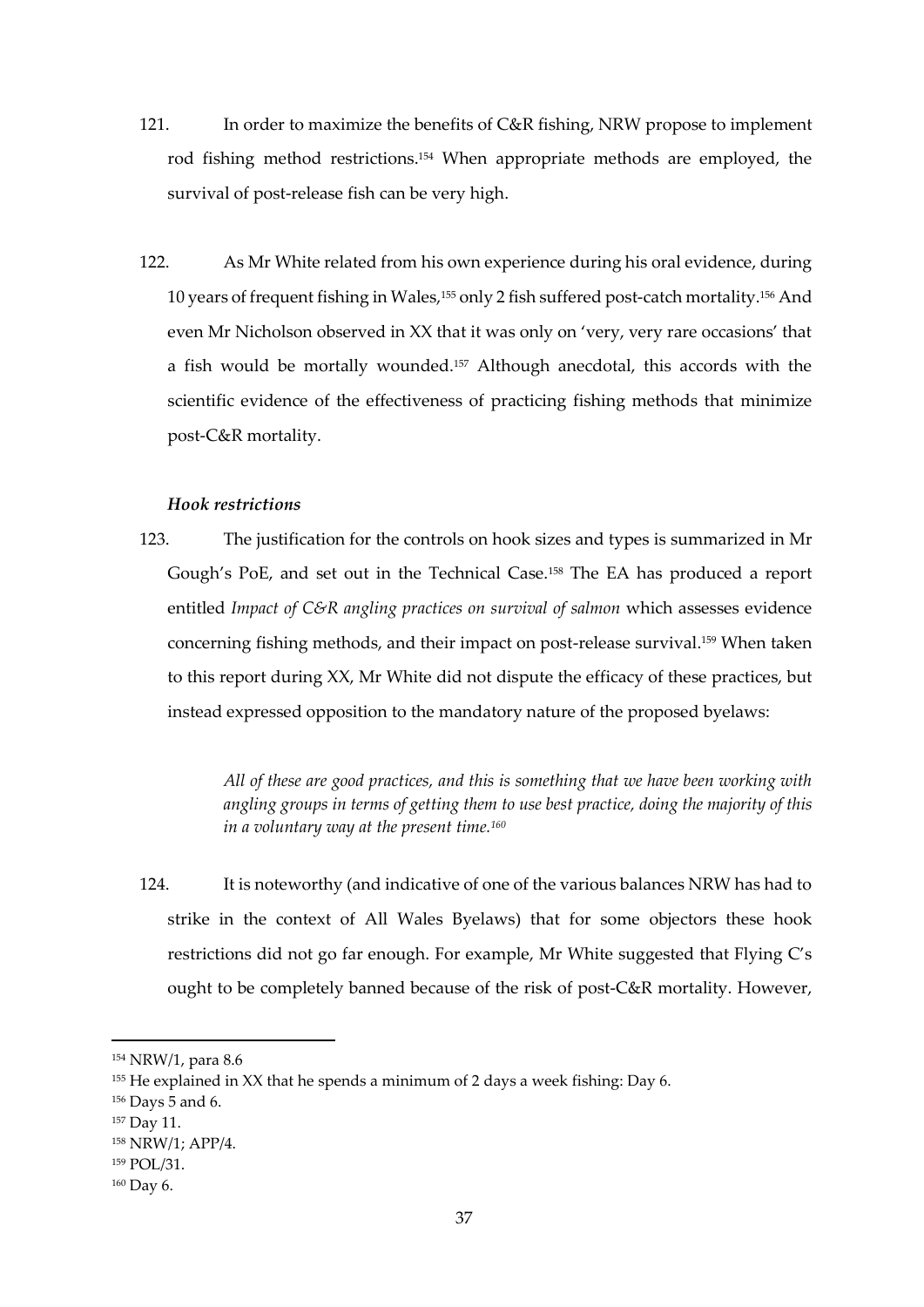121. In order to maximize the benefits of C&R fishing, NRW propose to implement rod fishing method restrictions.[154] When appropriate methods are employed, the survival of post-release fish can be very high.

122. As Mr White related from his own experience during his oral evidence, during 10 years of frequent fishing in Wales,[155] only 2 fish suffered post-catch mortality.[156] And even Mr Nicholson observed in XX that it was only on 'very, very rare occasions' that a fish would be mortally wounded.[157] Although anecdotal, this accords with the scientific evidence of the effectiveness of practicing fishing methods that minimize post-C&R mortality.

### *Hook restrictions*

123. The justification for the controls on hook sizes and types is summarized in Mr Gough's PoE, and set out in the Technical Case.[158] The EA has produced a report entitled *Impact of C&R angling practices on survival of salmon* which assesses evidence concerning fishing methods, and their impact on post-release survival.[159] When taken to this report during XX, Mr White did not dispute the efficacy of these practices, but instead expressed opposition to the mandatory nature of the proposed byelaws:

> *All of these are good practices, and this is something that we have been working with angling groups in terms of getting them to use best practice, doing the majority of this in a voluntary way at the present time.[160]*

124. It is noteworthy (and indicative of one of the various balances NRW has had to strike in the context of All Wales Byelaws) that for some objectors these hook restrictions did not go far enough. For example, Mr White suggested that Flying C's ought to be completely banned because of the risk of post-C&R mortality. However,

---

[154] NRW/1, para 8.6

[155] He explained in XX that he spends a minimum of 2 days a week fishing: Day 6.

[156] Days 5 and 6.

[157] Day 11.

[158] NRW/1; APP/4.

[159] POL/31.

[160] Day 6.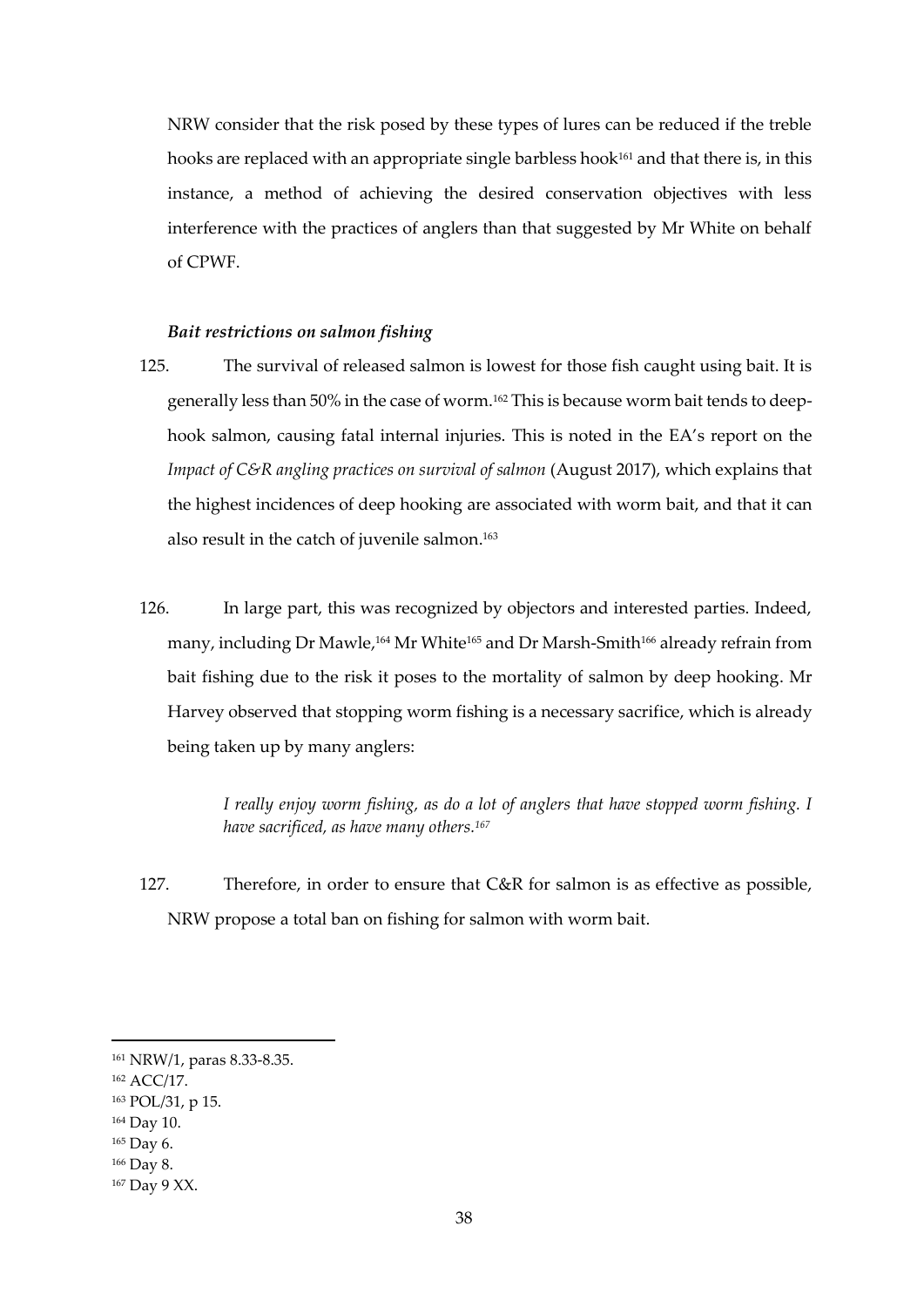NRW consider that the risk posed by these types of lures can be reduced if the treble hooks are replaced with an appropriate single barbless hook[161] and that there is, in this instance, a method of achieving the desired conservation objectives with less interference with the practices of anglers than that suggested by Mr White on behalf of CPWF.

### *Bait restrictions on salmon fishing*

125. The survival of released salmon is lowest for those fish caught using bait. It is generally less than 50% in the case of worm.[162] This is because worm bait tends to deep-hook salmon, causing fatal internal injuries. This is noted in the EA's report on the *Impact of C&R angling practices on survival of salmon* (August 2017), which explains that the highest incidences of deep hooking are associated with worm bait, and that it can also result in the catch of juvenile salmon.[163]

126. In large part, this was recognized by objectors and interested parties. Indeed, many, including Dr Mawle,[164] Mr White[165] and Dr Marsh-Smith[166] already refrain from bait fishing due to the risk it poses to the mortality of salmon by deep hooking. Mr Harvey observed that stopping worm fishing is a necessary sacrifice, which is already being taken up by many anglers:

> *I really enjoy worm fishing, as do a lot of anglers that have stopped worm fishing. I have sacrificed, as have many others.[167]*

127. Therefore, in order to ensure that C&R for salmon is as effective as possible, NRW propose a total ban on fishing for salmon with worm bait.

---

[161] NRW/1, paras 8.33-8.35.
[162] ACC/17.
[163] POL/31, p 15.
[164] Day 10.
[165] Day 6.
[166] Day 8.
[167] Day 9 XX.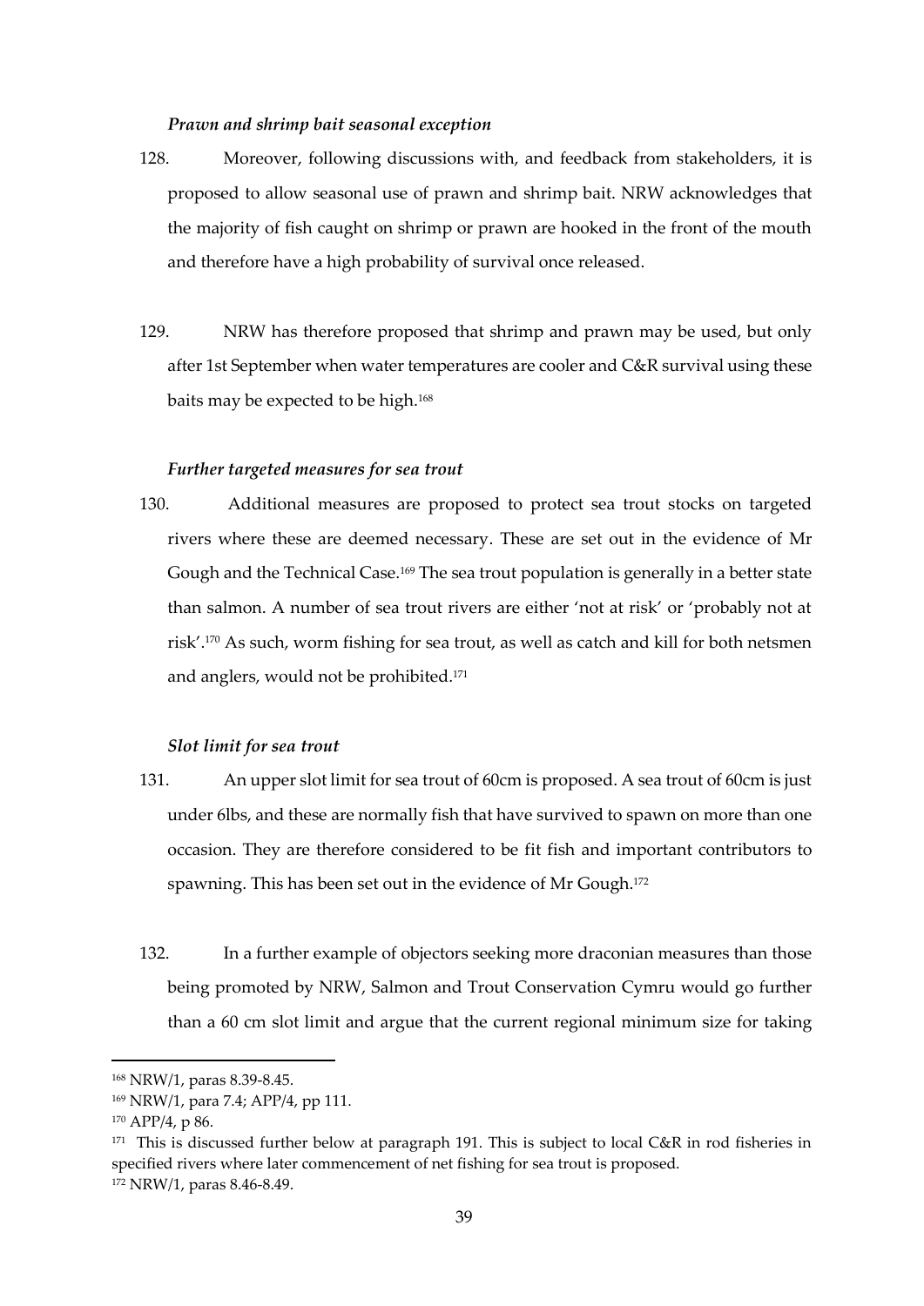*Prawn and shrimp bait seasonal exception*

128. Moreover, following discussions with, and feedback from stakeholders, it is proposed to allow seasonal use of prawn and shrimp bait. NRW acknowledges that the majority of fish caught on shrimp or prawn are hooked in the front of the mouth and therefore have a high probability of survival once released.

129. NRW has therefore proposed that shrimp and prawn may be used, but only after 1st September when water temperatures are cooler and C&R survival using these baits may be expected to be high.[168]

*Further targeted measures for sea trout*

130. Additional measures are proposed to protect sea trout stocks on targeted rivers where these are deemed necessary. These are set out in the evidence of Mr Gough and the Technical Case.[169] The sea trout population is generally in a better state than salmon. A number of sea trout rivers are either 'not at risk' or 'probably not at risk'.[170] As such, worm fishing for sea trout, as well as catch and kill for both netsmen and anglers, would not be prohibited.[171]

*Slot limit for sea trout*

131. An upper slot limit for sea trout of 60cm is proposed. A sea trout of 60cm is just under 6lbs, and these are normally fish that have survived to spawn on more than one occasion. They are therefore considered to be fit fish and important contributors to spawning. This has been set out in the evidence of Mr Gough.[172]

132. In a further example of objectors seeking more draconian measures than those being promoted by NRW, Salmon and Trout Conservation Cymru would go further than a 60 cm slot limit and argue that the current regional minimum size for taking

---

[168] NRW/1, paras 8.39-8.45.

[169] NRW/1, para 7.4; APP/4, pp 111.

[170] APP/4, p 86.

[171] This is discussed further below at paragraph 191. This is subject to local C&R in rod fisheries in specified rivers where later commencement of net fishing for sea trout is proposed.

[172] NRW/1, paras 8.46-8.49.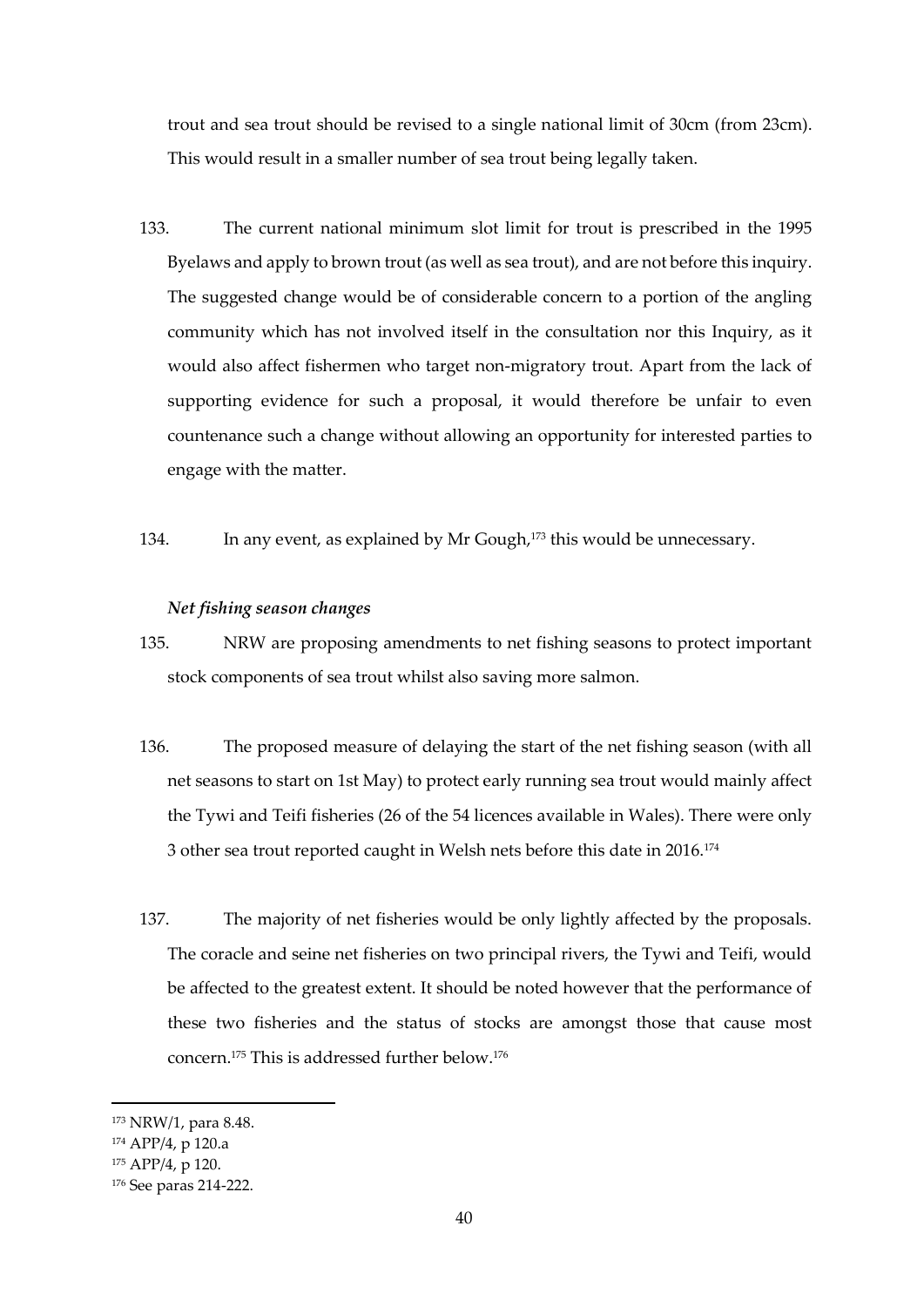trout and sea trout should be revised to a single national limit of 30cm (from 23cm). This would result in a smaller number of sea trout being legally taken.

133. The current national minimum slot limit for trout is prescribed in the 1995 Byelaws and apply to brown trout (as well as sea trout), and are not before this inquiry. The suggested change would be of considerable concern to a portion of the angling community which has not involved itself in the consultation nor this Inquiry, as it would also affect fishermen who target non-migratory trout. Apart from the lack of supporting evidence for such a proposal, it would therefore be unfair to even countenance such a change without allowing an opportunity for interested parties to engage with the matter.

134. In any event, as explained by Mr Gough,[173] this would be unnecessary.

### *Net fishing season changes*

135. NRW are proposing amendments to net fishing seasons to protect important stock components of sea trout whilst also saving more salmon.

136. The proposed measure of delaying the start of the net fishing season (with all net seasons to start on 1st May) to protect early running sea trout would mainly affect the Tywi and Teifi fisheries (26 of the 54 licences available in Wales). There were only 3 other sea trout reported caught in Welsh nets before this date in 2016.[174]

137. The majority of net fisheries would be only lightly affected by the proposals. The coracle and seine net fisheries on two principal rivers, the Tywi and Teifi, would be affected to the greatest extent. It should be noted however that the performance of these two fisheries and the status of stocks are amongst those that cause most concern.[175] This is addressed further below.[176]

---

[173] NRW/1, para 8.48.

[174] APP/4, p 120.a

[175] APP/4, p 120.

[176] See paras 214-222.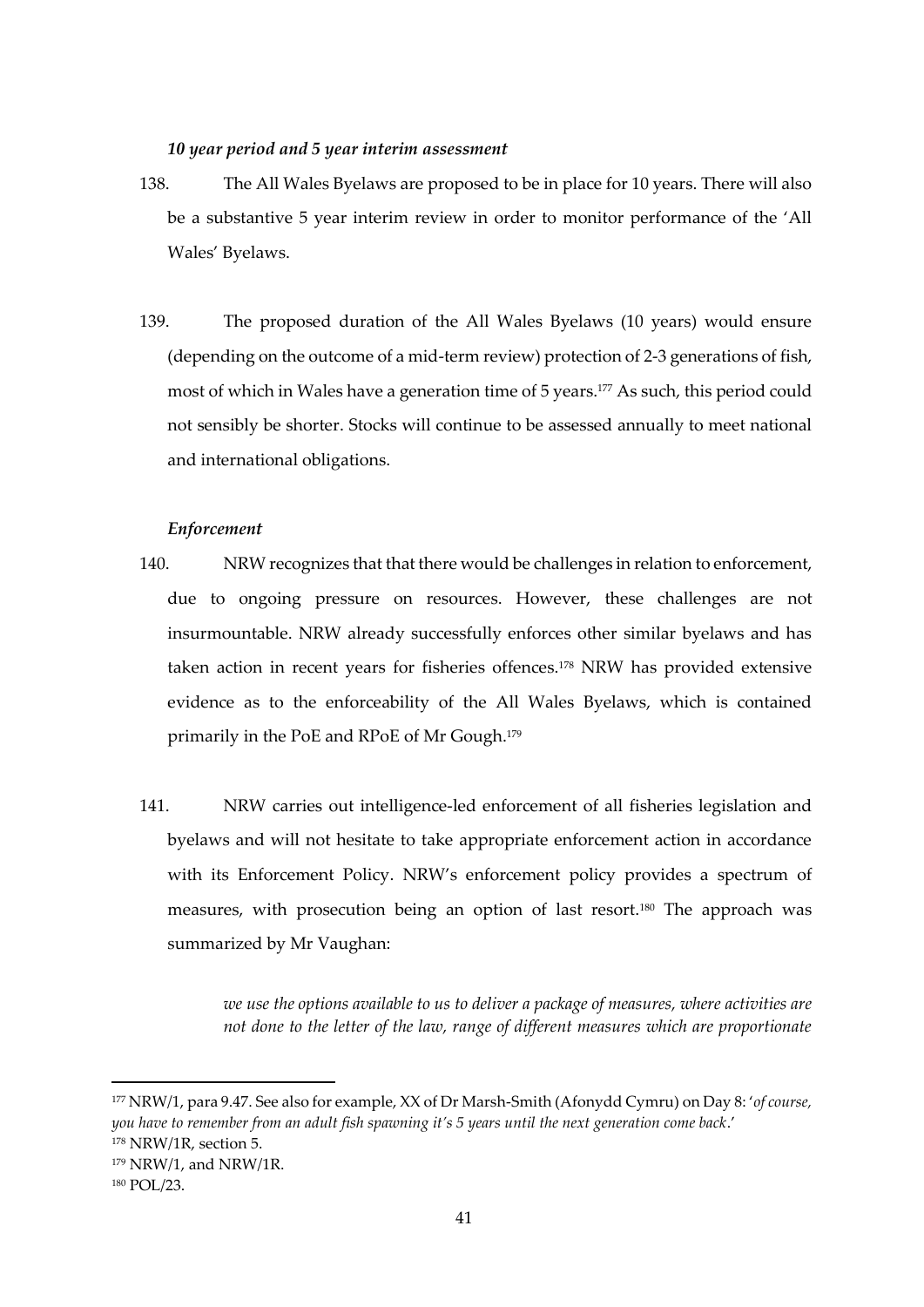***10 year period and 5 year interim assessment***

138. The All Wales Byelaws are proposed to be in place for 10 years. There will also be a substantive 5 year interim review in order to monitor performance of the 'All Wales' Byelaws.

139. The proposed duration of the All Wales Byelaws (10 years) would ensure (depending on the outcome of a mid-term review) protection of 2-3 generations of fish, most of which in Wales have a generation time of 5 years.[177] As such, this period could not sensibly be shorter. Stocks will continue to be assessed annually to meet national and international obligations.

***Enforcement***

140. NRW recognizes that that there would be challenges in relation to enforcement, due to ongoing pressure on resources. However, these challenges are not insurmountable. NRW already successfully enforces other similar byelaws and has taken action in recent years for fisheries offences.[178] NRW has provided extensive evidence as to the enforceability of the All Wales Byelaws, which is contained primarily in the PoE and RPoE of Mr Gough.[179]

141. NRW carries out intelligence-led enforcement of all fisheries legislation and byelaws and will not hesitate to take appropriate enforcement action in accordance with its Enforcement Policy. NRW's enforcement policy provides a spectrum of measures, with prosecution being an option of last resort.[180] The approach was summarized by Mr Vaughan:

> *we use the options available to us to deliver a package of measures, where activities are not done to the letter of the law, range of different measures which are proportionate*

---

[177] NRW/1, para 9.47. See also for example, XX of Dr Marsh-Smith (Afonydd Cymru) on Day 8: '*of course, you have to remember from an adult fish spawning it's 5 years until the next generation come back*.'

[178] NRW/1R, section 5.

[179] NRW/1, and NRW/1R.

[180] POL/23.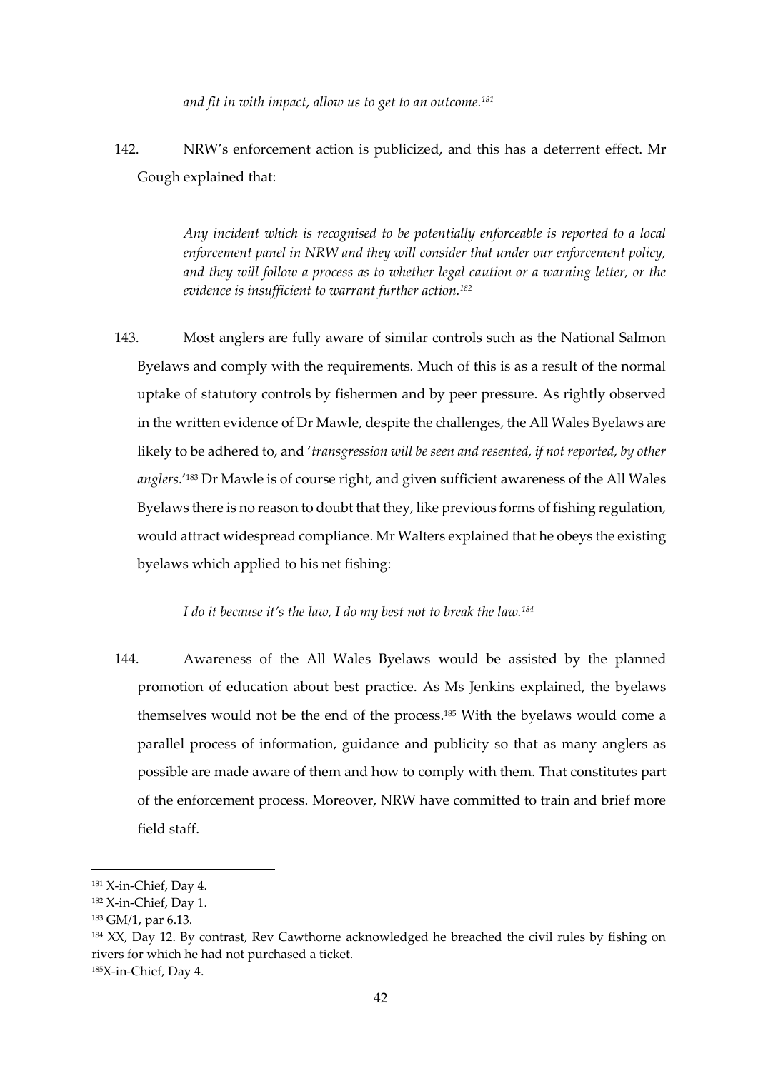*and fit in with impact, allow us to get to an outcome.*[181]

142. NRW's enforcement action is publicized, and this has a deterrent effect. Mr Gough explained that:

> *Any incident which is recognised to be potentially enforceable is reported to a local enforcement panel in NRW and they will consider that under our enforcement policy, and they will follow a process as to whether legal caution or a warning letter, or the evidence is insufficient to warrant further action.*[182]

143. Most anglers are fully aware of similar controls such as the National Salmon Byelaws and comply with the requirements. Much of this is as a result of the normal uptake of statutory controls by fishermen and by peer pressure. As rightly observed in the written evidence of Dr Mawle, despite the challenges, the All Wales Byelaws are likely to be adhered to, and '*transgression will be seen and resented, if not reported, by other anglers.*'[183] Dr Mawle is of course right, and given sufficient awareness of the All Wales Byelaws there is no reason to doubt that they, like previous forms of fishing regulation, would attract widespread compliance. Mr Walters explained that he obeys the existing byelaws which applied to his net fishing:

> *I do it because it's the law, I do my best not to break the law.*[184]

144. Awareness of the All Wales Byelaws would be assisted by the planned promotion of education about best practice. As Ms Jenkins explained, the byelaws themselves would not be the end of the process.[185] With the byelaws would come a parallel process of information, guidance and publicity so that as many anglers as possible are made aware of them and how to comply with them. That constitutes part of the enforcement process. Moreover, NRW have committed to train and brief more field staff.

---

[181] X-in-Chief, Day 4.

[182] X-in-Chief, Day 1.

[183] GM/1, par 6.13.

[184] XX, Day 12. By contrast, Rev Cawthorne acknowledged he breached the civil rules by fishing on rivers for which he had not purchased a ticket.

[185] X-in-Chief, Day 4.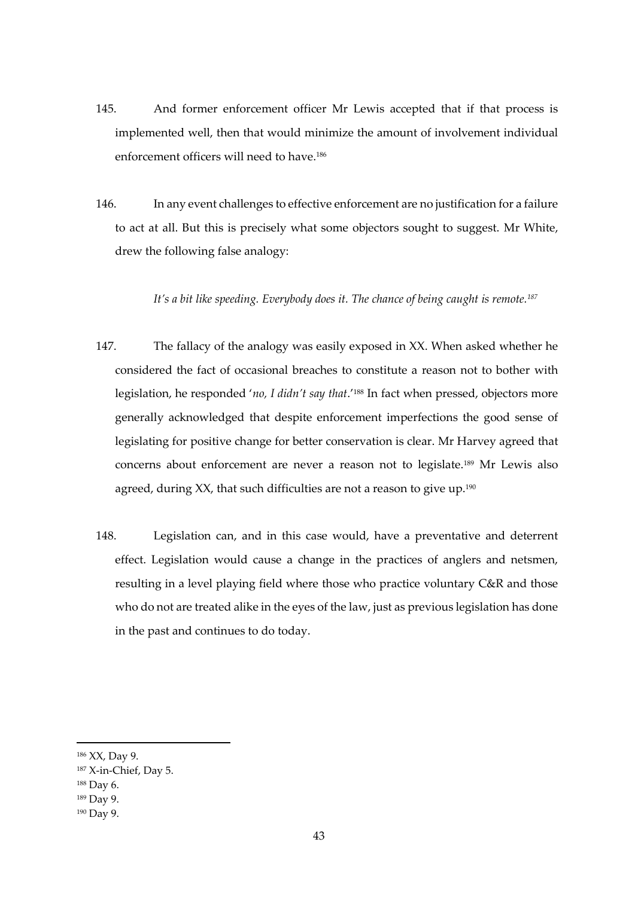145. And former enforcement officer Mr Lewis accepted that if that process is implemented well, then that would minimize the amount of involvement individual enforcement officers will need to have.[186]

146. In any event challenges to effective enforcement are no justification for a failure to act at all. But this is precisely what some objectors sought to suggest. Mr White, drew the following false analogy:

> *It's a bit like speeding. Everybody does it. The chance of being caught is remote.[187]*

147. The fallacy of the analogy was easily exposed in XX. When asked whether he considered the fact of occasional breaches to constitute a reason not to bother with legislation, he responded '*no, I didn't say that*.'[188] In fact when pressed, objectors more generally acknowledged that despite enforcement imperfections the good sense of legislating for positive change for better conservation is clear. Mr Harvey agreed that concerns about enforcement are never a reason not to legislate.[189] Mr Lewis also agreed, during XX, that such difficulties are not a reason to give up.[190]

148. Legislation can, and in this case would, have a preventative and deterrent effect. Legislation would cause a change in the practices of anglers and netsmen, resulting in a level playing field where those who practice voluntary C&R and those who do not are treated alike in the eyes of the law, just as previous legislation has done in the past and continues to do today.

---

[186] XX, Day 9.

[187] X-in-Chief, Day 5.

[188] Day 6.

[189] Day 9.

[190] Day 9.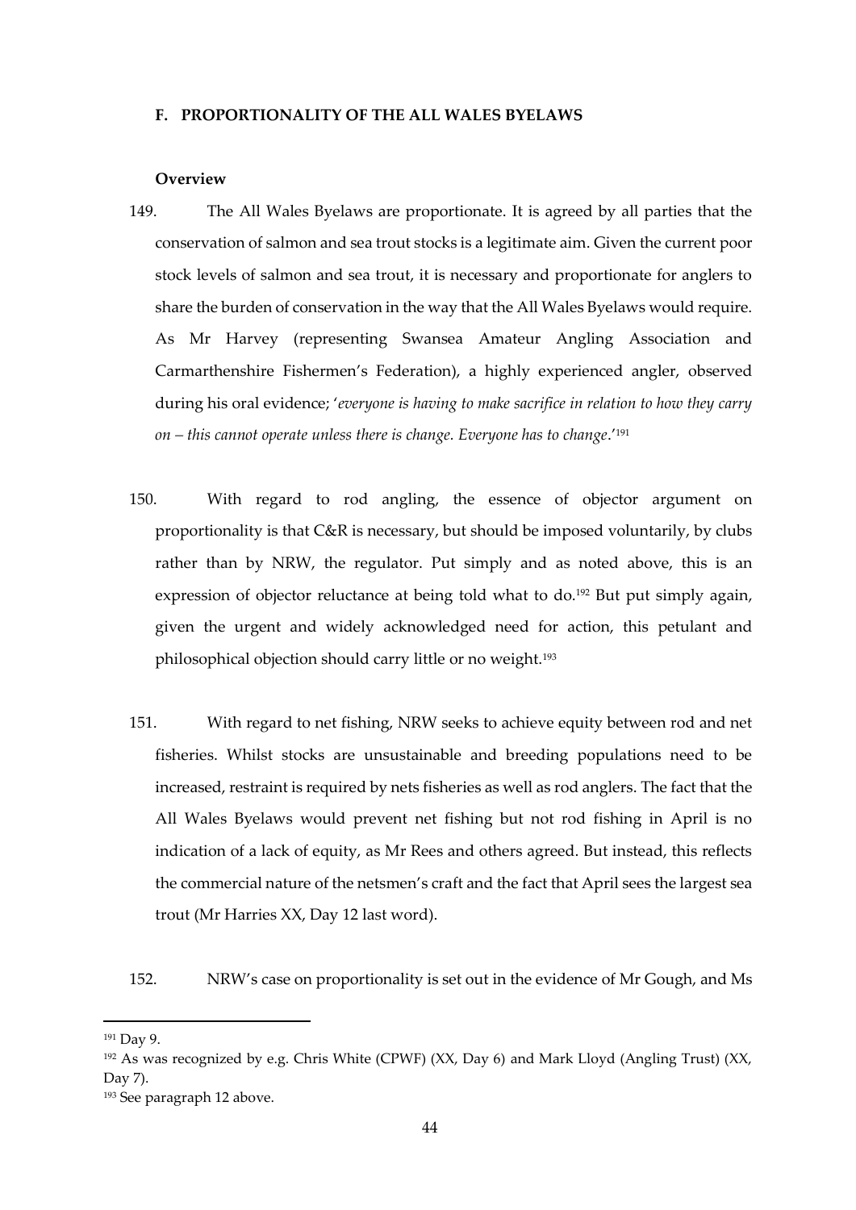### F. PROPORTIONALITY OF THE ALL WALES BYELAWS

#### Overview

149. The All Wales Byelaws are proportionate. It is agreed by all parties that the conservation of salmon and sea trout stocks is a legitimate aim. Given the current poor stock levels of salmon and sea trout, it is necessary and proportionate for anglers to share the burden of conservation in the way that the All Wales Byelaws would require. As Mr Harvey (representing Swansea Amateur Angling Association and Carmarthenshire Fishermen's Federation), a highly experienced angler, observed during his oral evidence; '*everyone is having to make sacrifice in relation to how they carry on – this cannot operate unless there is change. Everyone has to change*.'[191]

150. With regard to rod angling, the essence of objector argument on proportionality is that C&R is necessary, but should be imposed voluntarily, by clubs rather than by NRW, the regulator. Put simply and as noted above, this is an expression of objector reluctance at being told what to do.[192] But put simply again, given the urgent and widely acknowledged need for action, this petulant and philosophical objection should carry little or no weight.[193]

151. With regard to net fishing, NRW seeks to achieve equity between rod and net fisheries. Whilst stocks are unsustainable and breeding populations need to be increased, restraint is required by nets fisheries as well as rod anglers. The fact that the All Wales Byelaws would prevent net fishing but not rod fishing in April is no indication of a lack of equity, as Mr Rees and others agreed. But instead, this reflects the commercial nature of the netsmen's craft and the fact that April sees the largest sea trout (Mr Harries XX, Day 12 last word).

152. NRW's case on proportionality is set out in the evidence of Mr Gough, and Ms

---

[191] Day 9.

[192] As was recognized by e.g. Chris White (CPWF) (XX, Day 6) and Mark Lloyd (Angling Trust) (XX, Day 7).

[193] See paragraph 12 above.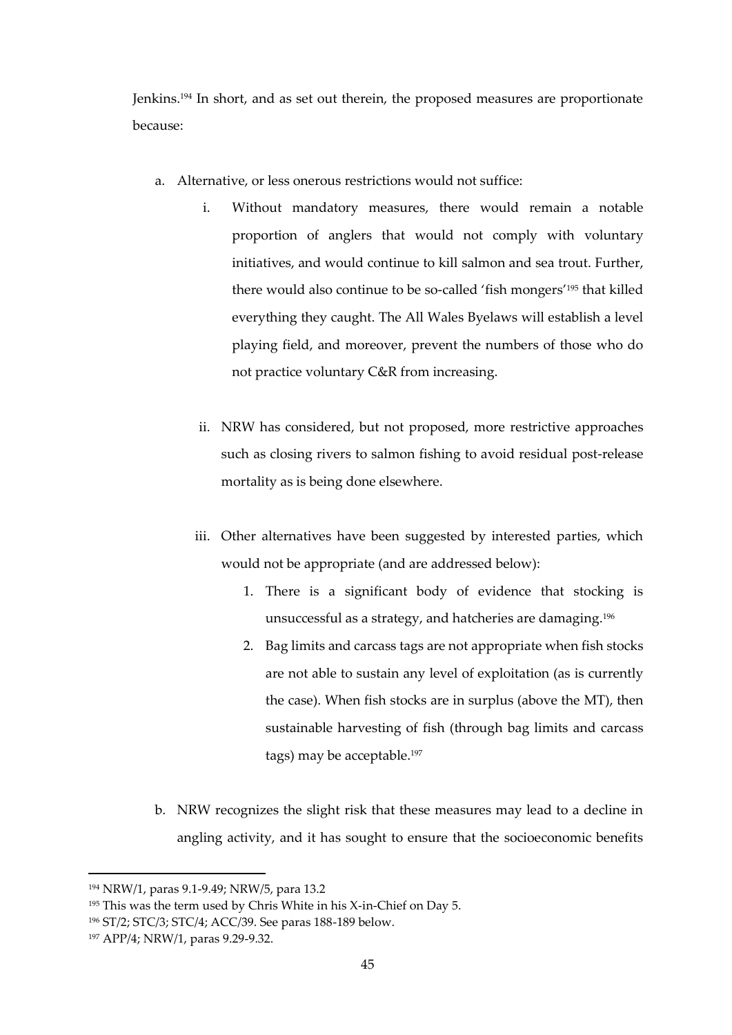Jenkins.[194] In short, and as set out therein, the proposed measures are proportionate because:

a. Alternative, or less onerous restrictions would not suffice:

   i. Without mandatory measures, there would remain a notable proportion of anglers that would not comply with voluntary initiatives, and would continue to kill salmon and sea trout. Further, there would also continue to be so-called 'fish mongers'[195] that killed everything they caught. The All Wales Byelaws will establish a level playing field, and moreover, prevent the numbers of those who do not practice voluntary C&R from increasing.

   ii. NRW has considered, but not proposed, more restrictive approaches such as closing rivers to salmon fishing to avoid residual post-release mortality as is being done elsewhere.

   iii. Other alternatives have been suggested by interested parties, which would not be appropriate (and are addressed below):

      1. There is a significant body of evidence that stocking is unsuccessful as a strategy, and hatcheries are damaging.[196]
      2. Bag limits and carcass tags are not appropriate when fish stocks are not able to sustain any level of exploitation (as is currently the case). When fish stocks are in surplus (above the MT), then sustainable harvesting of fish (through bag limits and carcass tags) may be acceptable.[197]

b. NRW recognizes the slight risk that these measures may lead to a decline in angling activity, and it has sought to ensure that the socioeconomic benefits

---

[194] NRW/1, paras 9.1-9.49; NRW/5, para 13.2

[195] This was the term used by Chris White in his X-in-Chief on Day 5.

[196] ST/2; STC/3; STC/4; ACC/39. See paras 188-189 below.

[197] APP/4; NRW/1, paras 9.29-9.32.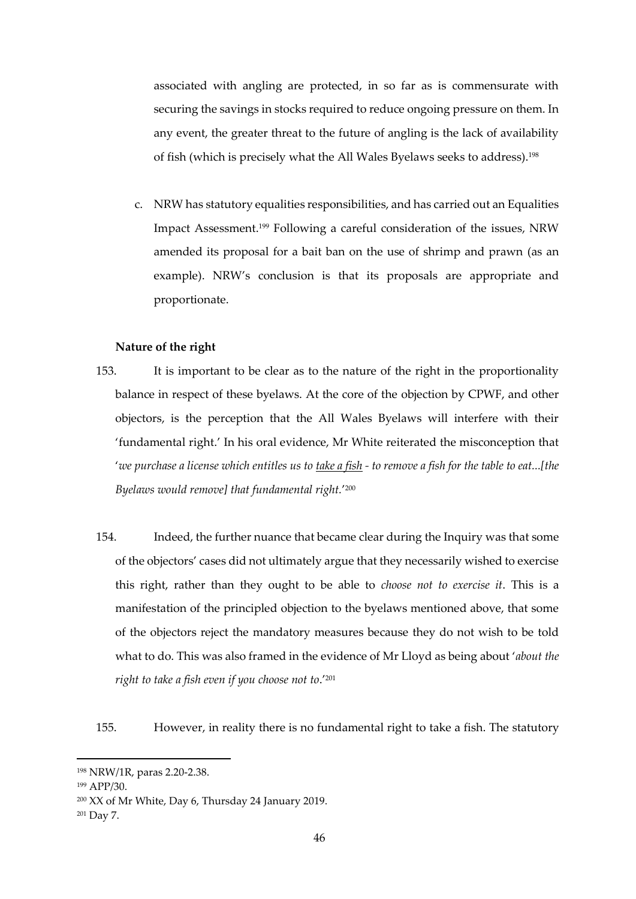associated with angling are protected, in so far as is commensurate with securing the savings in stocks required to reduce ongoing pressure on them. In any event, the greater threat to the future of angling is the lack of availability of fish (which is precisely what the All Wales Byelaws seeks to address).[198]

c. NRW has statutory equalities responsibilities, and has carried out an Equalities Impact Assessment.[199] Following a careful consideration of the issues, NRW amended its proposal for a bait ban on the use of shrimp and prawn (as an example). NRW's conclusion is that its proposals are appropriate and proportionate.

**Nature of the right**

153. It is important to be clear as to the nature of the right in the proportionality balance in respect of these byelaws. At the core of the objection by CPWF, and other objectors, is the perception that the All Wales Byelaws will interfere with their 'fundamental right.' In his oral evidence, Mr White reiterated the misconception that '*we purchase a license which entitles us to <u>take a fish</u> - to remove a fish for the table to eat...[the Byelaws would remove] that fundamental right.*'[200]

154. Indeed, the further nuance that became clear during the Inquiry was that some of the objectors' cases did not ultimately argue that they necessarily wished to exercise this right, rather than they ought to be able to *choose not to exercise it*. This is a manifestation of the principled objection to the byelaws mentioned above, that some of the objectors reject the mandatory measures because they do not wish to be told what to do. This was also framed in the evidence of Mr Lloyd as being about '*about the right to take a fish even if you choose not to*.'[201]

155. However, in reality there is no fundamental right to take a fish. The statutory

---

[198] NRW/1R, paras 2.20-2.38.

[199] APP/30.

[200] XX of Mr White, Day 6, Thursday 24 January 2019.

[201] Day 7.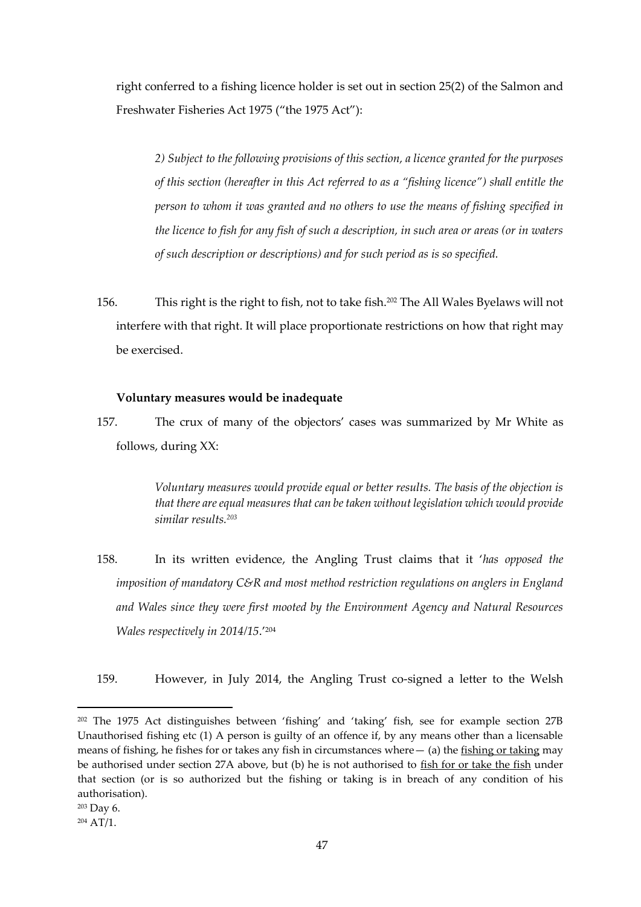right conferred to a fishing licence holder is set out in section 25(2) of the Salmon and Freshwater Fisheries Act 1975 ("the 1975 Act"):

> *2) Subject to the following provisions of this section, a licence granted for the purposes of this section (hereafter in this Act referred to as a "fishing licence") shall entitle the person to whom it was granted and no others to use the means of fishing specified in the licence to fish for any fish of such a description, in such area or areas (or in waters of such description or descriptions) and for such period as is so specified.*

156. This right is the right to fish, not to take fish.[202] The All Wales Byelaws will not interfere with that right. It will place proportionate restrictions on how that right may be exercised.

**Voluntary measures would be inadequate**

157. The crux of many of the objectors' cases was summarized by Mr White as follows, during XX:

> *Voluntary measures would provide equal or better results. The basis of the objection is that there are equal measures that can be taken without legislation which would provide similar results.*[203]

158. In its written evidence, the Angling Trust claims that it '*has opposed the imposition of mandatory C&R and most method restriction regulations on anglers in England and Wales since they were first mooted by the Environment Agency and Natural Resources Wales respectively in 2014/15*.'[204]

159. However, in July 2014, the Angling Trust co-signed a letter to the Welsh

---

[202] The 1975 Act distinguishes between 'fishing' and 'taking' fish, see for example section 27B Unauthorised fishing etc (1) A person is guilty of an offence if, by any means other than a licensable means of fishing, he fishes for or takes any fish in circumstances where— (a) the <u>fishing or taking</u> may be authorised under section 27A above, but (b) he is not authorised to <u>fish for or take the fish</u> under that section (or is so authorized but the fishing or taking is in breach of any condition of his authorisation).

[203] Day 6.

[204] AT/1.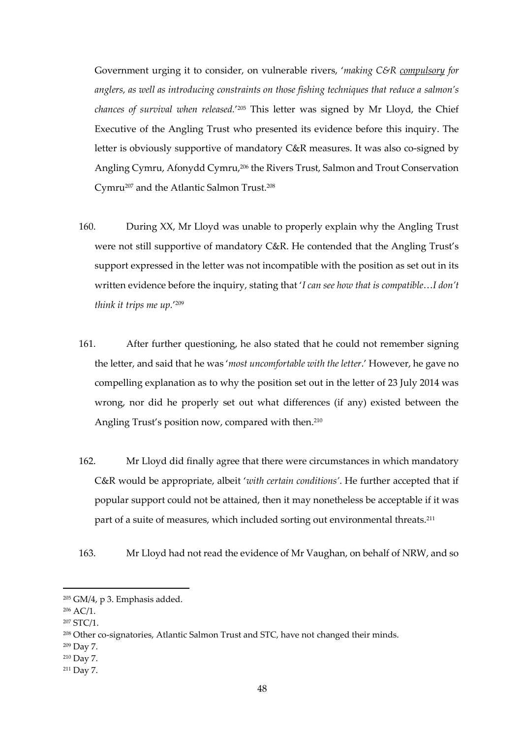Government urging it to consider, on vulnerable rivers, '*making C&R <u>compulsory</u> for anglers, as well as introducing constraints on those fishing techniques that reduce a salmon's chances of survival when released.*'[205] This letter was signed by Mr Lloyd, the Chief Executive of the Angling Trust who presented its evidence before this inquiry. The letter is obviously supportive of mandatory C&R measures. It was also co-signed by Angling Cymru, Afonydd Cymru,[206] the Rivers Trust, Salmon and Trout Conservation Cymru[207] and the Atlantic Salmon Trust.[208]

160. During XX, Mr Lloyd was unable to properly explain why the Angling Trust were not still supportive of mandatory C&R. He contended that the Angling Trust's support expressed in the letter was not incompatible with the position as set out in its written evidence before the inquiry, stating that '*I can see how that is compatible…I don't think it trips me up.*'[209]

161. After further questioning, he also stated that he could not remember signing the letter, and said that he was '*most uncomfortable with the letter*.' However, he gave no compelling explanation as to why the position set out in the letter of 23 July 2014 was wrong, nor did he properly set out what differences (if any) existed between the Angling Trust's position now, compared with then.[210]

162. Mr Lloyd did finally agree that there were circumstances in which mandatory C&R would be appropriate, albeit '*with certain conditions*'. He further accepted that if popular support could not be attained, then it may nonetheless be acceptable if it was part of a suite of measures, which included sorting out environmental threats.[211]

163. Mr Lloyd had not read the evidence of Mr Vaughan, on behalf of NRW, and so

---

[205] GM/4, p 3. Emphasis added.

[206] AC/1.

[207] STC/1.

[208] Other co-signatories, Atlantic Salmon Trust and STC, have not changed their minds.

[209] Day 7.

[210] Day 7.

[211] Day 7.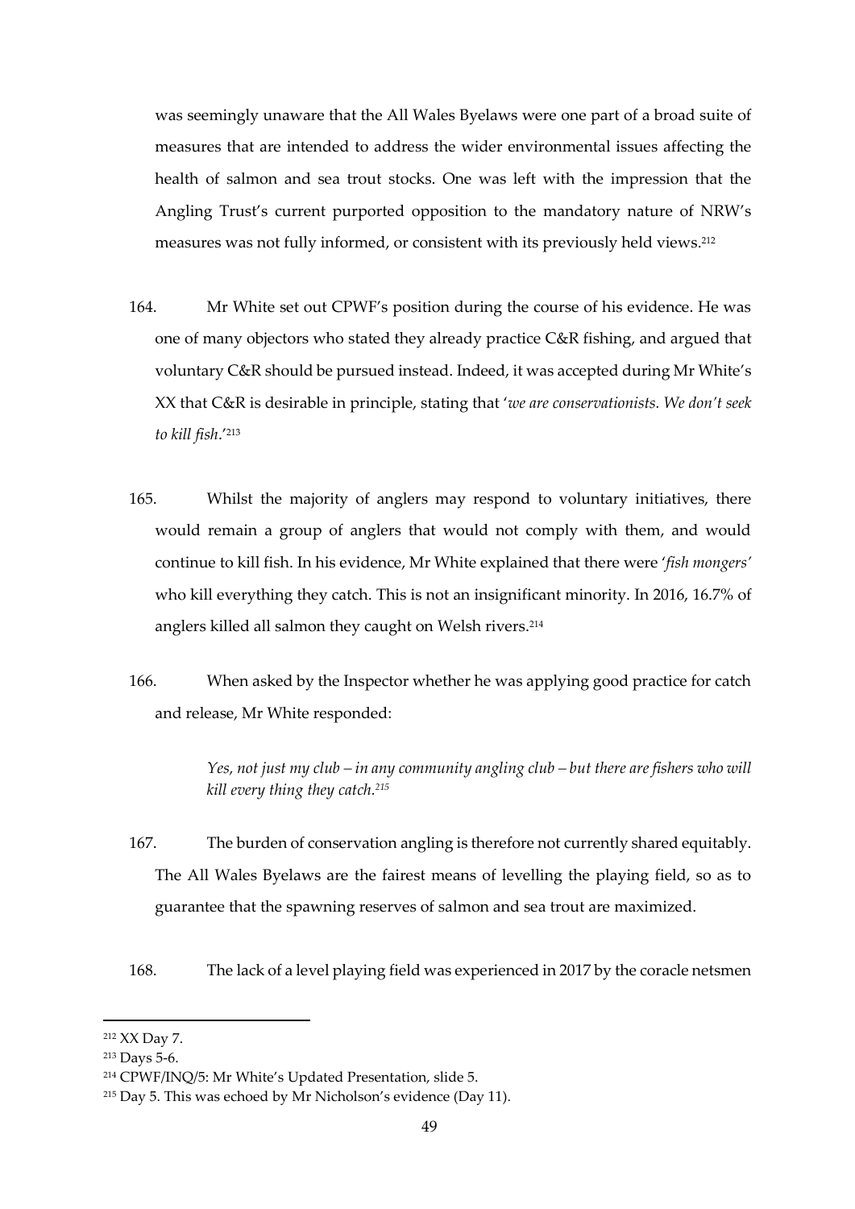was seemingly unaware that the All Wales Byelaws were one part of a broad suite of measures that are intended to address the wider environmental issues affecting the health of salmon and sea trout stocks. One was left with the impression that the Angling Trust's current purported opposition to the mandatory nature of NRW's measures was not fully informed, or consistent with its previously held views.[212]

164. Mr White set out CPWF's position during the course of his evidence. He was one of many objectors who stated they already practice C&R fishing, and argued that voluntary C&R should be pursued instead. Indeed, it was accepted during Mr White's XX that C&R is desirable in principle, stating that '*we are conservationists. We don't seek to kill fish*.'[213]

165. Whilst the majority of anglers may respond to voluntary initiatives, there would remain a group of anglers that would not comply with them, and would continue to kill fish. In his evidence, Mr White explained that there were '*fish mongers'* who kill everything they catch. This is not an insignificant minority. In 2016, 16.7% of anglers killed all salmon they caught on Welsh rivers.[214]

166. When asked by the Inspector whether he was applying good practice for catch and release, Mr White responded:

> *Yes, not just my club – in any community angling club – but there are fishers who will kill every thing they catch.*[215]

167. The burden of conservation angling is therefore not currently shared equitably. The All Wales Byelaws are the fairest means of levelling the playing field, so as to guarantee that the spawning reserves of salmon and sea trout are maximized.

168. The lack of a level playing field was experienced in 2017 by the coracle netsmen

---

[212] XX Day 7.

[213] Days 5-6.

[214] CPWF/INQ/5: Mr White's Updated Presentation, slide 5.

[215] Day 5. This was echoed by Mr Nicholson's evidence (Day 11).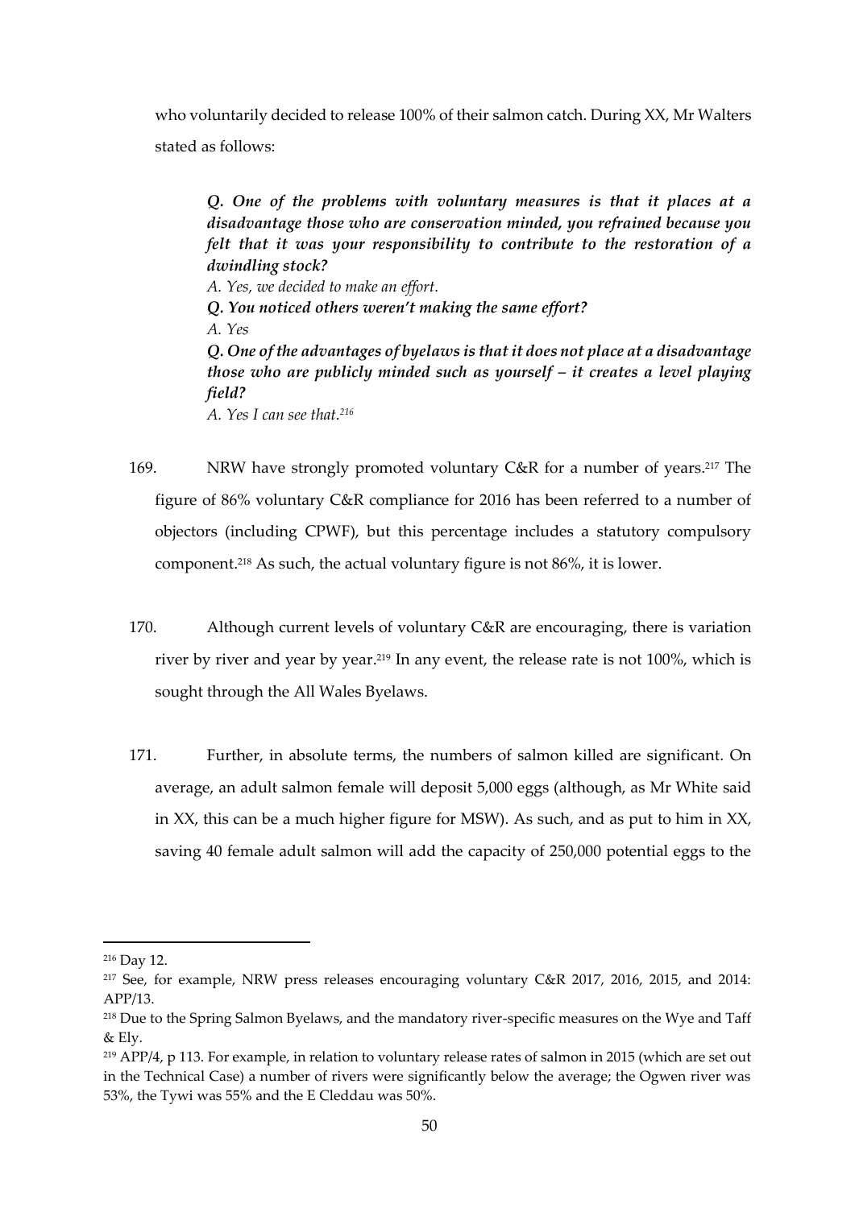who voluntarily decided to release 100% of their salmon catch. During XX, Mr Walters stated as follows:

> ***Q. One of the problems with voluntary measures is that it places at a disadvantage those who are conservation minded, you refrained because you felt that it was your responsibility to contribute to the restoration of a dwindling stock?***
> *A. Yes, we decided to make an effort.*
> ***Q. You noticed others weren't making the same effort?***
> *A. Yes*
> ***Q. One of the advantages of byelaws is that it does not place at a disadvantage those who are publicly minded such as yourself – it creates a level playing field?***
> *A. Yes I can see that.*[216]

169. NRW have strongly promoted voluntary C&R for a number of years.[217] The figure of 86% voluntary C&R compliance for 2016 has been referred to a number of objectors (including CPWF), but this percentage includes a statutory compulsory component.[218] As such, the actual voluntary figure is not 86%, it is lower.

170. Although current levels of voluntary C&R are encouraging, there is variation river by river and year by year.[219] In any event, the release rate is not 100%, which is sought through the All Wales Byelaws.

171. Further, in absolute terms, the numbers of salmon killed are significant. On average, an adult salmon female will deposit 5,000 eggs (although, as Mr White said in XX, this can be a much higher figure for MSW). As such, and as put to him in XX, saving 40 female adult salmon will add the capacity of 250,000 potential eggs to the

---

[216] Day 12.

[217] See, for example, NRW press releases encouraging voluntary C&R 2017, 2016, 2015, and 2014: APP/13.

[218] Due to the Spring Salmon Byelaws, and the mandatory river-specific measures on the Wye and Taff & Ely.

[219] APP/4, p 113. For example, in relation to voluntary release rates of salmon in 2015 (which are set out in the Technical Case) a number of rivers were significantly below the average; the Ogwen river was 53%, the Tywi was 55% and the E Cleddau was 50%.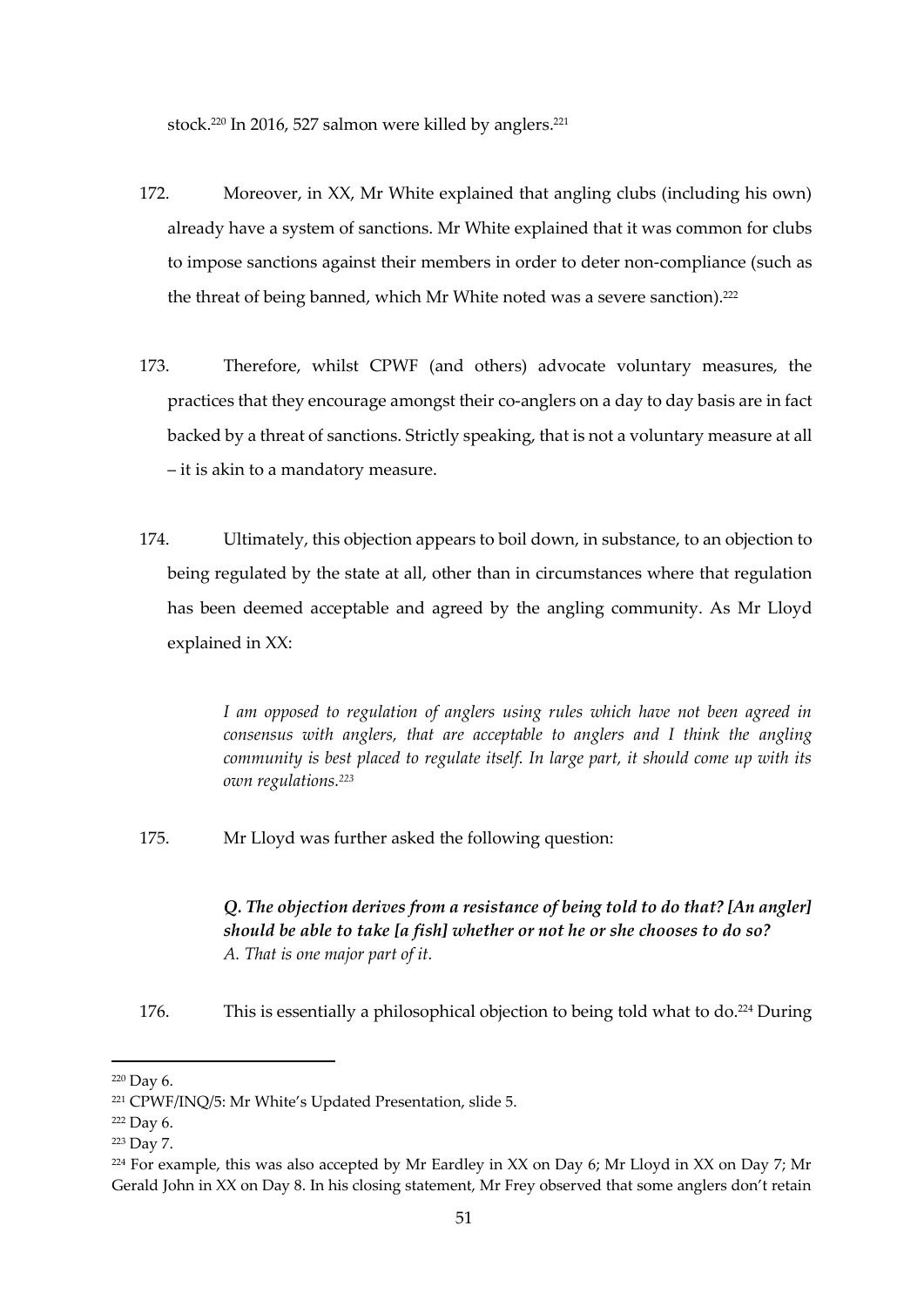stock.[220] In 2016, 527 salmon were killed by anglers.[221]

172. Moreover, in XX, Mr White explained that angling clubs (including his own) already have a system of sanctions. Mr White explained that it was common for clubs to impose sanctions against their members in order to deter non-compliance (such as the threat of being banned, which Mr White noted was a severe sanction).[222]

173. Therefore, whilst CPWF (and others) advocate voluntary measures, the practices that they encourage amongst their co-anglers on a day to day basis are in fact backed by a threat of sanctions. Strictly speaking, that is not a voluntary measure at all – it is akin to a mandatory measure.

174. Ultimately, this objection appears to boil down, in substance, to an objection to being regulated by the state at all, other than in circumstances where that regulation has been deemed acceptable and agreed by the angling community. As Mr Lloyd explained in XX:

> *I am opposed to regulation of anglers using rules which have not been agreed in consensus with anglers, that are acceptable to anglers and I think the angling community is best placed to regulate itself. In large part, it should come up with its own regulations.*[223]

175. Mr Lloyd was further asked the following question:

> ***Q. The objection derives from a resistance of being told to do that? [An angler] should be able to take [a fish] whether or not he or she chooses to do so?***
> *A. That is one major part of it.*

176. This is essentially a philosophical objection to being told what to do.[224] During

---

[220] Day 6.

[221] CPWF/INQ/5: Mr White's Updated Presentation, slide 5.

[222] Day 6.

[223] Day 7.

[224] For example, this was also accepted by Mr Eardley in XX on Day 6; Mr Lloyd in XX on Day 7; Mr Gerald John in XX on Day 8. In his closing statement, Mr Frey observed that some anglers don't retain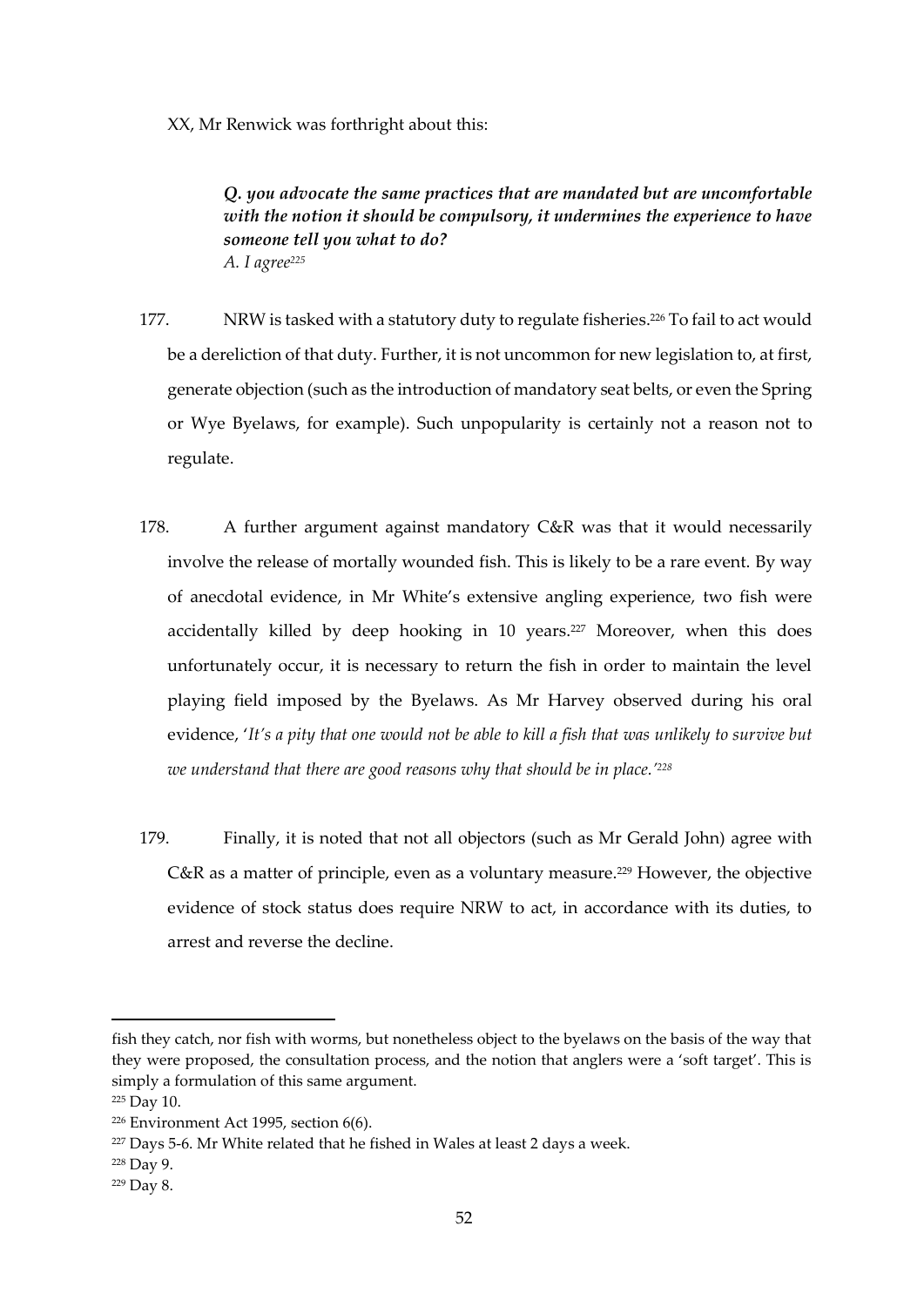XX, Mr Renwick was forthright about this:

> ***Q. you advocate the same practices that are mandated but are uncomfortable with the notion it should be compulsory, it undermines the experience to have someone tell you what to do?***
> *A. I agree*[225]

177. NRW is tasked with a statutory duty to regulate fisheries.[226] To fail to act would be a dereliction of that duty. Further, it is not uncommon for new legislation to, at first, generate objection (such as the introduction of mandatory seat belts, or even the Spring or Wye Byelaws, for example). Such unpopularity is certainly not a reason not to regulate.

178. A further argument against mandatory C&R was that it would necessarily involve the release of mortally wounded fish. This is likely to be a rare event. By way of anecdotal evidence, in Mr White's extensive angling experience, two fish were accidentally killed by deep hooking in 10 years.[227] Moreover, when this does unfortunately occur, it is necessary to return the fish in order to maintain the level playing field imposed by the Byelaws. As Mr Harvey observed during his oral evidence, '*It's a pity that one would not be able to kill a fish that was unlikely to survive but we understand that there are good reasons why that should be in place.'*[228]

179. Finally, it is noted that not all objectors (such as Mr Gerald John) agree with C&R as a matter of principle, even as a voluntary measure.[229] However, the objective evidence of stock status does require NRW to act, in accordance with its duties, to arrest and reverse the decline.

---

fish they catch, nor fish with worms, but nonetheless object to the byelaws on the basis of the way that they were proposed, the consultation process, and the notion that anglers were a 'soft target'. This is simply a formulation of this same argument.

[225] Day 10.

[226] Environment Act 1995, section 6(6).

[227] Days 5-6. Mr White related that he fished in Wales at least 2 days a week.

[228] Day 9.

[229] Day 8.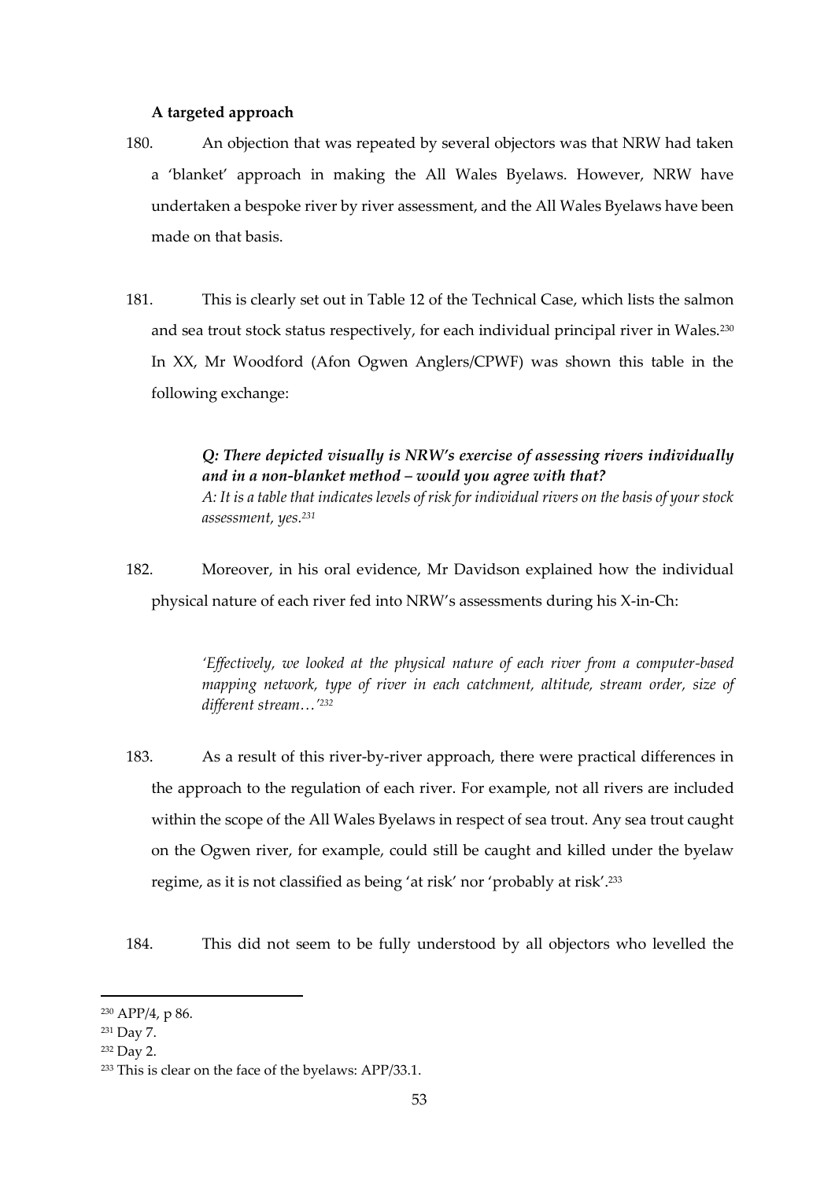**A targeted approach**

180. An objection that was repeated by several objectors was that NRW had taken a 'blanket' approach in making the All Wales Byelaws. However, NRW have undertaken a bespoke river by river assessment, and the All Wales Byelaws have been made on that basis.

181. This is clearly set out in Table 12 of the Technical Case, which lists the salmon and sea trout stock status respectively, for each individual principal river in Wales.[230] In XX, Mr Woodford (Afon Ogwen Anglers/CPWF) was shown this table in the following exchange:

> ***Q: There depicted visually is NRW's exercise of assessing rivers individually and in a non-blanket method – would you agree with that?***
> *A: It is a table that indicates levels of risk for individual rivers on the basis of your stock assessment, yes.*[231]

182. Moreover, in his oral evidence, Mr Davidson explained how the individual physical nature of each river fed into NRW's assessments during his X-in-Ch:

> *'Effectively, we looked at the physical nature of each river from a computer-based mapping network, type of river in each catchment, altitude, stream order, size of different stream…'*[232]

183. As a result of this river-by-river approach, there were practical differences in the approach to the regulation of each river. For example, not all rivers are included within the scope of the All Wales Byelaws in respect of sea trout. Any sea trout caught on the Ogwen river, for example, could still be caught and killed under the byelaw regime, as it is not classified as being 'at risk' nor 'probably at risk'.[233]

184. This did not seem to be fully understood by all objectors who levelled the

---

[230] APP/4, p 86.
[231] Day 7.
[232] Day 2.
[233] This is clear on the face of the byelaws: APP/33.1.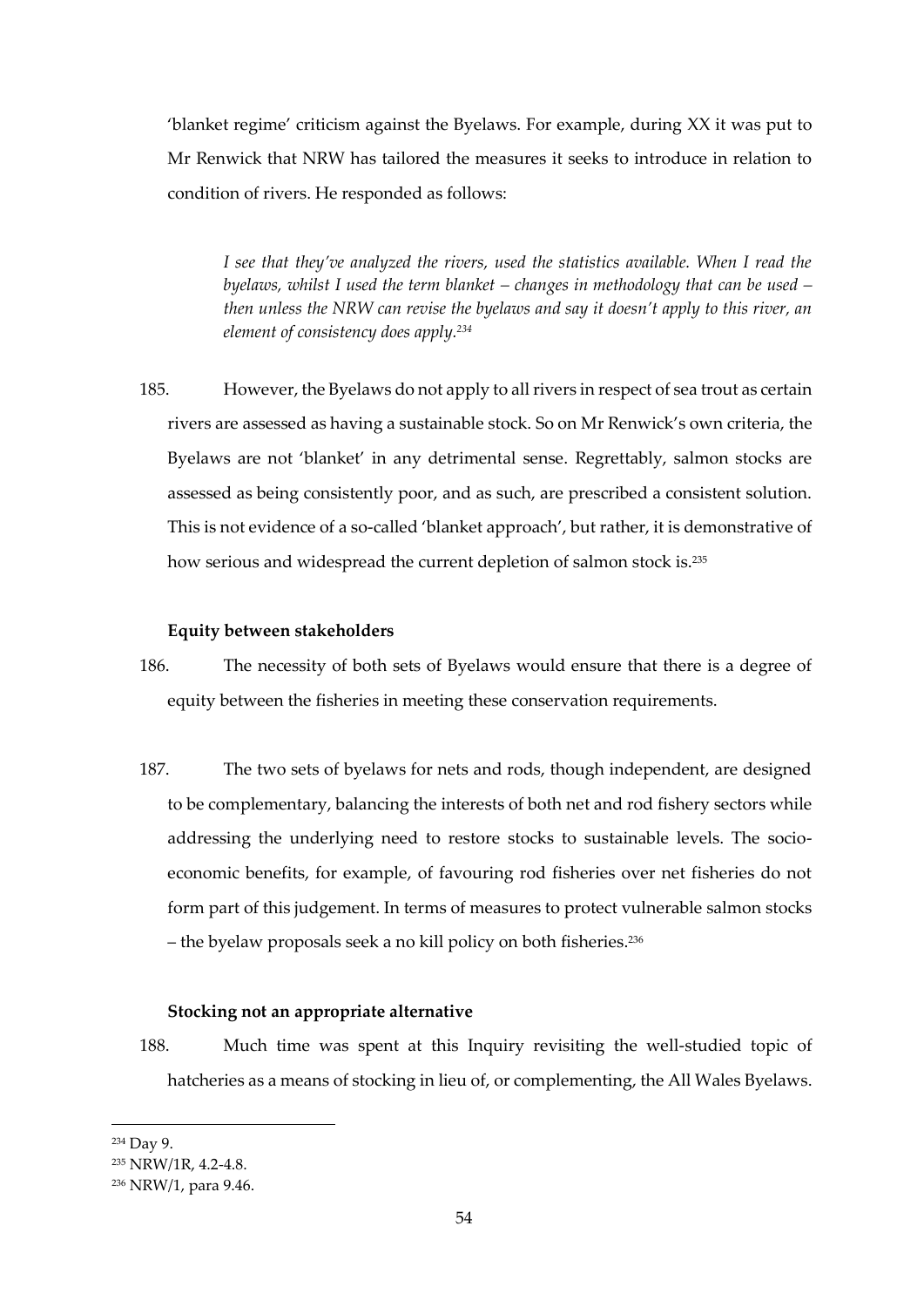'blanket regime' criticism against the Byelaws. For example, during XX it was put to Mr Renwick that NRW has tailored the measures it seeks to introduce in relation to condition of rivers. He responded as follows:

> *I see that they've analyzed the rivers, used the statistics available. When I read the byelaws, whilst I used the term blanket – changes in methodology that can be used – then unless the NRW can revise the byelaws and say it doesn't apply to this river, an element of consistency does apply.*[234]

185. However, the Byelaws do not apply to all rivers in respect of sea trout as certain rivers are assessed as having a sustainable stock. So on Mr Renwick's own criteria, the Byelaws are not 'blanket' in any detrimental sense. Regrettably, salmon stocks are assessed as being consistently poor, and as such, are prescribed a consistent solution. This is not evidence of a so-called 'blanket approach', but rather, it is demonstrative of how serious and widespread the current depletion of salmon stock is.[235]

**Equity between stakeholders**

186. The necessity of both sets of Byelaws would ensure that there is a degree of equity between the fisheries in meeting these conservation requirements.

187. The two sets of byelaws for nets and rods, though independent, are designed to be complementary, balancing the interests of both net and rod fishery sectors while addressing the underlying need to restore stocks to sustainable levels. The socio-economic benefits, for example, of favouring rod fisheries over net fisheries do not form part of this judgement. In terms of measures to protect vulnerable salmon stocks – the byelaw proposals seek a no kill policy on both fisheries.[236]

**Stocking not an appropriate alternative**

188. Much time was spent at this Inquiry revisiting the well-studied topic of hatcheries as a means of stocking in lieu of, or complementing, the All Wales Byelaws.

---

[234] Day 9.

[235] NRW/1R, 4.2-4.8.

[236] NRW/1, para 9.46.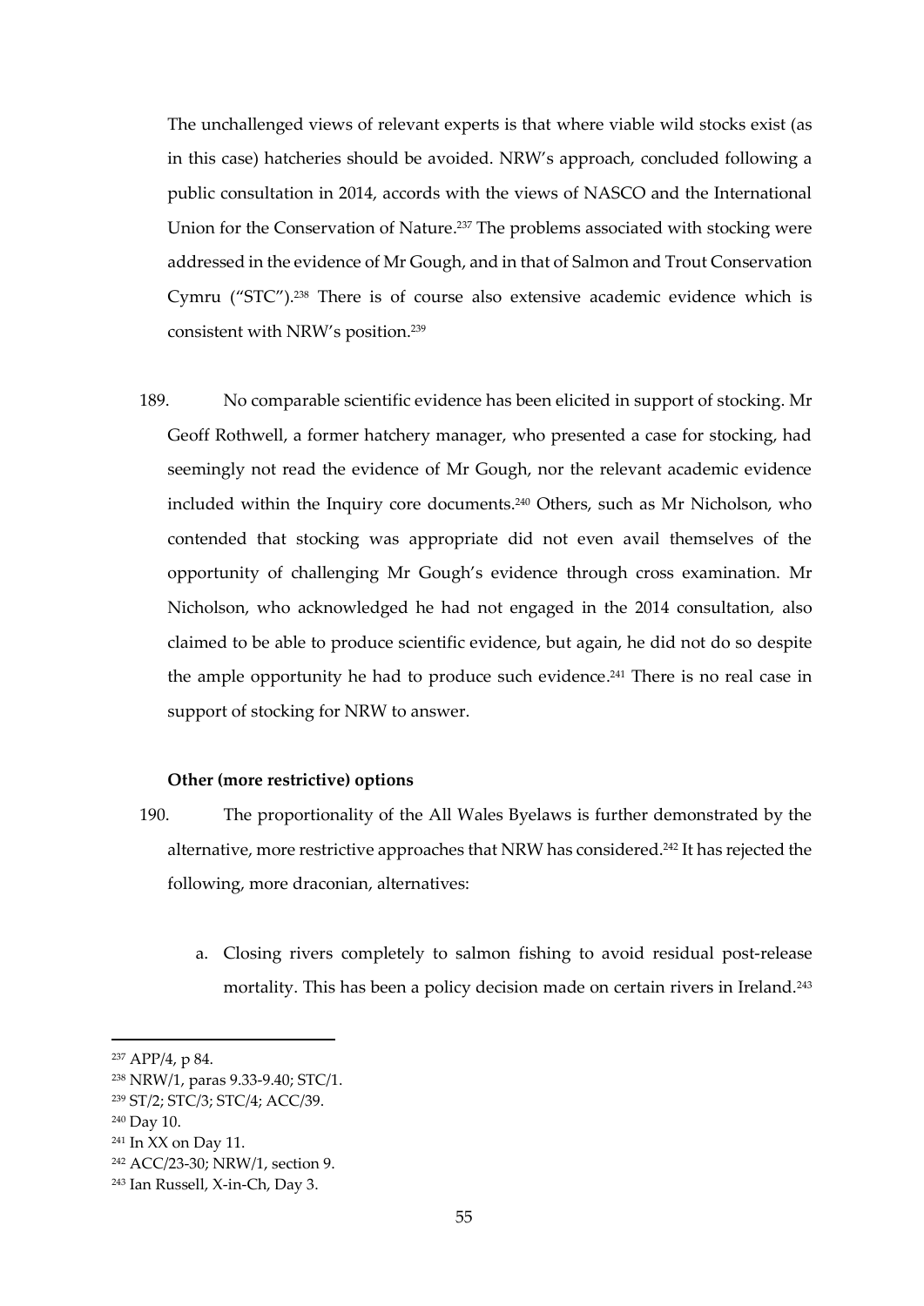The unchallenged views of relevant experts is that where viable wild stocks exist (as in this case) hatcheries should be avoided. NRW's approach, concluded following a public consultation in 2014, accords with the views of NASCO and the International Union for the Conservation of Nature.[237] The problems associated with stocking were addressed in the evidence of Mr Gough, and in that of Salmon and Trout Conservation Cymru ("STC").[238] There is of course also extensive academic evidence which is consistent with NRW's position.[239]

189. No comparable scientific evidence has been elicited in support of stocking. Mr Geoff Rothwell, a former hatchery manager, who presented a case for stocking, had seemingly not read the evidence of Mr Gough, nor the relevant academic evidence included within the Inquiry core documents.[240] Others, such as Mr Nicholson, who contended that stocking was appropriate did not even avail themselves of the opportunity of challenging Mr Gough's evidence through cross examination. Mr Nicholson, who acknowledged he had not engaged in the 2014 consultation, also claimed to be able to produce scientific evidence, but again, he did not do so despite the ample opportunity he had to produce such evidence.[241] There is no real case in support of stocking for NRW to answer.

**Other (more restrictive) options**

190. The proportionality of the All Wales Byelaws is further demonstrated by the alternative, more restrictive approaches that NRW has considered.[242] It has rejected the following, more draconian, alternatives:

a. Closing rivers completely to salmon fishing to avoid residual post-release mortality. This has been a policy decision made on certain rivers in Ireland.[243]

---

[237] APP/4, p 84.

[238] NRW/1, paras 9.33-9.40; STC/1.

[239] ST/2; STC/3; STC/4; ACC/39.

[240] Day 10.

[241] In XX on Day 11.

[242] ACC/23-30; NRW/1, section 9.

[243] Ian Russell, X-in-Ch, Day 3.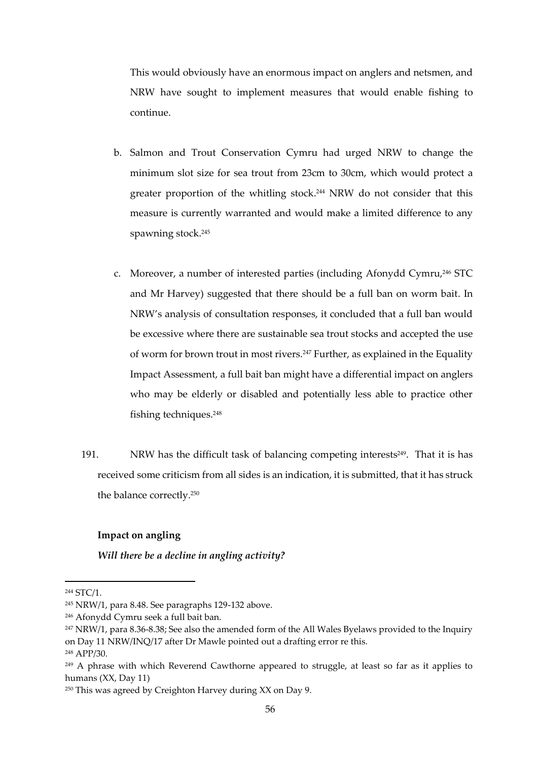This would obviously have an enormous impact on anglers and netsmen, and NRW have sought to implement measures that would enable fishing to continue.

b. Salmon and Trout Conservation Cymru had urged NRW to change the minimum slot size for sea trout from 23cm to 30cm, which would protect a greater proportion of the whitling stock.[244] NRW do not consider that this measure is currently warranted and would make a limited difference to any spawning stock.[245]

c. Moreover, a number of interested parties (including Afonydd Cymru,[246] STC and Mr Harvey) suggested that there should be a full ban on worm bait. In NRW's analysis of consultation responses, it concluded that a full ban would be excessive where there are sustainable sea trout stocks and accepted the use of worm for brown trout in most rivers.[247] Further, as explained in the Equality Impact Assessment, a full bait ban might have a differential impact on anglers who may be elderly or disabled and potentially less able to practice other fishing techniques.[248]

191. NRW has the difficult task of balancing competing interests[249]. That it is has received some criticism from all sides is an indication, it is submitted, that it has struck the balance correctly.[250]

**Impact on angling**

***Will there be a decline in angling activity?***

---

[244] STC/1.

[245] NRW/1, para 8.48. See paragraphs 129-132 above.

[246] Afonydd Cymru seek a full bait ban.

[247] NRW/1, para 8.36-8.38; See also the amended form of the All Wales Byelaws provided to the Inquiry on Day 11 NRW/INQ/17 after Dr Mawle pointed out a drafting error re this.

[248] APP/30.

[249] A phrase with which Reverend Cawthorne appeared to struggle, at least so far as it applies to humans (XX, Day 11)

[250] This was agreed by Creighton Harvey during XX on Day 9.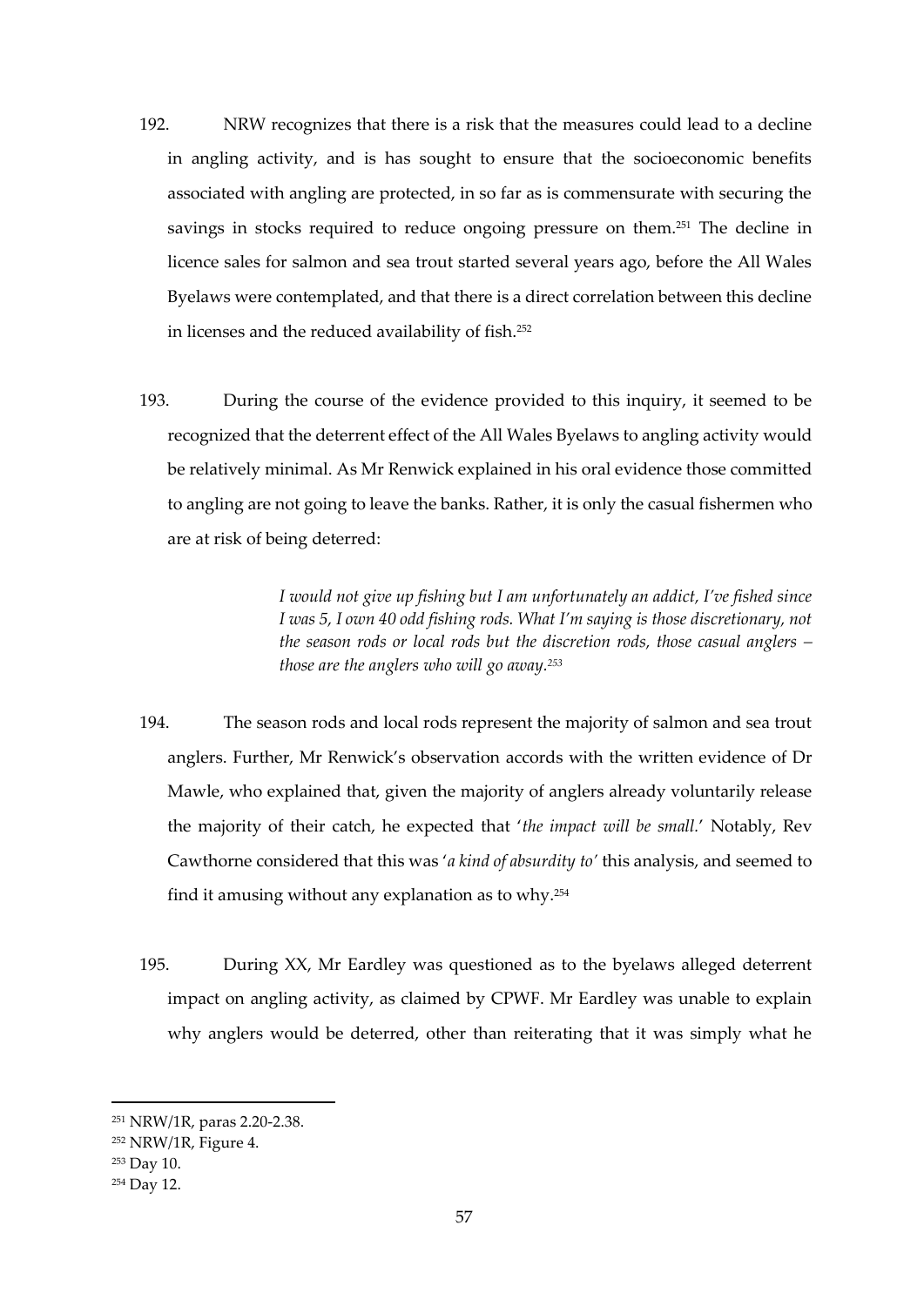192. NRW recognizes that there is a risk that the measures could lead to a decline in angling activity, and is has sought to ensure that the socioeconomic benefits associated with angling are protected, in so far as is commensurate with securing the savings in stocks required to reduce ongoing pressure on them.[251] The decline in licence sales for salmon and sea trout started several years ago, before the All Wales Byelaws were contemplated, and that there is a direct correlation between this decline in licenses and the reduced availability of fish.[252]

193. During the course of the evidence provided to this inquiry, it seemed to be recognized that the deterrent effect of the All Wales Byelaws to angling activity would be relatively minimal. As Mr Renwick explained in his oral evidence those committed to angling are not going to leave the banks. Rather, it is only the casual fishermen who are at risk of being deterred:

> *I would not give up fishing but I am unfortunately an addict, I've fished since I was 5, I own 40 odd fishing rods. What I'm saying is those discretionary, not the season rods or local rods but the discretion rods, those casual anglers – those are the anglers who will go away.*[253]

194. The season rods and local rods represent the majority of salmon and sea trout anglers. Further, Mr Renwick's observation accords with the written evidence of Dr Mawle, who explained that, given the majority of anglers already voluntarily release the majority of their catch, he expected that '*the impact will be small.*' Notably, Rev Cawthorne considered that this was '*a kind of absurdity to'* this analysis, and seemed to find it amusing without any explanation as to why.[254]

195. During XX, Mr Eardley was questioned as to the byelaws alleged deterrent impact on angling activity, as claimed by CPWF. Mr Eardley was unable to explain why anglers would be deterred, other than reiterating that it was simply what he

---

[251] NRW/1R, paras 2.20-2.38.

[252] NRW/1R, Figure 4.

[253] Day 10.

[254] Day 12.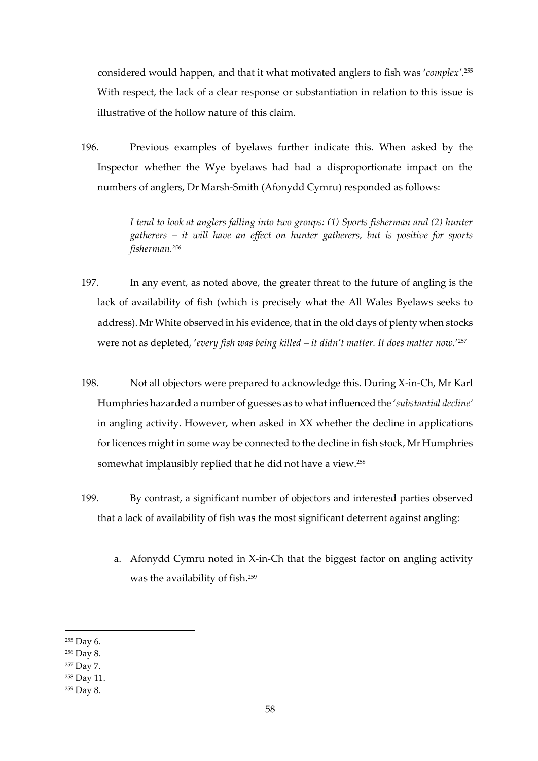considered would happen, and that it what motivated anglers to fish was '*complex*'.[255] With respect, the lack of a clear response or substantiation in relation to this issue is illustrative of the hollow nature of this claim.

196. Previous examples of byelaws further indicate this. When asked by the Inspector whether the Wye byelaws had had a disproportionate impact on the numbers of anglers, Dr Marsh-Smith (Afonydd Cymru) responded as follows:

> *I tend to look at anglers falling into two groups: (1) Sports fisherman and (2) hunter gatherers – it will have an effect on hunter gatherers, but is positive for sports fisherman.*[256]

197. In any event, as noted above, the greater threat to the future of angling is the lack of availability of fish (which is precisely what the All Wales Byelaws seeks to address). Mr White observed in his evidence, that in the old days of plenty when stocks were not as depleted, '*every fish was being killed – it didn't matter. It does matter now.*'[257]

198. Not all objectors were prepared to acknowledge this. During X-in-Ch, Mr Karl Humphries hazarded a number of guesses as to what influenced the '*substantial decline*' in angling activity. However, when asked in XX whether the decline in applications for licences might in some way be connected to the decline in fish stock, Mr Humphries somewhat implausibly replied that he did not have a view.[258]

199. By contrast, a significant number of objectors and interested parties observed that a lack of availability of fish was the most significant deterrent against angling:

a. Afonydd Cymru noted in X-in-Ch that the biggest factor on angling activity was the availability of fish.[259]

---

[255] Day 6.

[256] Day 8.

[257] Day 7.

[258] Day 11.

[259] Day 8.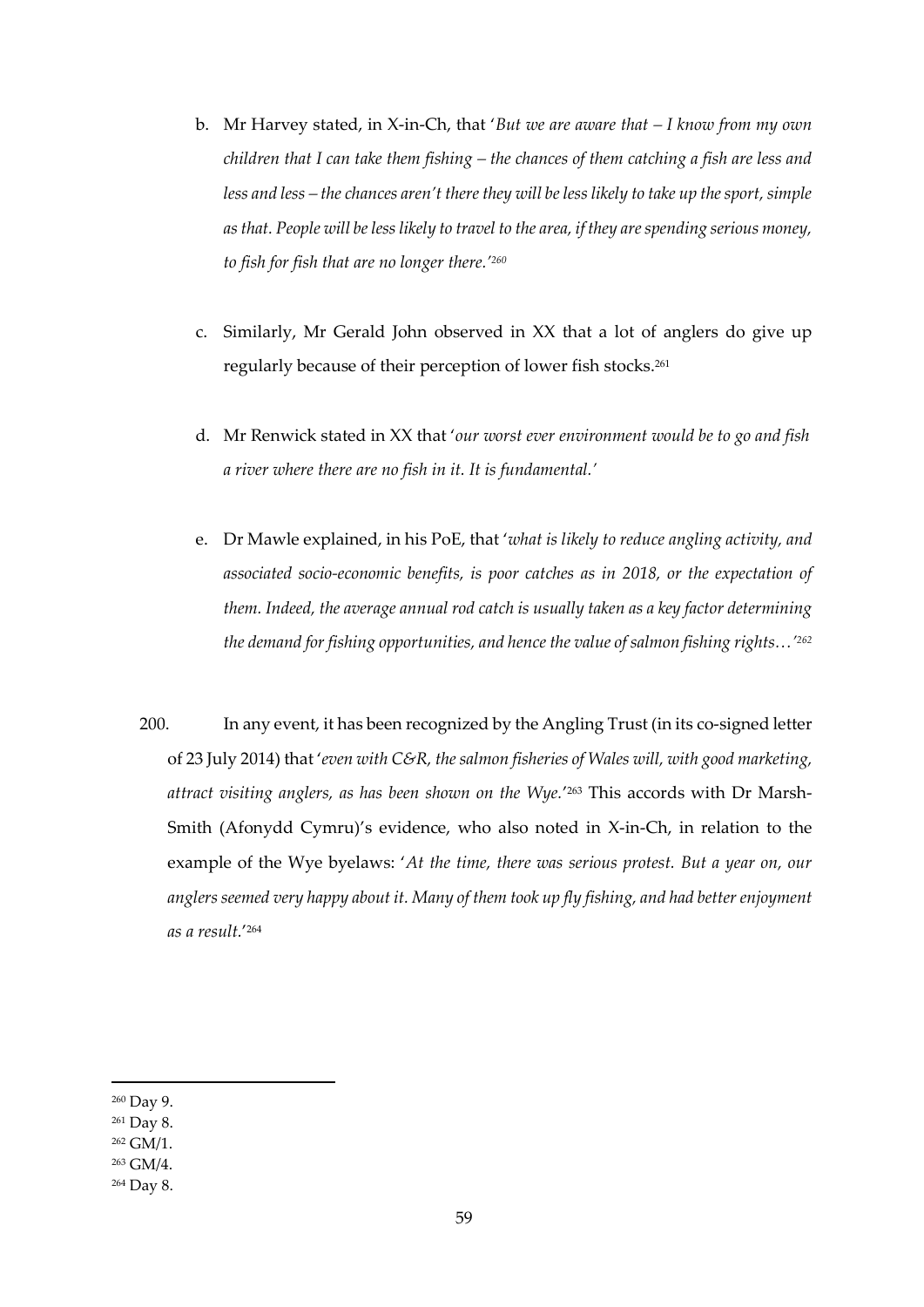b. Mr Harvey stated, in X-in-Ch, that '*But we are aware that – I know from my own children that I can take them fishing – the chances of them catching a fish are less and less and less – the chances aren't there they will be less likely to take up the sport, simple as that. People will be less likely to travel to the area, if they are spending serious money, to fish for fish that are no longer there.*'[260]

c. Similarly, Mr Gerald John observed in XX that a lot of anglers do give up regularly because of their perception of lower fish stocks.[261]

d. Mr Renwick stated in XX that '*our worst ever environment would be to go and fish a river where there are no fish in it. It is fundamental.*'

e. Dr Mawle explained, in his PoE, that '*what is likely to reduce angling activity, and associated socio-economic benefits, is poor catches as in 2018, or the expectation of them. Indeed, the average annual rod catch is usually taken as a key factor determining the demand for fishing opportunities, and hence the value of salmon fishing rights…*'[262]

200. In any event, it has been recognized by the Angling Trust (in its co-signed letter of 23 July 2014) that '*even with C&R, the salmon fisheries of Wales will, with good marketing, attract visiting anglers, as has been shown on the Wye.*'[263] This accords with Dr Marsh-Smith (Afonydd Cymru)'s evidence, who also noted in X-in-Ch, in relation to the example of the Wye byelaws: '*At the time, there was serious protest. But a year on, our anglers seemed very happy about it. Many of them took up fly fishing, and had better enjoyment as a result.*'[264]

---

[260] Day 9.

[261] Day 8.

[262] GM/1.

[263] GM/4.

[264] Day 8.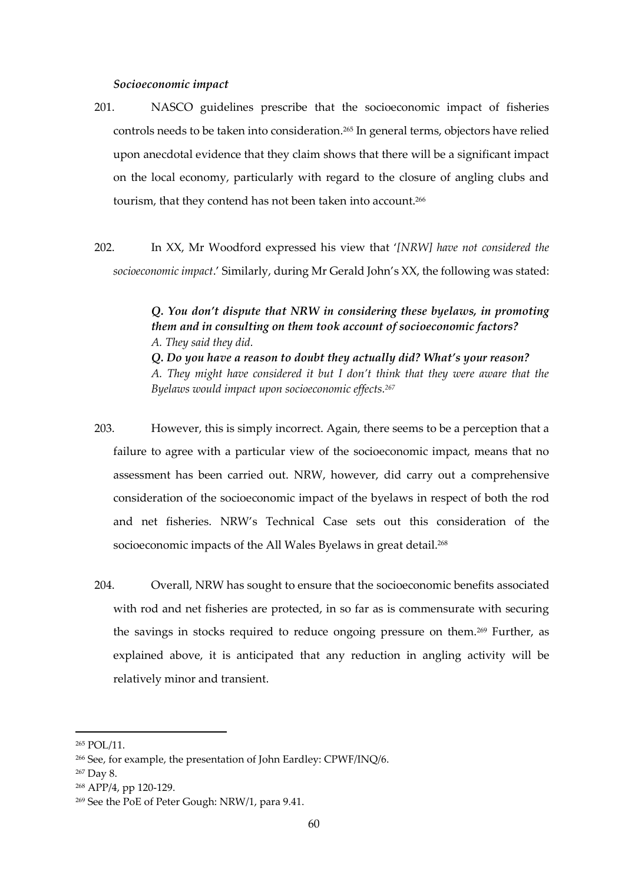***Socioeconomic impact***

201. NASCO guidelines prescribe that the socioeconomic impact of fisheries controls needs to be taken into consideration.[265] In general terms, objectors have relied upon anecdotal evidence that they claim shows that there will be a significant impact on the local economy, particularly with regard to the closure of angling clubs and tourism, that they contend has not been taken into account.[266]

202. In XX, Mr Woodford expressed his view that '*[NRW] have not considered the socioeconomic impact*.' Similarly, during Mr Gerald John's XX, the following was stated:

> ***Q. You don't dispute that NRW in considering these byelaws, in promoting them and in consulting on them took account of socioeconomic factors?***
> *A. They said they did.*
> ***Q. Do you have a reason to doubt they actually did? What's your reason?***
> *A. They might have considered it but I don't think that they were aware that the Byelaws would impact upon socioeconomic effects.*[267]

203. However, this is simply incorrect. Again, there seems to be a perception that a failure to agree with a particular view of the socioeconomic impact, means that no assessment has been carried out. NRW, however, did carry out a comprehensive consideration of the socioeconomic impact of the byelaws in respect of both the rod and net fisheries. NRW's Technical Case sets out this consideration of the socioeconomic impacts of the All Wales Byelaws in great detail.[268]

204. Overall, NRW has sought to ensure that the socioeconomic benefits associated with rod and net fisheries are protected, in so far as is commensurate with securing the savings in stocks required to reduce ongoing pressure on them.[269] Further, as explained above, it is anticipated that any reduction in angling activity will be relatively minor and transient.

---

[265] POL/11.

[266] See, for example, the presentation of John Eardley: CPWF/INQ/6.

[267] Day 8.

[268] APP/4, pp 120-129.

[269] See the PoE of Peter Gough: NRW/1, para 9.41.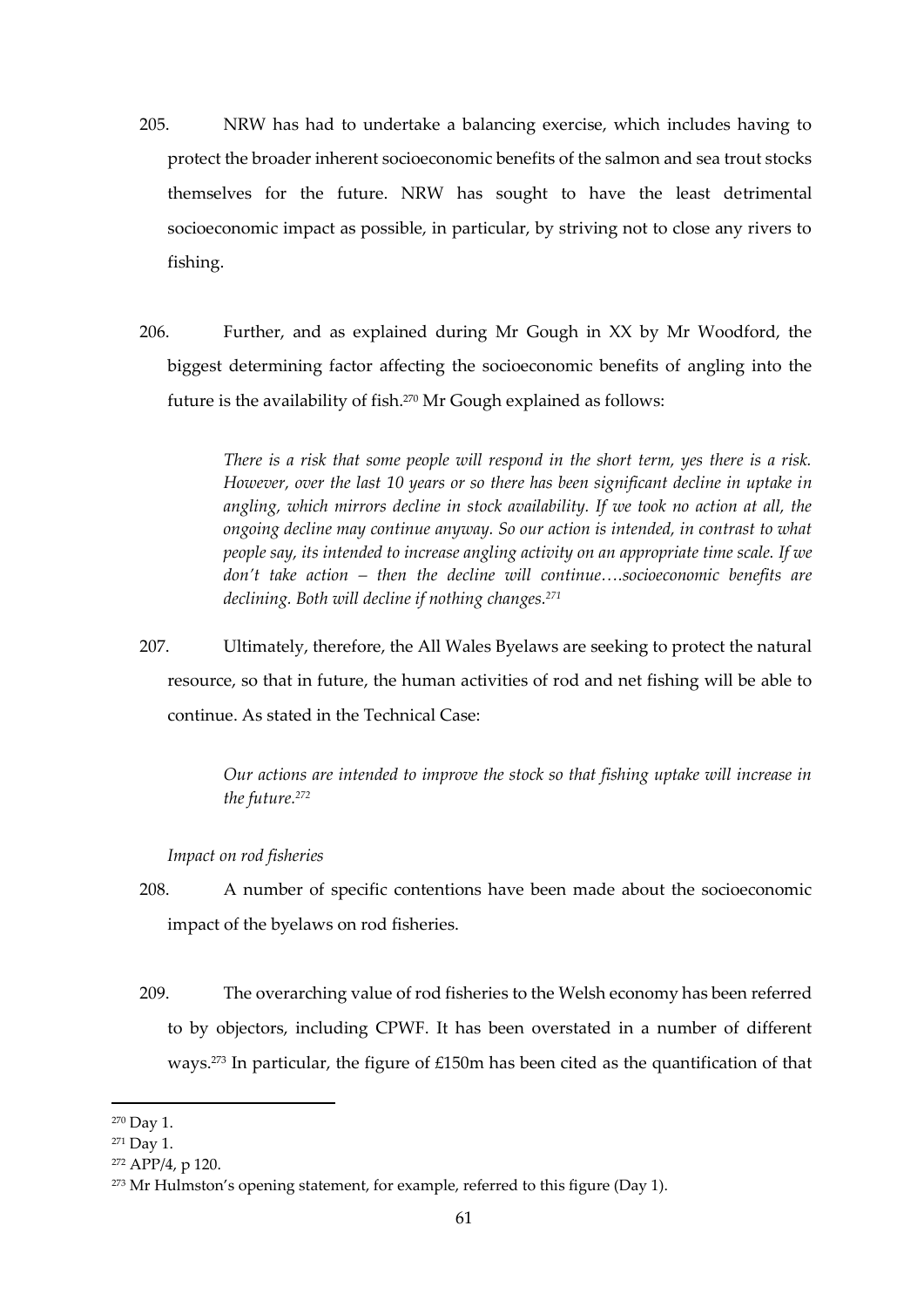205. NRW has had to undertake a balancing exercise, which includes having to protect the broader inherent socioeconomic benefits of the salmon and sea trout stocks themselves for the future. NRW has sought to have the least detrimental socioeconomic impact as possible, in particular, by striving not to close any rivers to fishing.

206. Further, and as explained during Mr Gough in XX by Mr Woodford, the biggest determining factor affecting the socioeconomic benefits of angling into the future is the availability of fish.[270] Mr Gough explained as follows:

> *There is a risk that some people will respond in the short term, yes there is a risk. However, over the last 10 years or so there has been significant decline in uptake in angling, which mirrors decline in stock availability. If we took no action at all, the ongoing decline may continue anyway. So our action is intended, in contrast to what people say, its intended to increase angling activity on an appropriate time scale. If we don't take action – then the decline will continue….socioeconomic benefits are declining. Both will decline if nothing changes.*[271]

207. Ultimately, therefore, the All Wales Byelaws are seeking to protect the natural resource, so that in future, the human activities of rod and net fishing will be able to continue. As stated in the Technical Case:

> *Our actions are intended to improve the stock so that fishing uptake will increase in the future.*[272]

*Impact on rod fisheries*

208. A number of specific contentions have been made about the socioeconomic impact of the byelaws on rod fisheries.

209. The overarching value of rod fisheries to the Welsh economy has been referred to by objectors, including CPWF. It has been overstated in a number of different ways.[273] In particular, the figure of £150m has been cited as the quantification of that

---

[270] Day 1.

[271] Day 1.

[272] APP/4, p 120.

[273] Mr Hulmston's opening statement, for example, referred to this figure (Day 1).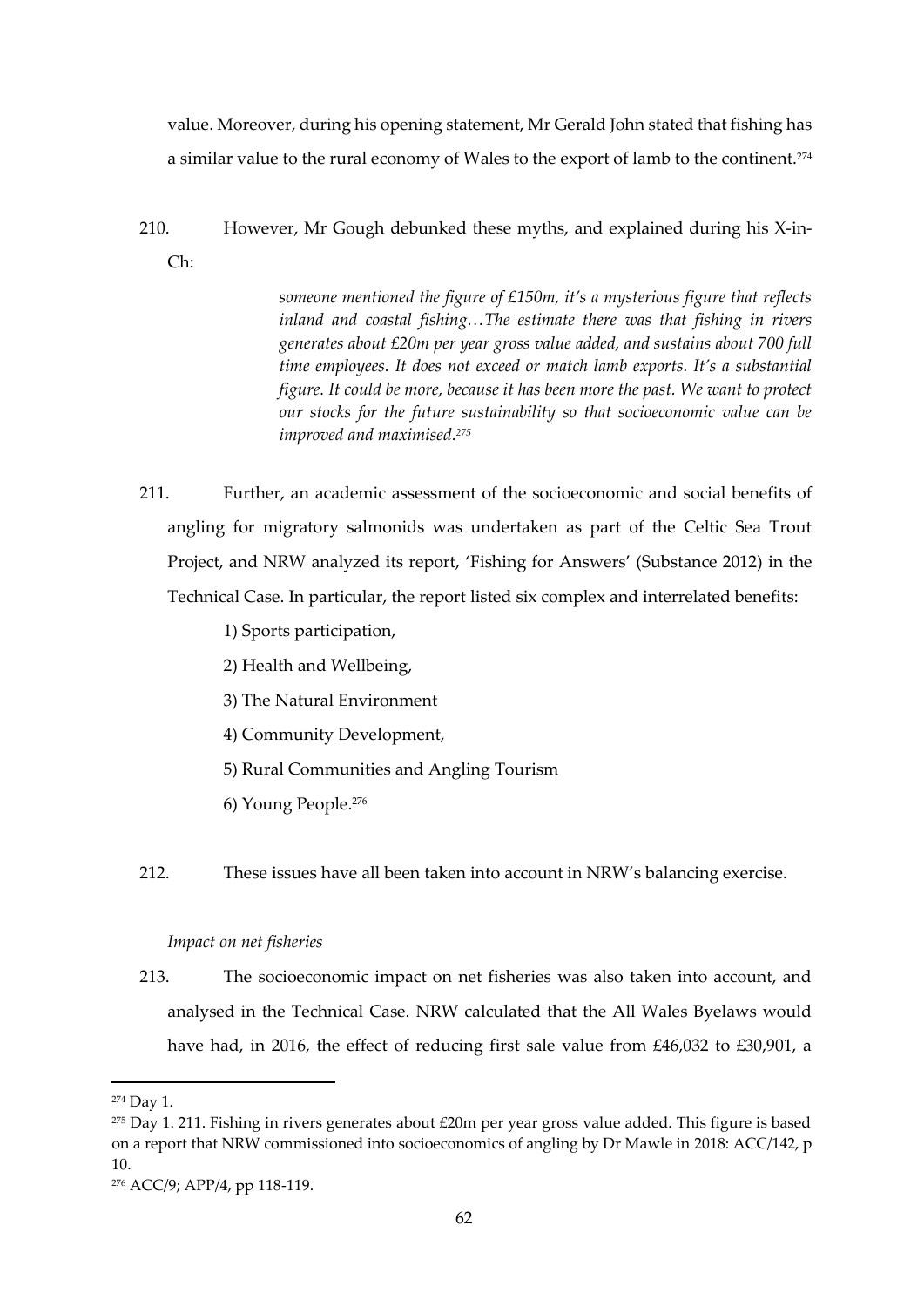value. Moreover, during his opening statement, Mr Gerald John stated that fishing has a similar value to the rural economy of Wales to the export of lamb to the continent.[274]

210. However, Mr Gough debunked these myths, and explained during his X-in-Ch:

> *someone mentioned the figure of £150m, it's a mysterious figure that reflects inland and coastal fishing…The estimate there was that fishing in rivers generates about £20m per year gross value added, and sustains about 700 full time employees. It does not exceed or match lamb exports. It's a substantial figure. It could be more, because it has been more the past. We want to protect our stocks for the future sustainability so that socioeconomic value can be improved and maximised.*[275]

211. Further, an academic assessment of the socioeconomic and social benefits of angling for migratory salmonids was undertaken as part of the Celtic Sea Trout Project, and NRW analyzed its report, 'Fishing for Answers' (Substance 2012) in the Technical Case. In particular, the report listed six complex and interrelated benefits:

1) Sports participation,

2) Health and Wellbeing,

3) The Natural Environment

4) Community Development,

5) Rural Communities and Angling Tourism

6) Young People.[276]

212. These issues have all been taken into account in NRW's balancing exercise.

*Impact on net fisheries*

213. The socioeconomic impact on net fisheries was also taken into account, and analysed in the Technical Case. NRW calculated that the All Wales Byelaws would have had, in 2016, the effect of reducing first sale value from £46,032 to £30,901, a

---

[274] Day 1.

[275] Day 1. 211. Fishing in rivers generates about £20m per year gross value added. This figure is based on a report that NRW commissioned into socioeconomics of angling by Dr Mawle in 2018: ACC/142, p 10.

[276] ACC/9; APP/4, pp 118-119.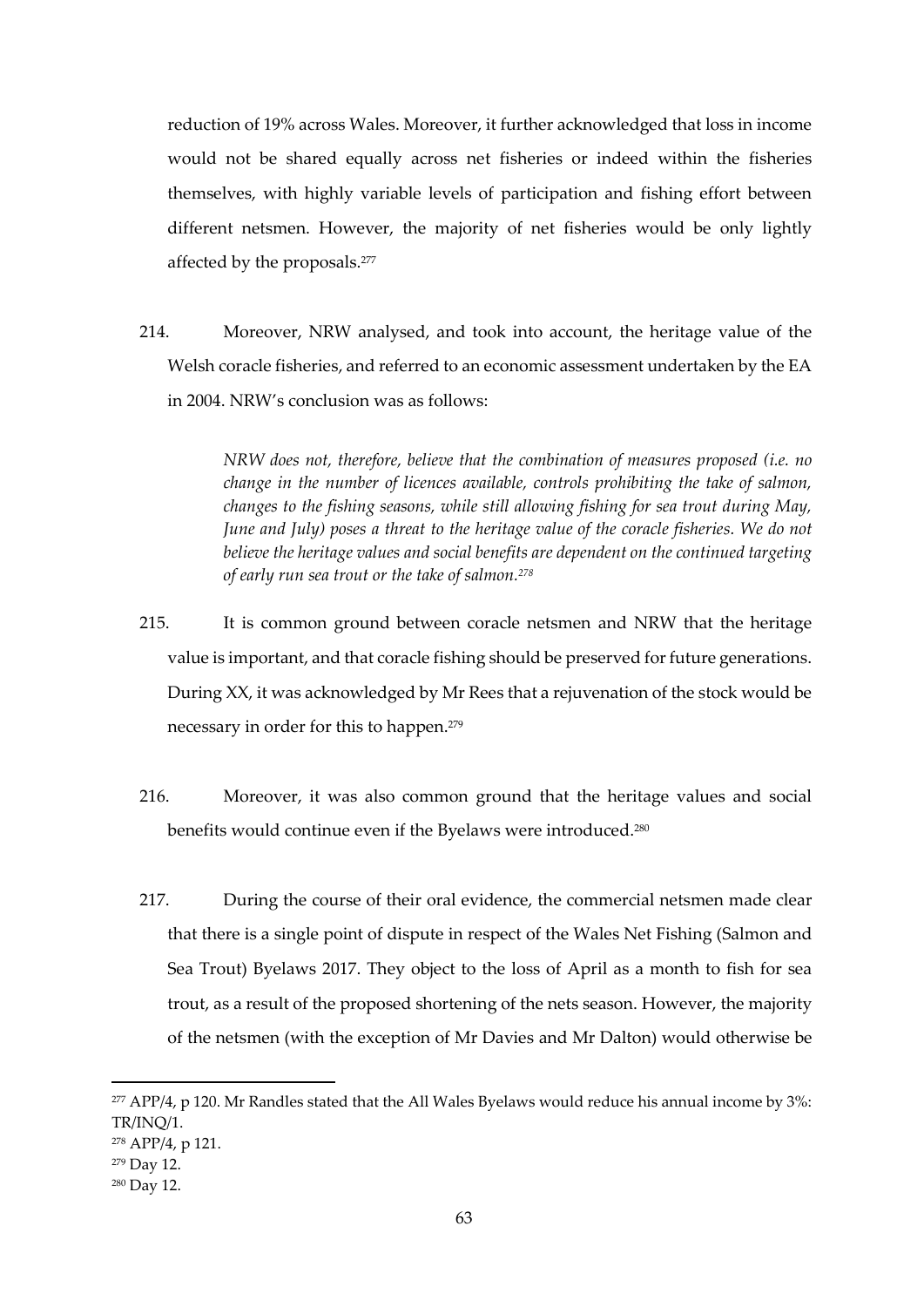reduction of 19% across Wales. Moreover, it further acknowledged that loss in income would not be shared equally across net fisheries or indeed within the fisheries themselves, with highly variable levels of participation and fishing effort between different netsmen. However, the majority of net fisheries would be only lightly affected by the proposals.[277]

214. Moreover, NRW analysed, and took into account, the heritage value of the Welsh coracle fisheries, and referred to an economic assessment undertaken by the EA in 2004. NRW's conclusion was as follows:

> *NRW does not, therefore, believe that the combination of measures proposed (i.e. no change in the number of licences available, controls prohibiting the take of salmon, changes to the fishing seasons, while still allowing fishing for sea trout during May, June and July) poses a threat to the heritage value of the coracle fisheries. We do not believe the heritage values and social benefits are dependent on the continued targeting of early run sea trout or the take of salmon.*[278]

215. It is common ground between coracle netsmen and NRW that the heritage value is important, and that coracle fishing should be preserved for future generations. During XX, it was acknowledged by Mr Rees that a rejuvenation of the stock would be necessary in order for this to happen.[279]

216. Moreover, it was also common ground that the heritage values and social benefits would continue even if the Byelaws were introduced.[280]

217. During the course of their oral evidence, the commercial netsmen made clear that there is a single point of dispute in respect of the Wales Net Fishing (Salmon and Sea Trout) Byelaws 2017. They object to the loss of April as a month to fish for sea trout, as a result of the proposed shortening of the nets season. However, the majority of the netsmen (with the exception of Mr Davies and Mr Dalton) would otherwise be

---

[277] APP/4, p 120. Mr Randles stated that the All Wales Byelaws would reduce his annual income by 3%: TR/INQ/1.

[278] APP/4, p 121.

[279] Day 12.

[280] Day 12.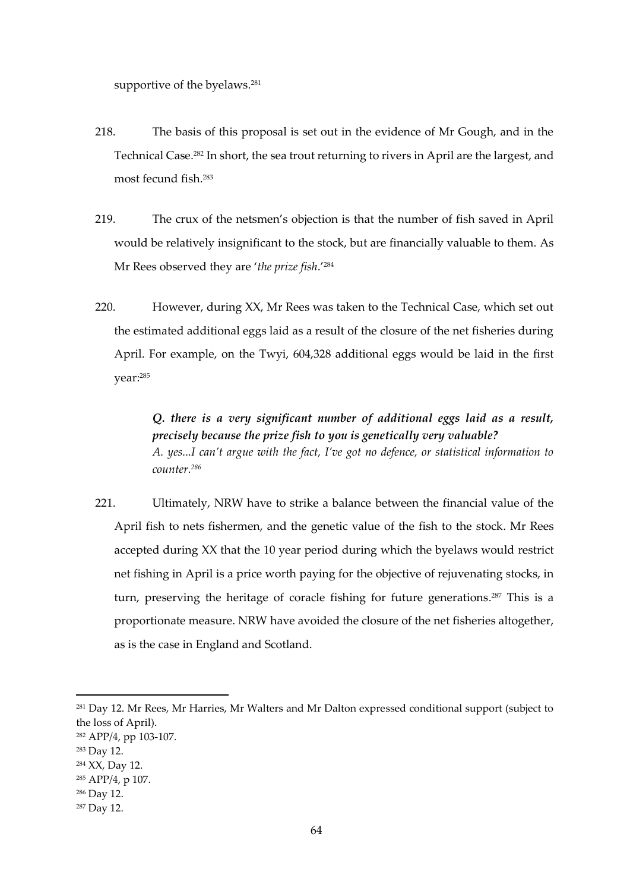supportive of the byelaws.[281]

218. The basis of this proposal is set out in the evidence of Mr Gough, and in the Technical Case.[282] In short, the sea trout returning to rivers in April are the largest, and most fecund fish.[283]

219. The crux of the netsmen's objection is that the number of fish saved in April would be relatively insignificant to the stock, but are financially valuable to them. As Mr Rees observed they are '*the prize fish*.'[284]

220. However, during XX, Mr Rees was taken to the Technical Case, which set out the estimated additional eggs laid as a result of the closure of the net fisheries during April. For example, on the Twyi, 604,328 additional eggs would be laid in the first year:[285]

> ***Q. there is a very significant number of additional eggs laid as a result, precisely because the prize fish to you is genetically very valuable?***
> *A. yes...I can't argue with the fact, I've got no defence, or statistical information to counter.*[286]

221. Ultimately, NRW have to strike a balance between the financial value of the April fish to nets fishermen, and the genetic value of the fish to the stock. Mr Rees accepted during XX that the 10 year period during which the byelaws would restrict net fishing in April is a price worth paying for the objective of rejuvenating stocks, in turn, preserving the heritage of coracle fishing for future generations.[287] This is a proportionate measure. NRW have avoided the closure of the net fisheries altogether, as is the case in England and Scotland.

---

[281] Day 12. Mr Rees, Mr Harries, Mr Walters and Mr Dalton expressed conditional support (subject to the loss of April).

[282] APP/4, pp 103-107.

[283] Day 12.

[284] XX, Day 12.

[285] APP/4, p 107.

[286] Day 12.

[287] Day 12.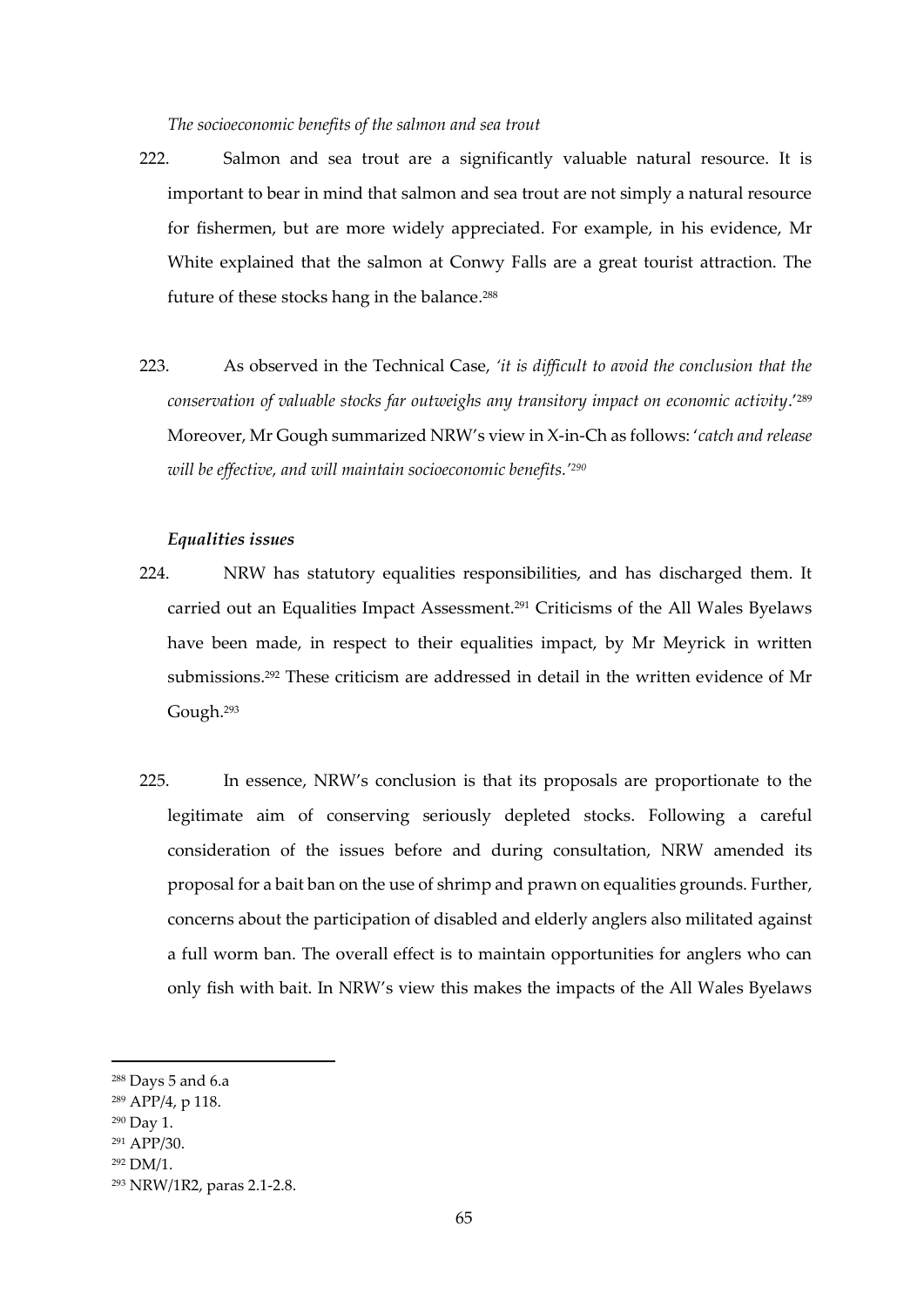*The socioeconomic benefits of the salmon and sea trout*

222. Salmon and sea trout are a significantly valuable natural resource. It is important to bear in mind that salmon and sea trout are not simply a natural resource for fishermen, but are more widely appreciated. For example, in his evidence, Mr White explained that the salmon at Conwy Falls are a great tourist attraction. The future of these stocks hang in the balance.[288]

223. As observed in the Technical Case, *'it is difficult to avoid the conclusion that the conservation of valuable stocks far outweighs any transitory impact on economic activity*.'[289] Moreover, Mr Gough summarized NRW's view in X-in-Ch as follows: '*catch and release will be effective, and will maintain socioeconomic benefits.'*[290]

***Equalities issues***

224. NRW has statutory equalities responsibilities, and has discharged them. It carried out an Equalities Impact Assessment.[291] Criticisms of the All Wales Byelaws have been made, in respect to their equalities impact, by Mr Meyrick in written submissions.[292] These criticism are addressed in detail in the written evidence of Mr Gough.[293]

225. In essence, NRW's conclusion is that its proposals are proportionate to the legitimate aim of conserving seriously depleted stocks. Following a careful consideration of the issues before and during consultation, NRW amended its proposal for a bait ban on the use of shrimp and prawn on equalities grounds. Further, concerns about the participation of disabled and elderly anglers also militated against a full worm ban. The overall effect is to maintain opportunities for anglers who can only fish with bait. In NRW's view this makes the impacts of the All Wales Byelaws

---

[288] Days 5 and 6.a

[289] APP/4, p 118.

[290] Day 1.

[291] APP/30.

[292] DM/1.

[293] NRW/1R2, paras 2.1-2.8.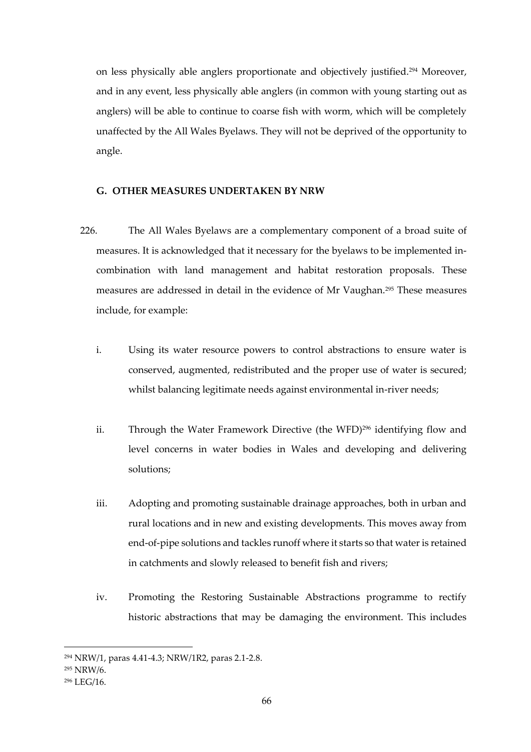on less physically able anglers proportionate and objectively justified.[294] Moreover, and in any event, less physically able anglers (in common with young starting out as anglers) will be able to continue to coarse fish with worm, which will be completely unaffected by the All Wales Byelaws. They will not be deprived of the opportunity to angle.

**G. OTHER MEASURES UNDERTAKEN BY NRW**

226. The All Wales Byelaws are a complementary component of a broad suite of measures. It is acknowledged that it necessary for the byelaws to be implemented in-combination with land management and habitat restoration proposals. These measures are addressed in detail in the evidence of Mr Vaughan.[295] These measures include, for example:

i. Using its water resource powers to control abstractions to ensure water is conserved, augmented, redistributed and the proper use of water is secured; whilst balancing legitimate needs against environmental in-river needs;

ii. Through the Water Framework Directive (the WFD)[296] identifying flow and level concerns in water bodies in Wales and developing and delivering solutions;

iii. Adopting and promoting sustainable drainage approaches, both in urban and rural locations and in new and existing developments. This moves away from end-of-pipe solutions and tackles runoff where it starts so that water is retained in catchments and slowly released to benefit fish and rivers;

iv. Promoting the Restoring Sustainable Abstractions programme to rectify historic abstractions that may be damaging the environment. This includes

---

[294] NRW/1, paras 4.41-4.3; NRW/1R2, paras 2.1-2.8.

[295] NRW/6.

[296] LEG/16.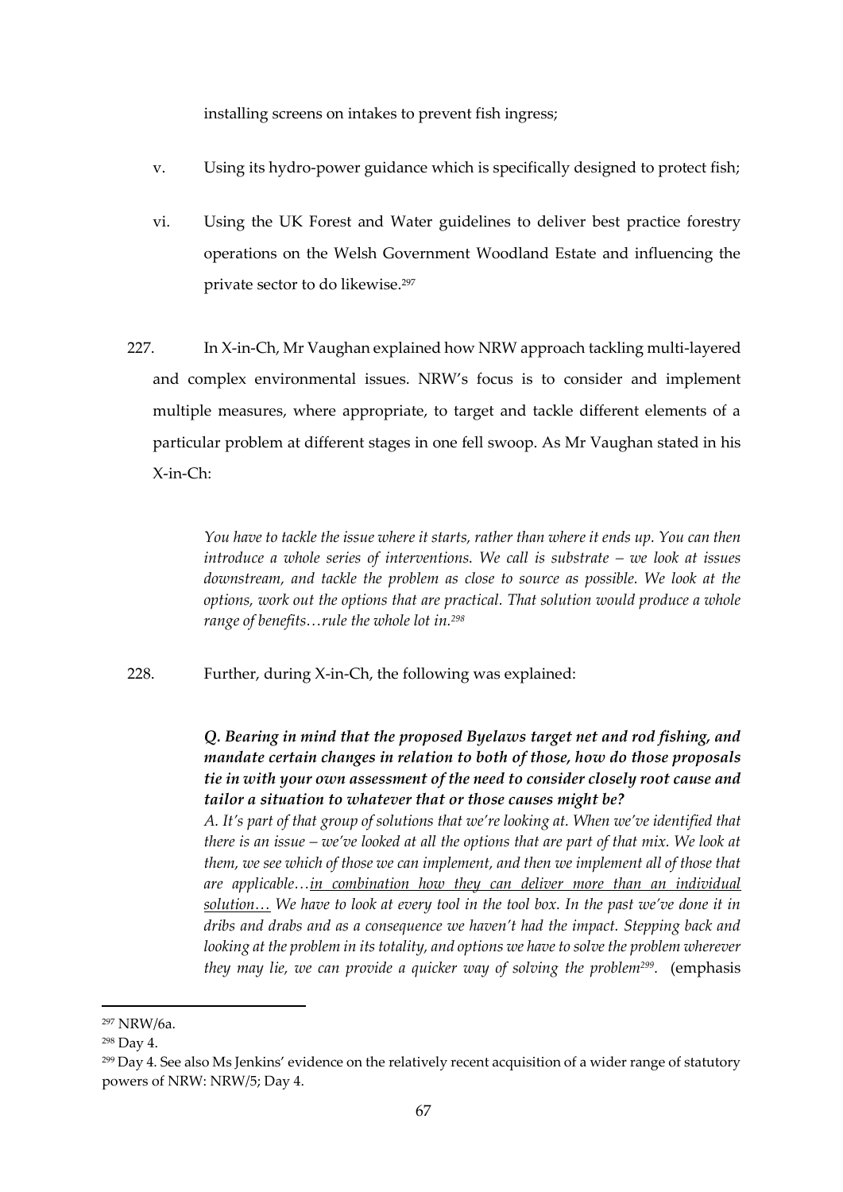installing screens on intakes to prevent fish ingress;

v. Using its hydro-power guidance which is specifically designed to protect fish;

vi. Using the UK Forest and Water guidelines to deliver best practice forestry operations on the Welsh Government Woodland Estate and influencing the private sector to do likewise.[297]

227. In X-in-Ch, Mr Vaughan explained how NRW approach tackling multi-layered and complex environmental issues. NRW's focus is to consider and implement multiple measures, where appropriate, to target and tackle different elements of a particular problem at different stages in one fell swoop. As Mr Vaughan stated in his X-in-Ch:

> *You have to tackle the issue where it starts, rather than where it ends up. You can then introduce a whole series of interventions. We call is substrate – we look at issues downstream, and tackle the problem as close to source as possible. We look at the options, work out the options that are practical. That solution would produce a whole range of benefits…rule the whole lot in.*[298]

228. Further, during X-in-Ch, the following was explained:

> ***Q. Bearing in mind that the proposed Byelaws target net and rod fishing, and mandate certain changes in relation to both of those, how do those proposals tie in with your own assessment of the need to consider closely root cause and tailor a situation to whatever that or those causes might be?***
> *A. It's part of that group of solutions that we're looking at. When we've identified that there is an issue – we've looked at all the options that are part of that mix. We look at them, we see which of those we can implement, and then we implement all of those that are applicable…<u>in combination how they can deliver more than an individual solution…</u> We have to look at every tool in the tool box. In the past we've done it in dribs and drabs and as a consequence we haven't had the impact. Stepping back and looking at the problem in its totality, and options we have to solve the problem wherever they may lie, we can provide a quicker way of solving the problem*[299]. (emphasis

---

[297] NRW/6a.

[298] Day 4.

[299] Day 4. See also Ms Jenkins' evidence on the relatively recent acquisition of a wider range of statutory powers of NRW: NRW/5; Day 4.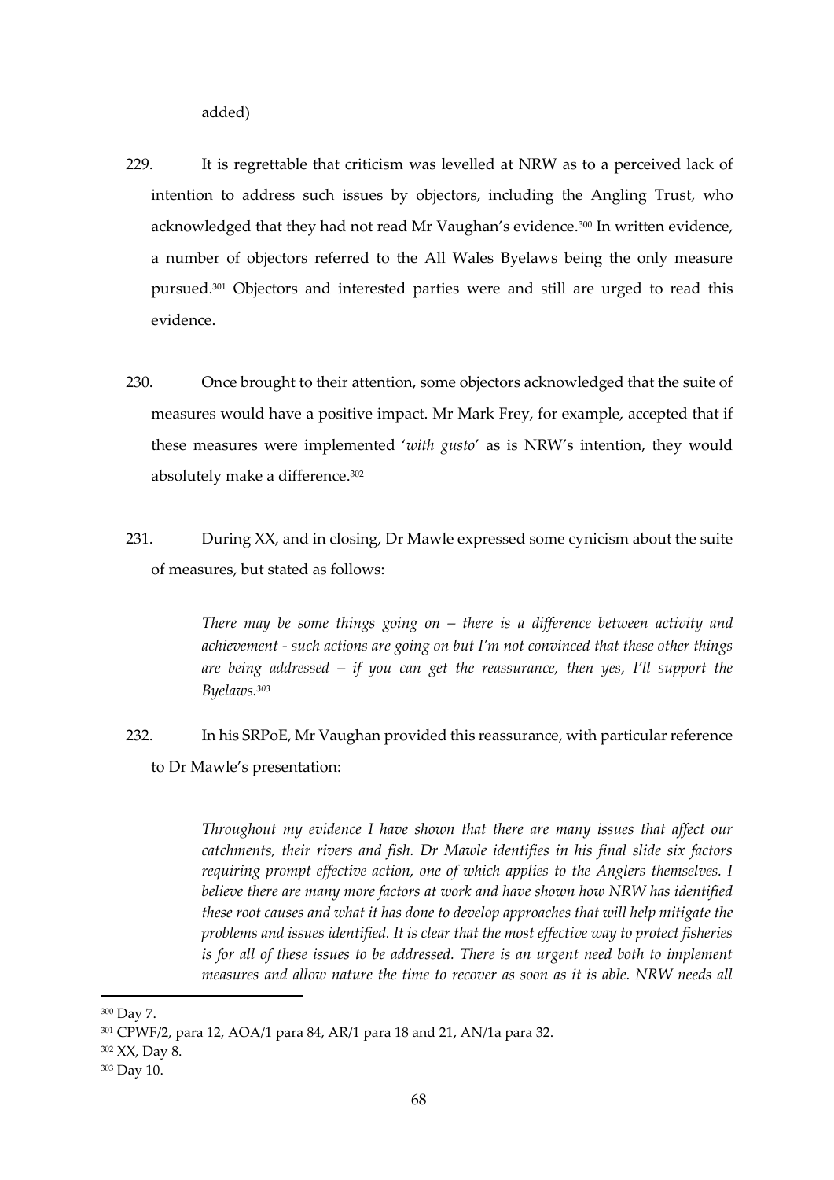added)

229. It is regrettable that criticism was levelled at NRW as to a perceived lack of intention to address such issues by objectors, including the Angling Trust, who acknowledged that they had not read Mr Vaughan's evidence.[300] In written evidence, a number of objectors referred to the All Wales Byelaws being the only measure pursued.[301] Objectors and interested parties were and still are urged to read this evidence.

230. Once brought to their attention, some objectors acknowledged that the suite of measures would have a positive impact. Mr Mark Frey, for example, accepted that if these measures were implemented '*with gusto*' as is NRW's intention, they would absolutely make a difference.[302]

231. During XX, and in closing, Dr Mawle expressed some cynicism about the suite of measures, but stated as follows:

> *There may be some things going on – there is a difference between activity and achievement - such actions are going on but I'm not convinced that these other things are being addressed – if you can get the reassurance, then yes, I'll support the Byelaws.*[303]

232. In his SRPoE, Mr Vaughan provided this reassurance, with particular reference to Dr Mawle's presentation:

> *Throughout my evidence I have shown that there are many issues that affect our catchments, their rivers and fish. Dr Mawle identifies in his final slide six factors requiring prompt effective action, one of which applies to the Anglers themselves. I believe there are many more factors at work and have shown how NRW has identified these root causes and what it has done to develop approaches that will help mitigate the problems and issues identified. It is clear that the most effective way to protect fisheries is for all of these issues to be addressed. There is an urgent need both to implement measures and allow nature the time to recover as soon as it is able. NRW needs all*

---

[300] Day 7.

[301] CPWF/2, para 12, AOA/1 para 84, AR/1 para 18 and 21, AN/1a para 32.

[302] XX, Day 8.

[303] Day 10.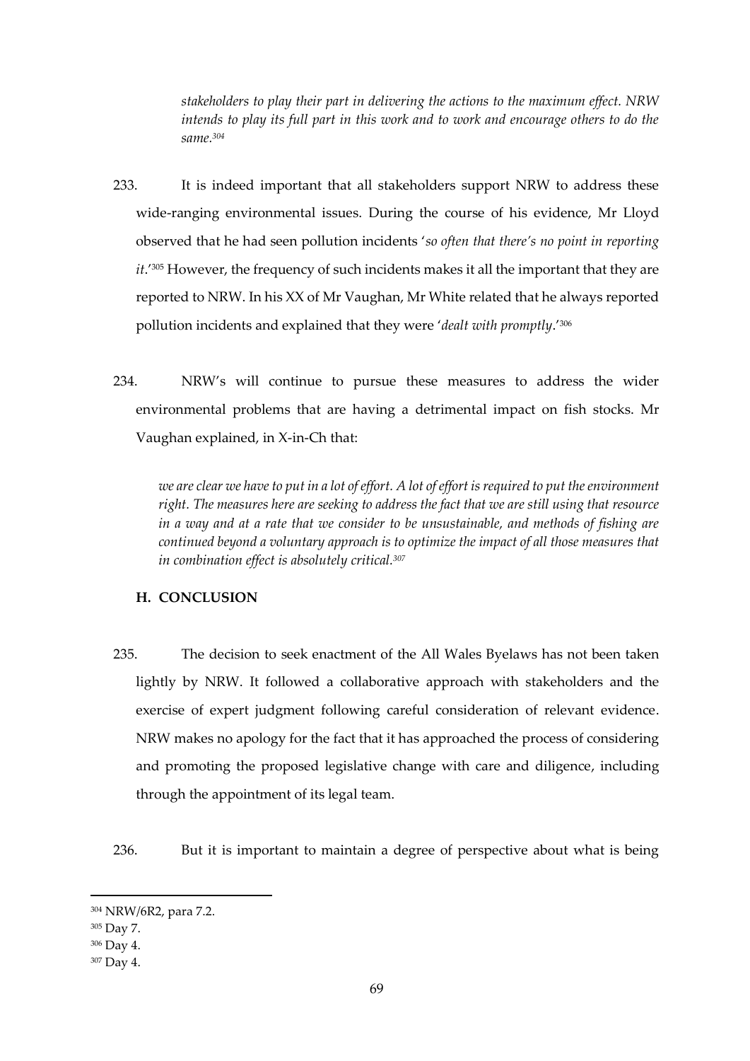*stakeholders to play their part in delivering the actions to the maximum effect. NRW intends to play its full part in this work and to work and encourage others to do the same.*[304]

233. It is indeed important that all stakeholders support NRW to address these wide-ranging environmental issues. During the course of his evidence, Mr Lloyd observed that he had seen pollution incidents '*so often that there's no point in reporting it*.'[305] However, the frequency of such incidents makes it all the important that they are reported to NRW. In his XX of Mr Vaughan, Mr White related that he always reported pollution incidents and explained that they were '*dealt with promptly*.'[306]

234. NRW's will continue to pursue these measures to address the wider environmental problems that are having a detrimental impact on fish stocks. Mr Vaughan explained, in X-in-Ch that:

> *we are clear we have to put in a lot of effort. A lot of effort is required to put the environment right. The measures here are seeking to address the fact that we are still using that resource in a way and at a rate that we consider to be unsustainable, and methods of fishing are continued beyond a voluntary approach is to optimize the impact of all those measures that in combination effect is absolutely critical.*[307]

## H. CONCLUSION

235. The decision to seek enactment of the All Wales Byelaws has not been taken lightly by NRW. It followed a collaborative approach with stakeholders and the exercise of expert judgment following careful consideration of relevant evidence. NRW makes no apology for the fact that it has approached the process of considering and promoting the proposed legislative change with care and diligence, including through the appointment of its legal team.

236. But it is important to maintain a degree of perspective about what is being

---

[304] NRW/6R2, para 7.2.

[305] Day 7.

[306] Day 4.

[307] Day 4.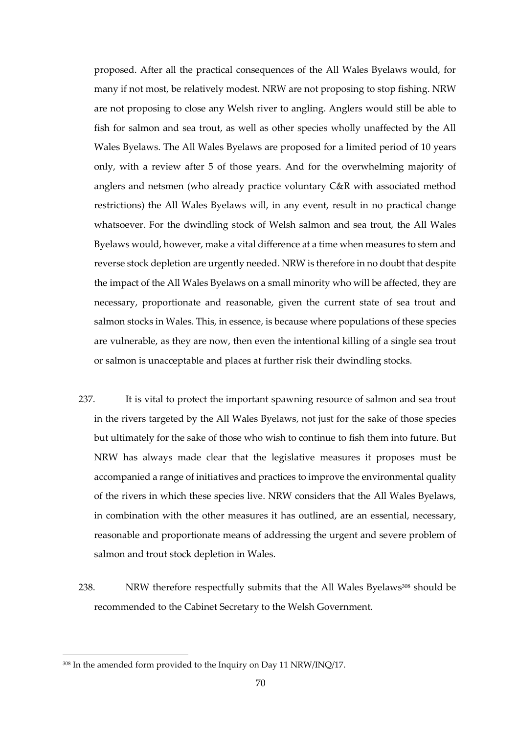proposed. After all the practical consequences of the All Wales Byelaws would, for many if not most, be relatively modest. NRW are not proposing to stop fishing. NRW are not proposing to close any Welsh river to angling. Anglers would still be able to fish for salmon and sea trout, as well as other species wholly unaffected by the All Wales Byelaws. The All Wales Byelaws are proposed for a limited period of 10 years only, with a review after 5 of those years. And for the overwhelming majority of anglers and netsmen (who already practice voluntary C&R with associated method restrictions) the All Wales Byelaws will, in any event, result in no practical change whatsoever. For the dwindling stock of Welsh salmon and sea trout, the All Wales Byelaws would, however, make a vital difference at a time when measures to stem and reverse stock depletion are urgently needed. NRW is therefore in no doubt that despite the impact of the All Wales Byelaws on a small minority who will be affected, they are necessary, proportionate and reasonable, given the current state of sea trout and salmon stocks in Wales. This, in essence, is because where populations of these species are vulnerable, as they are now, then even the intentional killing of a single sea trout or salmon is unacceptable and places at further risk their dwindling stocks.

237. It is vital to protect the important spawning resource of salmon and sea trout in the rivers targeted by the All Wales Byelaws, not just for the sake of those species but ultimately for the sake of those who wish to continue to fish them into future. But NRW has always made clear that the legislative measures it proposes must be accompanied a range of initiatives and practices to improve the environmental quality of the rivers in which these species live. NRW considers that the All Wales Byelaws, in combination with the other measures it has outlined, are an essential, necessary, reasonable and proportionate means of addressing the urgent and severe problem of salmon and trout stock depletion in Wales.

238. NRW therefore respectfully submits that the All Wales Byelaws[308] should be recommended to the Cabinet Secretary to the Welsh Government.

---

[308] In the amended form provided to the Inquiry on Day 11 NRW/INQ/17.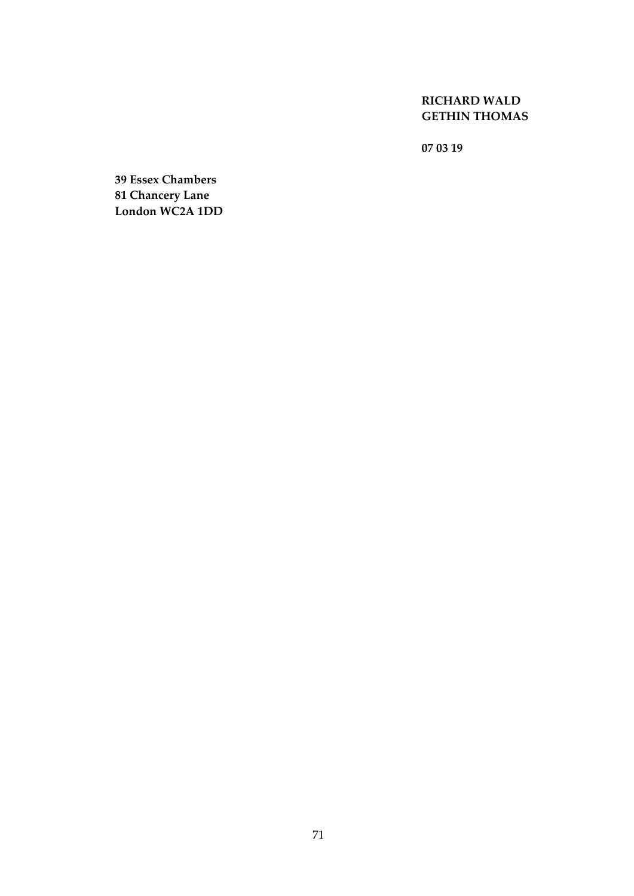**RICHARD WALD**
**GETHIN THOMAS**

**07 03 19**

**39 Essex Chambers**
**81 Chancery Lane**
**London WC2A 1DD**